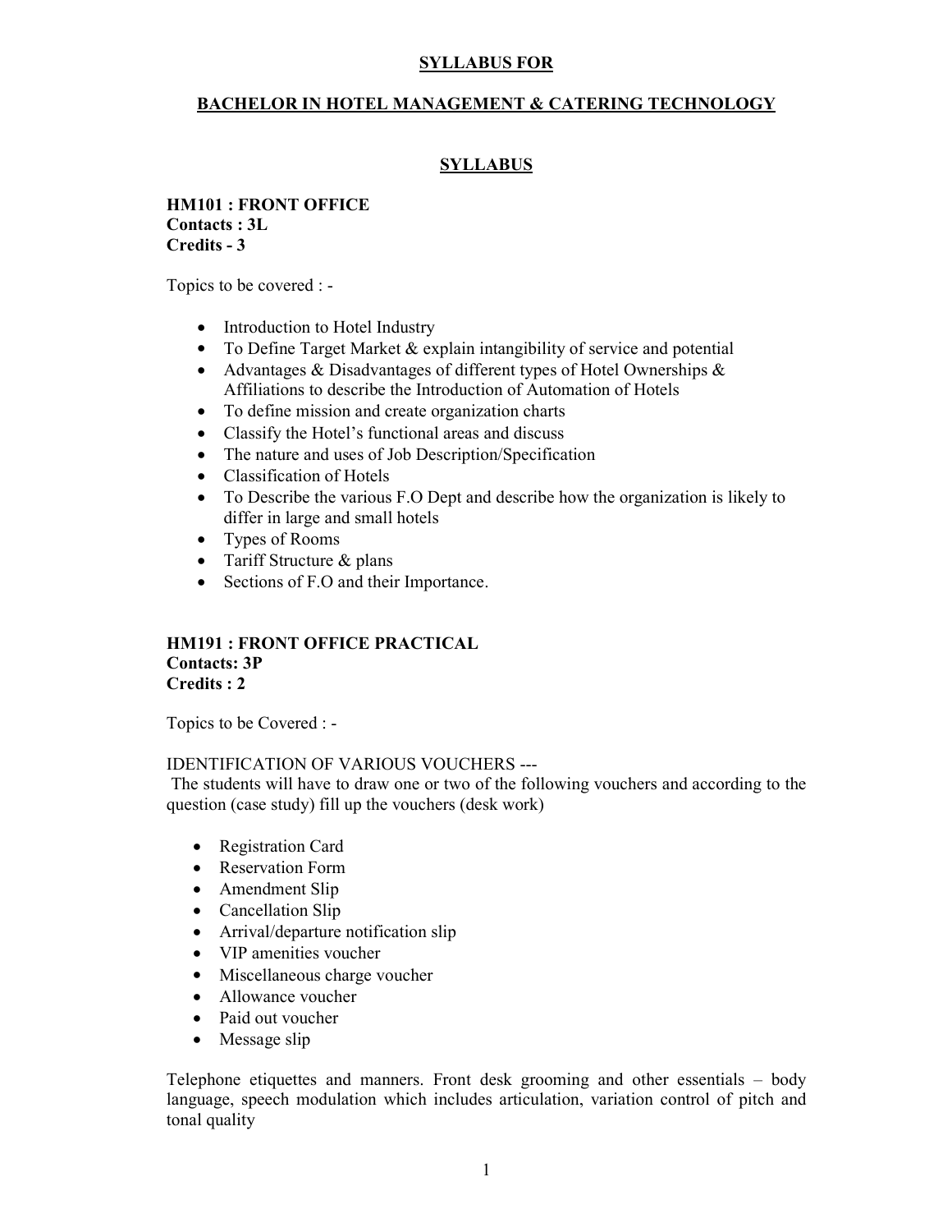# SYLLABUS FOR

## BACHELOR IN HOTEL MANAGEMENT & CATERING TECHNOLOGY

## SYLLABUS

### HM101 : FRONT OFFICE
**Contacts : 3L**
**Credits - 3**

Topics to be covered : -

- Introduction to Hotel Industry
- To Define Target Market & explain intangibility of service and potential
- Advantages & Disadvantages of different types of Hotel Ownerships & Affiliations to describe the Introduction of Automation of Hotels
- To define mission and create organization charts
- Classify the Hotel's functional areas and discuss
- The nature and uses of Job Description/Specification
- Classification of Hotels
- To Describe the various F.O Dept and describe how the organization is likely to differ in large and small hotels
- Types of Rooms
- Tariff Structure & plans
- Sections of F.O and their Importance.

### HM191 : FRONT OFFICE PRACTICAL
**Contacts: 3P**
**Credits : 2**

Topics to be Covered : -

IDENTIFICATION OF VARIOUS VOUCHERS ---
The students will have to draw one or two of the following vouchers and according to the question (case study) fill up the vouchers (desk work)

- Registration Card
- Reservation Form
- Amendment Slip
- Cancellation Slip
- Arrival/departure notification slip
- VIP amenities voucher
- Miscellaneous charge voucher
- Allowance voucher
- Paid out voucher
- Message slip

Telephone etiquettes and manners. Front desk grooming and other essentials – body language, speech modulation which includes articulation, variation control of pitch and tonal quality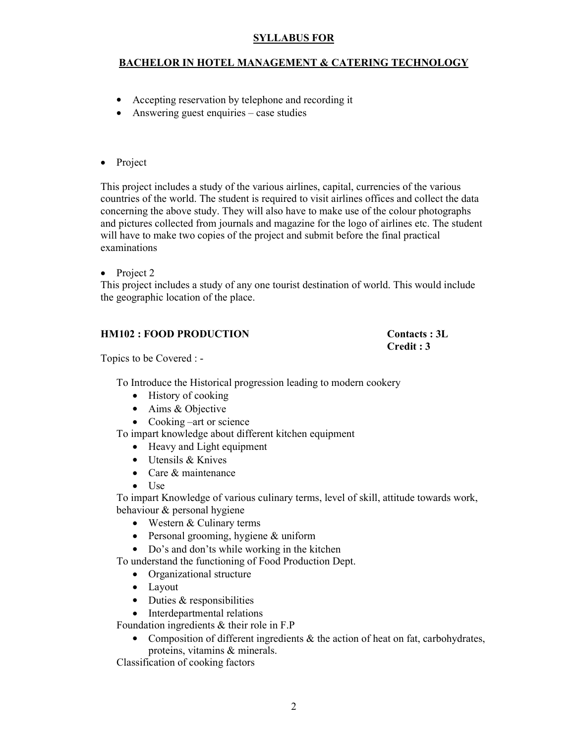**SYLLABUS FOR**

**BACHELOR IN HOTEL MANAGEMENT & CATERING TECHNOLOGY**

- Accepting reservation by telephone and recording it
- Answering guest enquiries – case studies

- Project

This project includes a study of the various airlines, capital, currencies of the various countries of the world. The student is required to visit airlines offices and collect the data concerning the above study. They will also have to make use of the colour photographs and pictures collected from journals and magazine for the logo of airlines etc. The student will have to make two copies of the project and submit before the final practical examinations

- Project 2

This project includes a study of any one tourist destination of world. This would include the geographic location of the place.

### HM102 : FOOD PRODUCTION

**Contacts : 3L**
**Credit : 3**

Topics to be Covered : -

To Introduce the Historical progression leading to modern cookery

- History of cooking
- Aims & Objective
- Cooking –art or science

To impart knowledge about different kitchen equipment

- Heavy and Light equipment
- Utensils & Knives
- Care & maintenance
- Use

To impart Knowledge of various culinary terms, level of skill, attitude towards work, behaviour & personal hygiene

- Western & Culinary terms
- Personal grooming, hygiene & uniform
- Do's and don'ts while working in the kitchen

To understand the functioning of Food Production Dept.

- Organizational structure
- Layout
- Duties & responsibilities
- Interdepartmental relations

Foundation ingredients & their role in F.P

- Composition of different ingredients & the action of heat on fat, carbohydrates, proteins, vitamins & minerals.

Classification of cooking factors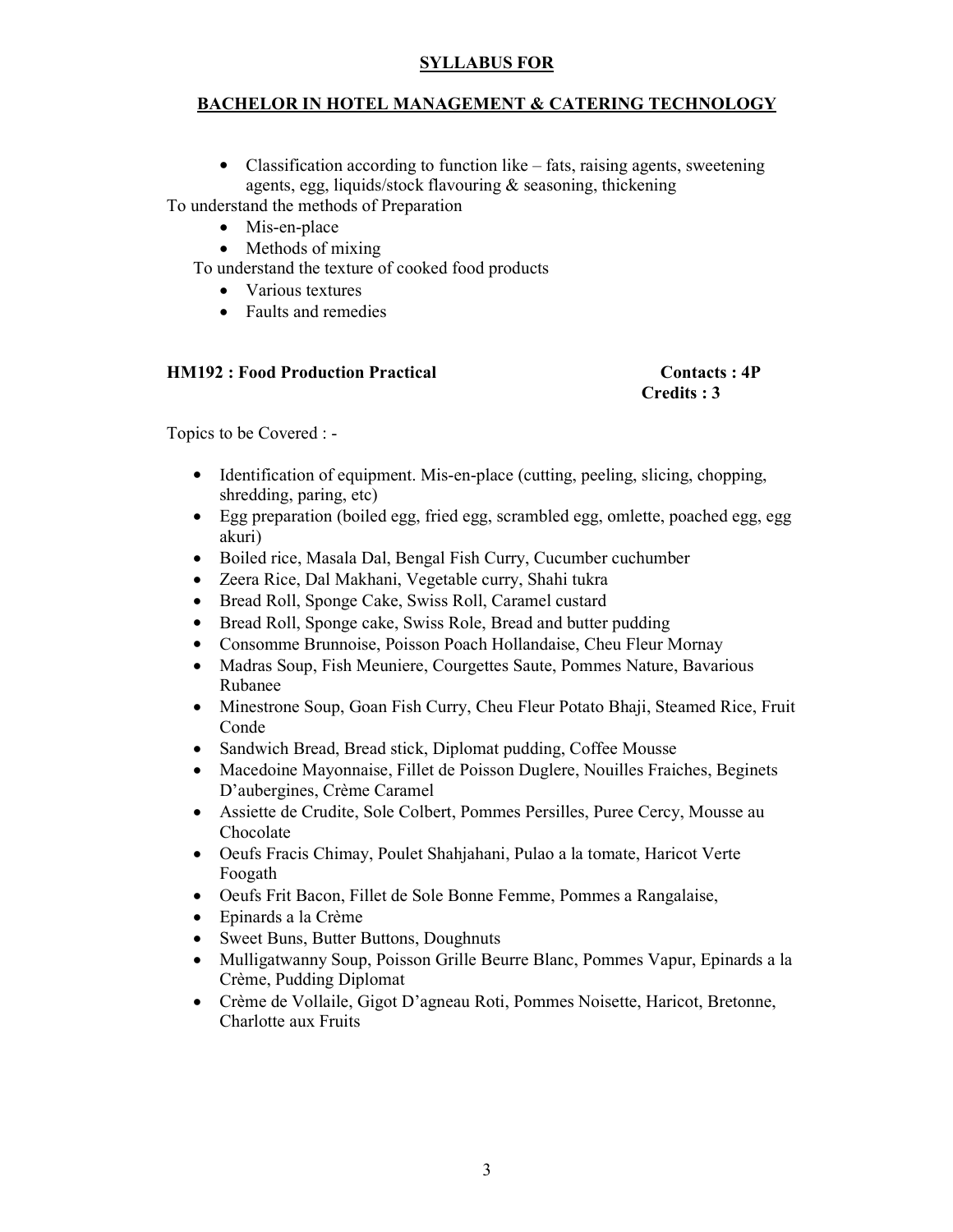## SYLLABUS FOR

## BACHELOR IN HOTEL MANAGEMENT & CATERING TECHNOLOGY

- Classification according to function like – fats, raising agents, sweetening agents, egg, liquids/stock flavouring & seasoning, thickening

To understand the methods of Preparation

- Mis-en-place
- Methods of mixing

To understand the texture of cooked food products

- Various textures
- Faults and remedies

**HM192 : Food Production Practical** **Contacts : 4P**
**Credits : 3**

Topics to be Covered : -

- Identification of equipment. Mis-en-place (cutting, peeling, slicing, chopping, shredding, paring, etc)
- Egg preparation (boiled egg, fried egg, scrambled egg, omlette, poached egg, egg akuri)
- Boiled rice, Masala Dal, Bengal Fish Curry, Cucumber cuchumber
- Zeera Rice, Dal Makhani, Vegetable curry, Shahi tukra
- Bread Roll, Sponge Cake, Swiss Roll, Caramel custard
- Bread Roll, Sponge cake, Swiss Role, Bread and butter pudding
- Consomme Brunnoise, Poisson Poach Hollandaise, Cheu Fleur Mornay
- Madras Soup, Fish Meuniere, Courgettes Saute, Pommes Nature, Bavarious Rubanee
- Minestrone Soup, Goan Fish Curry, Cheu Fleur Potato Bhaji, Steamed Rice, Fruit Conde
- Sandwich Bread, Bread stick, Diplomat pudding, Coffee Mousse
- Macedoine Mayonnaise, Fillet de Poisson Duglere, Nouilles Fraiches, Beginets D'aubergines, Crème Caramel
- Assiette de Crudite, Sole Colbert, Pommes Persilles, Puree Cercy, Mousse au Chocolate
- Oeufs Fracis Chimay, Poulet Shahjahani, Pulao a la tomate, Haricot Verte Foogath
- Oeufs Frit Bacon, Fillet de Sole Bonne Femme, Pommes a Rangalaise,
- Epinards a la Crème
- Sweet Buns, Butter Buttons, Doughnuts
- Mulligatwanny Soup, Poisson Grille Beurre Blanc, Pommes Vapur, Epinards a la Crème, Pudding Diplomat
- Crème de Vollaile, Gigot D'agneau Roti, Pommes Noisette, Haricot, Bretonne, Charlotte aux Fruits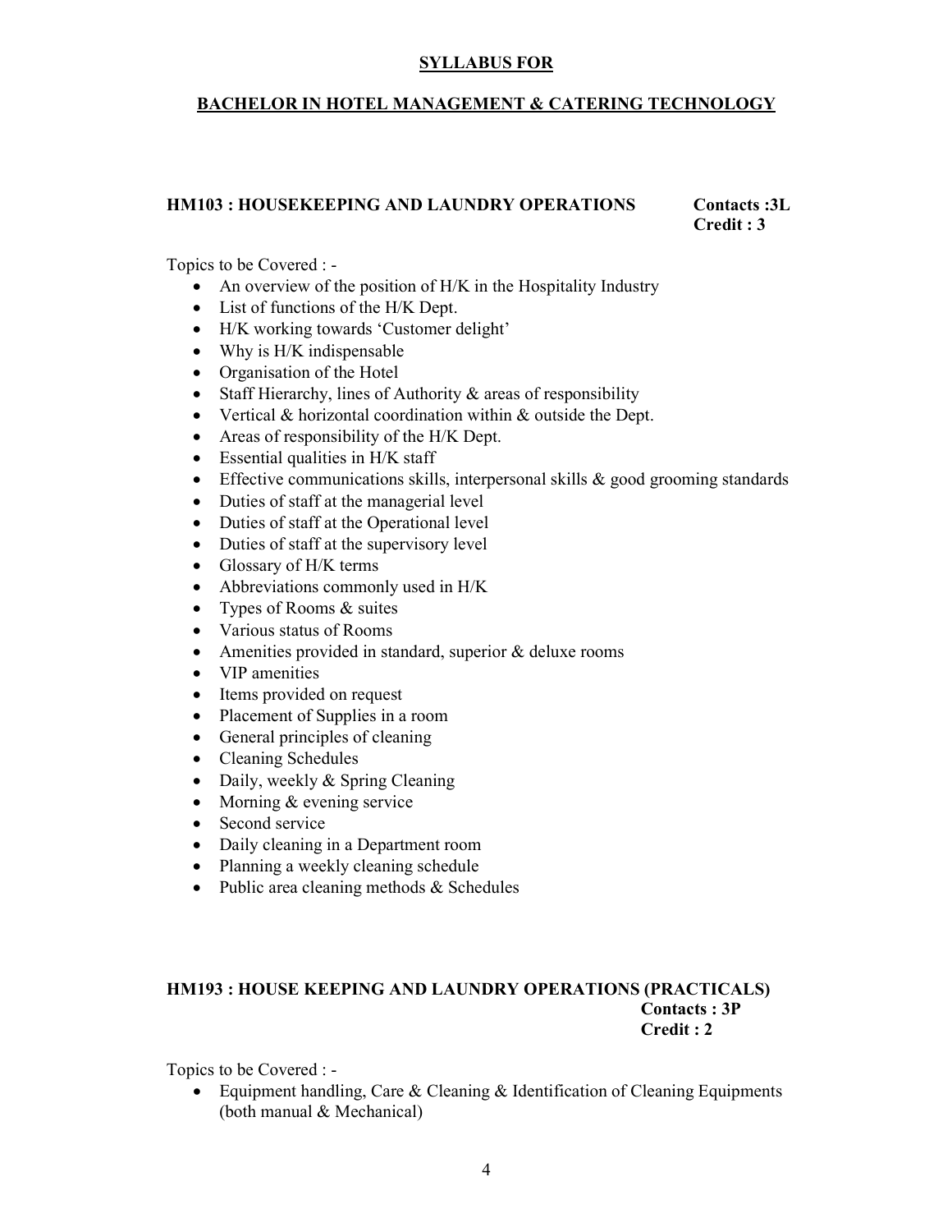# SYLLABUS FOR

## BACHELOR IN HOTEL MANAGEMENT & CATERING TECHNOLOGY

### HM103 : HOUSEKEEPING AND LAUNDRY OPERATIONS

**Contacts :3L**
**Credit : 3**

Topics to be Covered : -

- An overview of the position of H/K in the Hospitality Industry
- List of functions of the H/K Dept.
- H/K working towards 'Customer delight'
- Why is H/K indispensable
- Organisation of the Hotel
- Staff Hierarchy, lines of Authority & areas of responsibility
- Vertical & horizontal coordination within & outside the Dept.
- Areas of responsibility of the H/K Dept.
- Essential qualities in H/K staff
- Effective communications skills, interpersonal skills & good grooming standards
- Duties of staff at the managerial level
- Duties of staff at the Operational level
- Duties of staff at the supervisory level
- Glossary of H/K terms
- Abbreviations commonly used in H/K
- Types of Rooms & suites
- Various status of Rooms
- Amenities provided in standard, superior & deluxe rooms
- VIP amenities
- Items provided on request
- Placement of Supplies in a room
- General principles of cleaning
- Cleaning Schedules
- Daily, weekly & Spring Cleaning
- Morning & evening service
- Second service
- Daily cleaning in a Department room
- Planning a weekly cleaning schedule
- Public area cleaning methods & Schedules

### HM193 : HOUSE KEEPING AND LAUNDRY OPERATIONS (PRACTICALS)

**Contacts : 3P**
**Credit : 2**

Topics to be Covered : -

- Equipment handling, Care & Cleaning & Identification of Cleaning Equipments (both manual & Mechanical)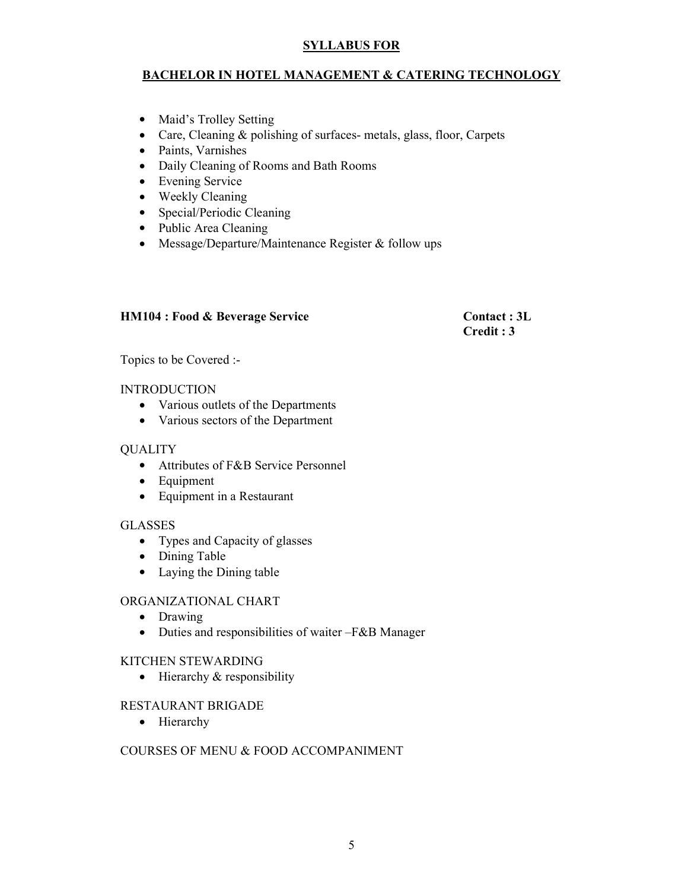**SYLLABUS FOR**

**BACHELOR IN HOTEL MANAGEMENT & CATERING TECHNOLOGY**

- Maid's Trolley Setting
- Care, Cleaning & polishing of surfaces- metals, glass, floor, Carpets
- Paints, Varnishes
- Daily Cleaning of Rooms and Bath Rooms
- Evening Service
- Weekly Cleaning
- Special/Periodic Cleaning
- Public Area Cleaning
- Message/Departure/Maintenance Register & follow ups

**HM104 : Food & Beverage Service** **Contact : 3L**
**Credit : 3**

Topics to be Covered :-

INTRODUCTION

- Various outlets of the Departments
- Various sectors of the Department

QUALITY

- Attributes of F&B Service Personnel
- Equipment
- Equipment in a Restaurant

GLASSES

- Types and Capacity of glasses
- Dining Table
- Laying the Dining table

ORGANIZATIONAL CHART

- Drawing
- Duties and responsibilities of waiter –F&B Manager

KITCHEN STEWARDING

- Hierarchy & responsibility

RESTAURANT BRIGADE

- Hierarchy

COURSES OF MENU & FOOD ACCOMPANIMENT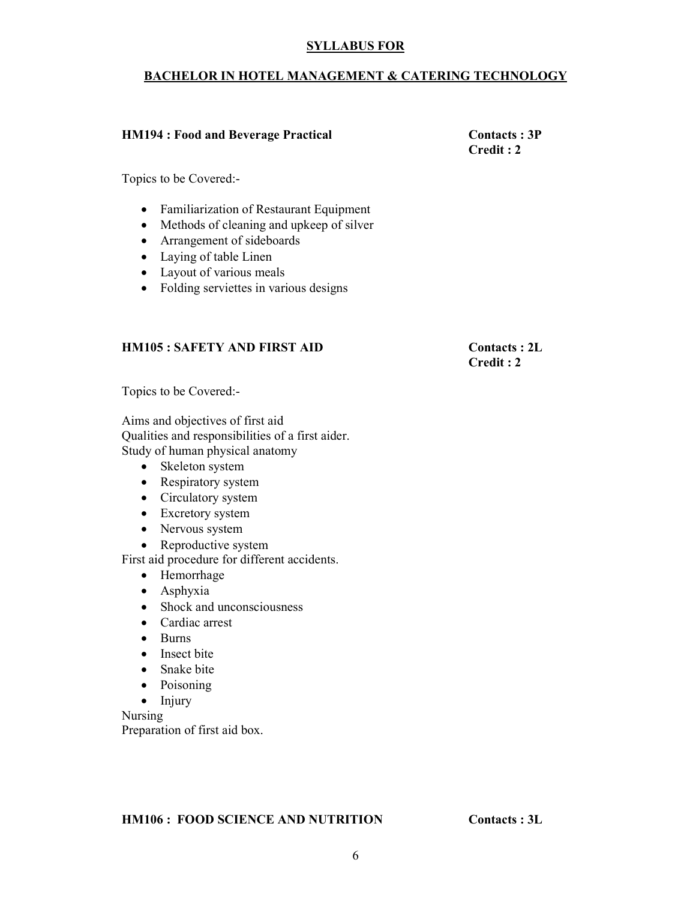**<u>SYLLABUS FOR</u>**

**<u>BACHELOR IN HOTEL MANAGEMENT & CATERING TECHNOLOGY</u>**

**HM194 : Food and Beverage Practical** **Contacts : 3P**
**Credit : 2**

Topics to be Covered:-

- Familiarization of Restaurant Equipment
- Methods of cleaning and upkeep of silver
- Arrangement of sideboards
- Laying of table Linen
- Layout of various meals
- Folding serviettes in various designs

**HM105 : SAFETY AND FIRST AID** **Contacts : 2L**
**Credit : 2**

Topics to be Covered:-

Aims and objectives of first aid
Qualities and responsibilities of a first aider.
Study of human physical anatomy

- Skeleton system
- Respiratory system
- Circulatory system
- Excretory system
- Nervous system
- Reproductive system

First aid procedure for different accidents.

- Hemorrhage
- Asphyxia
- Shock and unconsciousness
- Cardiac arrest
- Burns
- Insect bite
- Snake bite
- Poisoning
- Injury

Nursing
Preparation of first aid box.

**HM106 : FOOD SCIENCE AND NUTRITION** **Contacts : 3L**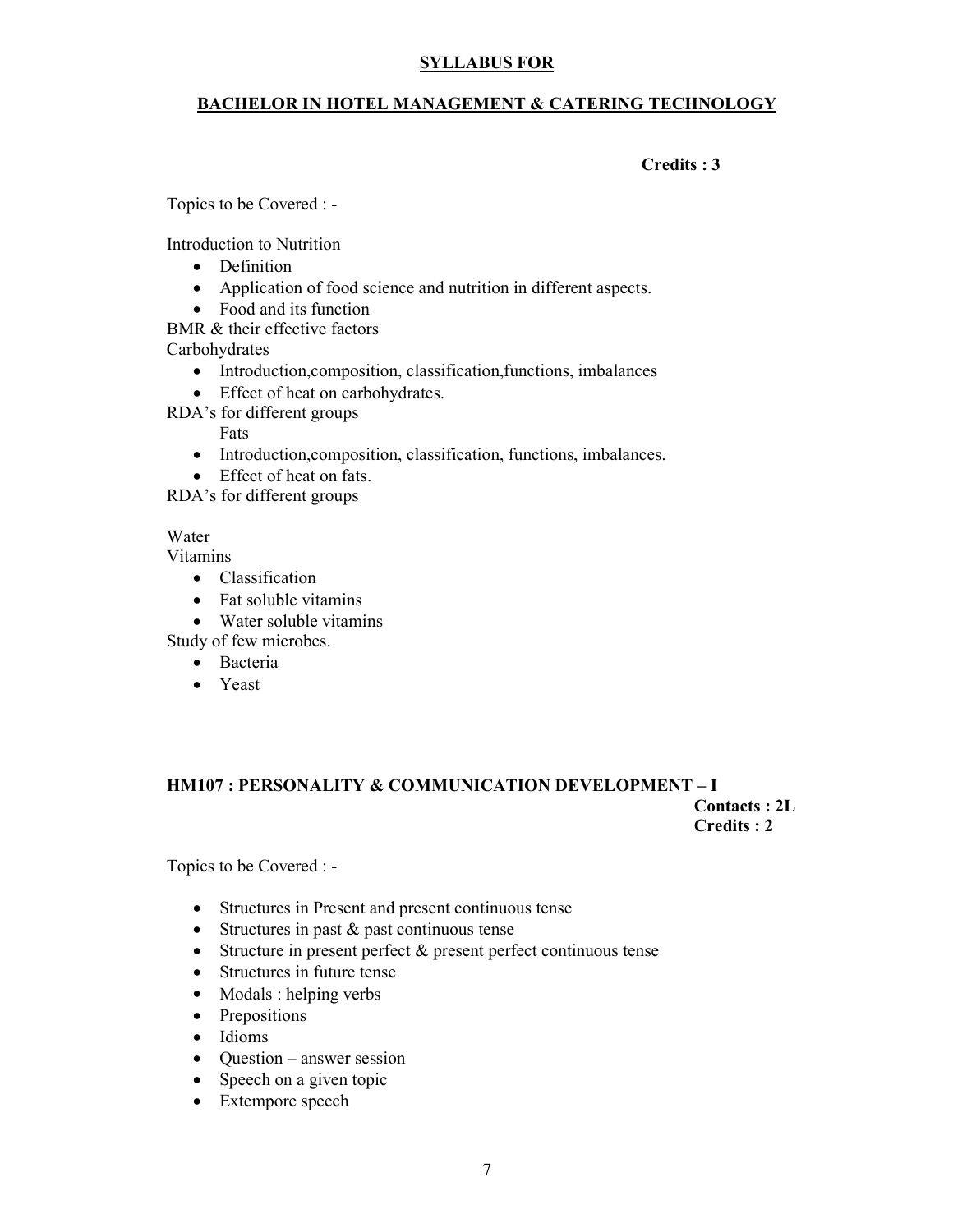**SYLLABUS FOR**

**BACHELOR IN HOTEL MANAGEMENT & CATERING TECHNOLOGY**

**Credits : 3**

Topics to be Covered : -

Introduction to Nutrition

- Definition
- Application of food science and nutrition in different aspects.
- Food and its function

BMR & their effective factors

Carbohydrates

- Introduction,composition, classification,functions, imbalances
- Effect of heat on carbohydrates.

RDA's for different groups

Fats

- Introduction,composition, classification, functions, imbalances.
- Effect of heat on fats.

RDA's for different groups

Water

Vitamins

- Classification
- Fat soluble vitamins
- Water soluble vitamins

Study of few microbes.

- Bacteria
- Yeast

## HM107 : PERSONALITY & COMMUNICATION DEVELOPMENT – I

**Contacts : 2L**
**Credits : 2**

Topics to be Covered : -

- Structures in Present and present continuous tense
- Structures in past & past continuous tense
- Structure in present perfect & present perfect continuous tense
- Structures in future tense
- Modals : helping verbs
- Prepositions
- Idioms
- Question – answer session
- Speech on a given topic
- Extempore speech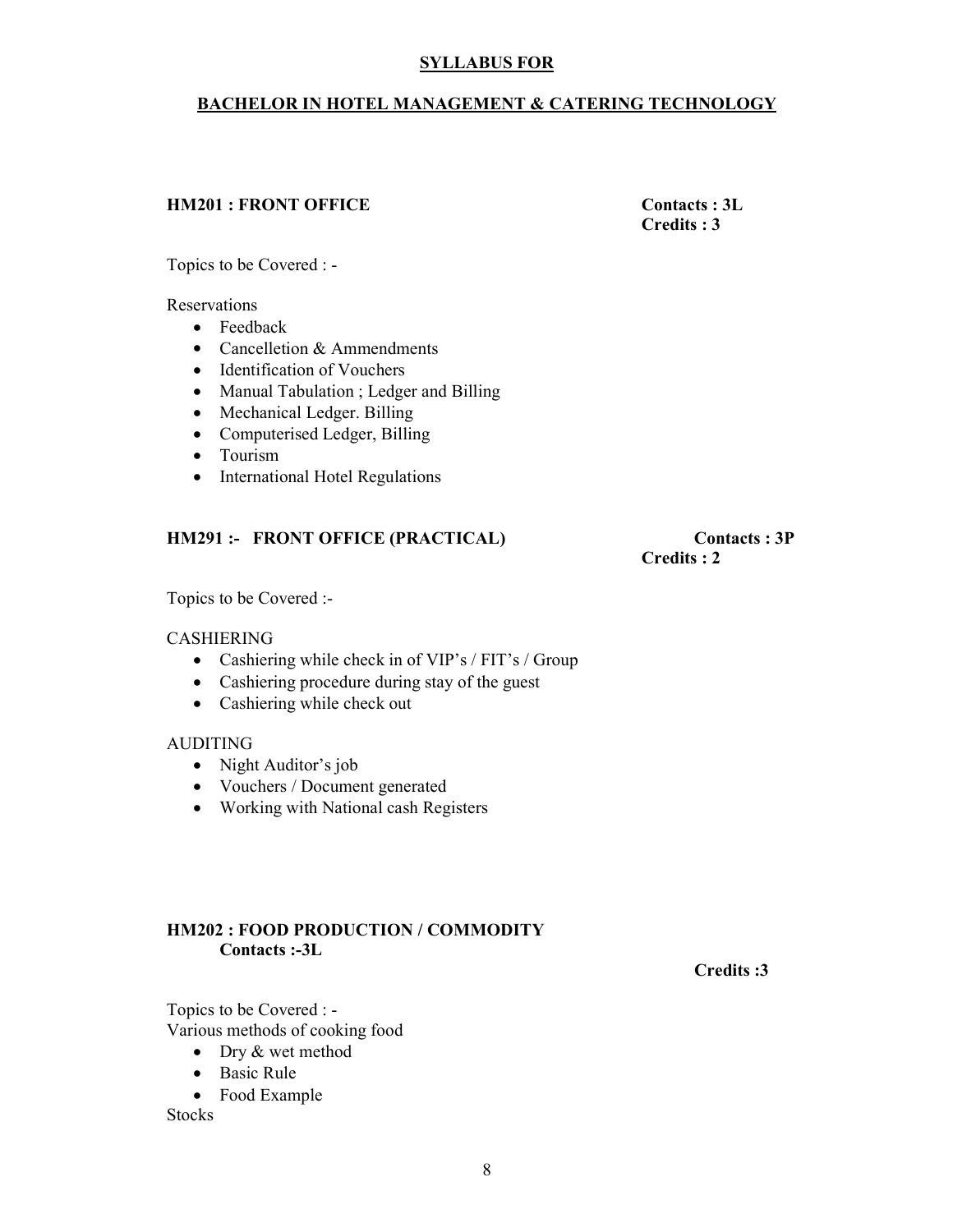# SYLLABUS FOR

## BACHELOR IN HOTEL MANAGEMENT & CATERING TECHNOLOGY

### HM201 : FRONT OFFICE

**Contacts : 3L**
**Credits : 3**

Topics to be Covered : -

Reservations

- Feedback
- Cancelletion & Ammendments
- Identification of Vouchers
- Manual Tabulation ; Ledger and Billing
- Mechanical Ledger. Billing
- Computerised Ledger, Billing
- Tourism
- International Hotel Regulations

### HM291 :- FRONT OFFICE (PRACTICAL)

**Contacts : 3P**
**Credits : 2**

Topics to be Covered :-

CASHIERING

- Cashiering while check in of VIP's / FIT's / Group
- Cashiering procedure during stay of the guest
- Cashiering while check out

AUDITING

- Night Auditor's job
- Vouchers / Document generated
- Working with National cash Registers

### HM202 : FOOD PRODUCTION / COMMODITY

**Contacts :-3L**

**Credits :3**

Topics to be Covered : -
Various methods of cooking food

- Dry & wet method
- Basic Rule
- Food Example

Stocks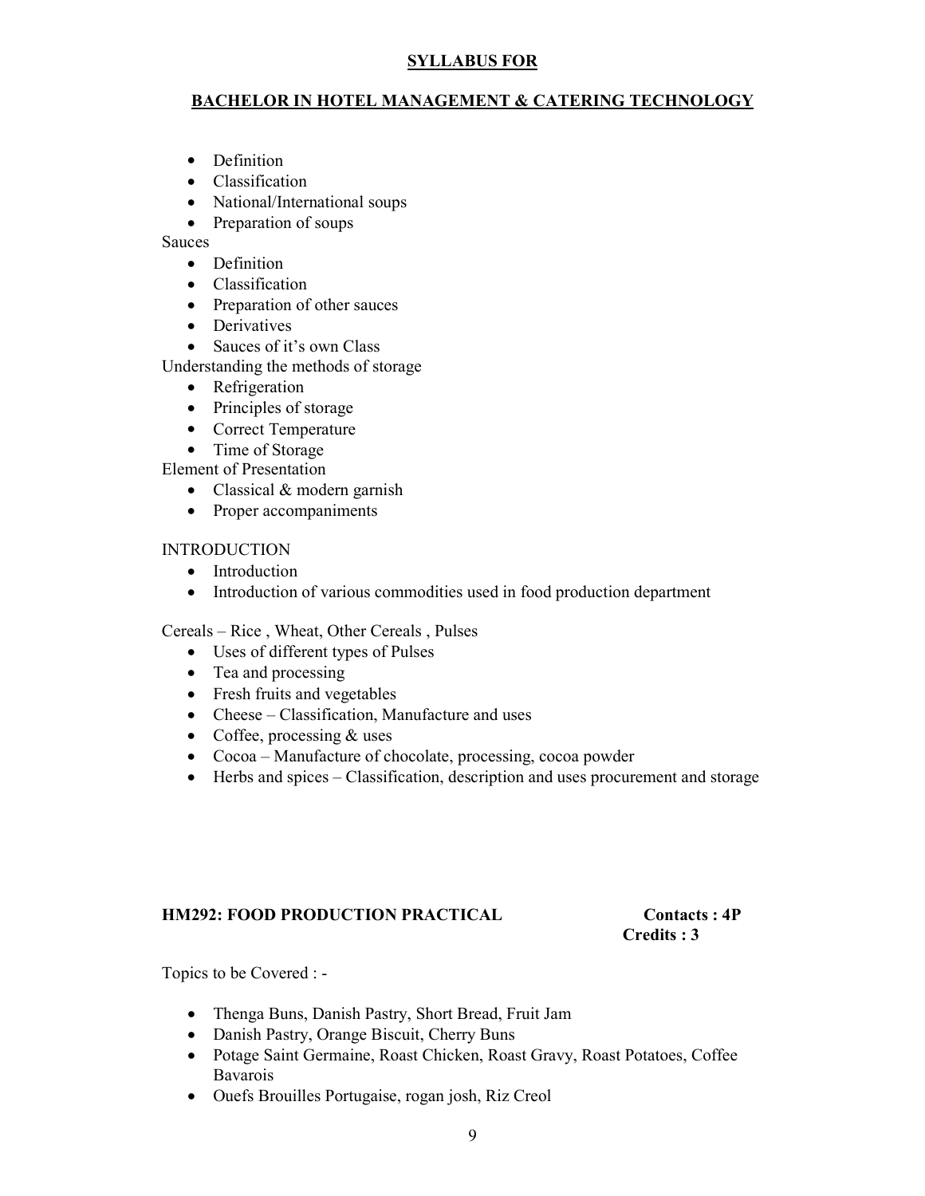- Definition
- Classification
- National/International soups
- Preparation of soups

Sauces

- Definition
- Classification
- Preparation of other sauces
- Derivatives
- Sauces of it's own Class

Understanding the methods of storage

- Refrigeration
- Principles of storage
- Correct Temperature
- Time of Storage

Element of Presentation

- Classical & modern garnish
- Proper accompaniments

INTRODUCTION

- Introduction
- Introduction of various commodities used in food production department

Cereals – Rice , Wheat, Other Cereals , Pulses

- Uses of different types of Pulses
- Tea and processing
- Fresh fruits and vegetables
- Cheese – Classification, Manufacture and uses
- Coffee, processing & uses
- Cocoa – Manufacture of chocolate, processing, cocoa powder
- Herbs and spices – Classification, description and uses procurement and storage

**HM292: FOOD PRODUCTION PRACTICAL** **Contacts : 4P**
**Credits : 3**

Topics to be Covered : -

- Thenga Buns, Danish Pastry, Short Bread, Fruit Jam
- Danish Pastry, Orange Biscuit, Cherry Buns
- Potage Saint Germaine, Roast Chicken, Roast Gravy, Roast Potatoes, Coffee Bavarois
- Ouefs Brouilles Portugaise, rogan josh, Riz Creol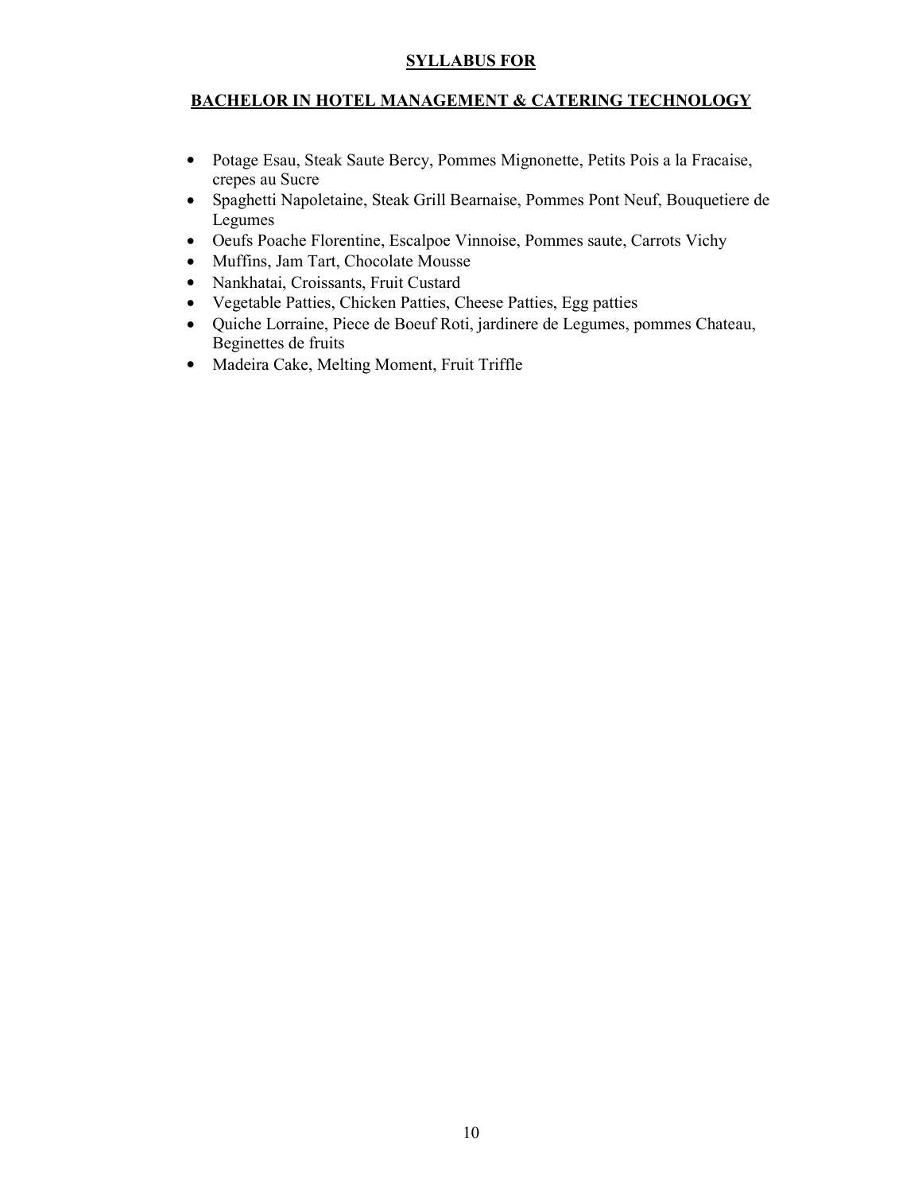**SYLLABUS FOR**

**BACHELOR IN HOTEL MANAGEMENT & CATERING TECHNOLOGY**

- Potage Esau, Steak Saute Bercy, Pommes Mignonette, Petits Pois a la Fracaise, crepes au Sucre
- Spaghetti Napoletaine, Steak Grill Bearnaise, Pommes Pont Neuf, Bouquetiere de Legumes
- Oeufs Poache Florentine, Escalpoe Vinnoise, Pommes saute, Carrots Vichy
- Muffins, Jam Tart, Chocolate Mousse
- Nankhatai, Croissants, Fruit Custard
- Vegetable Patties, Chicken Patties, Cheese Patties, Egg patties
- Quiche Lorraine, Piece de Boeuf Roti, jardinere de Legumes, pommes Chateau, Beginettes de fruits
- Madeira Cake, Melting Moment, Fruit Triffle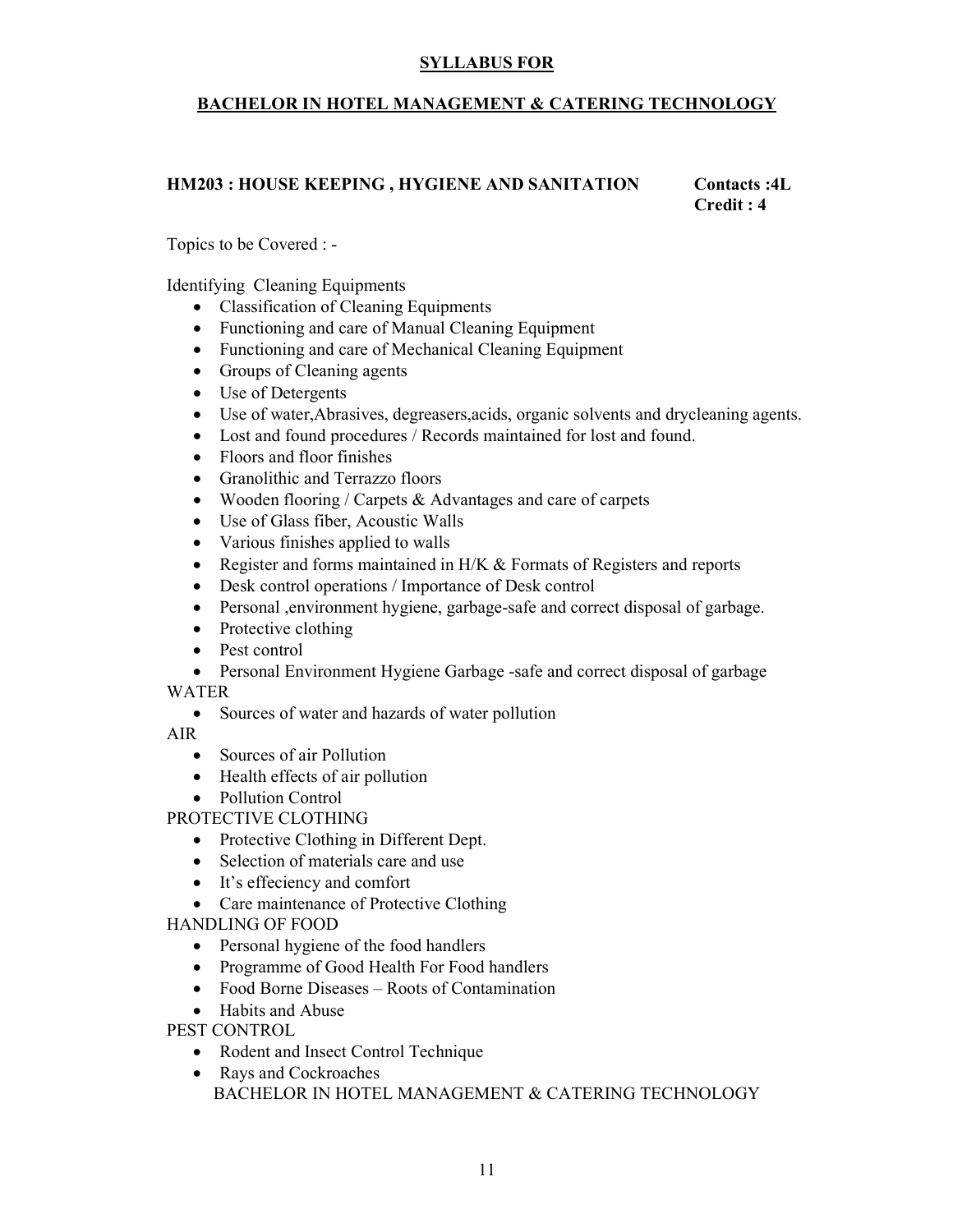## SYLLABUS FOR

## BACHELOR IN HOTEL MANAGEMENT & CATERING TECHNOLOGY

### HM203 : HOUSE KEEPING , HYGIENE AND SANITATION

**Contacts :4L**
**Credit : 4**

Topics to be Covered : -

Identifying Cleaning Equipments

- Classification of Cleaning Equipments
- Functioning and care of Manual Cleaning Equipment
- Functioning and care of Mechanical Cleaning Equipment
- Groups of Cleaning agents
- Use of Detergents
- Use of water,Abrasives, degreasers,acids, organic solvents and drycleaning agents.
- Lost and found procedures / Records maintained for lost and found.
- Floors and floor finishes
- Granolithic and Terrazzo floors
- Wooden flooring / Carpets & Advantages and care of carpets
- Use of Glass fiber, Acoustic Walls
- Various finishes applied to walls
- Register and forms maintained in H/K & Formats of Registers and reports
- Desk control operations / Importance of Desk control
- Personal ,environment hygiene, garbage-safe and correct disposal of garbage.
- Protective clothing
- Pest control
- Personal Environment Hygiene Garbage -safe and correct disposal of garbage

WATER

- Sources of water and hazards of water pollution

AIR

- Sources of air Pollution
- Health effects of air pollution
- Pollution Control

PROTECTIVE CLOTHING

- Protective Clothing in Different Dept.
- Selection of materials care and use
- It's effeciency and comfort
- Care maintenance of Protective Clothing

HANDLING OF FOOD

- Personal hygiene of the food handlers
- Programme of Good Health For Food handlers
- Food Borne Diseases – Roots of Contamination
- Habits and Abuse

PEST CONTROL

- Rodent and Insect Control Technique
- Rays and Cockroaches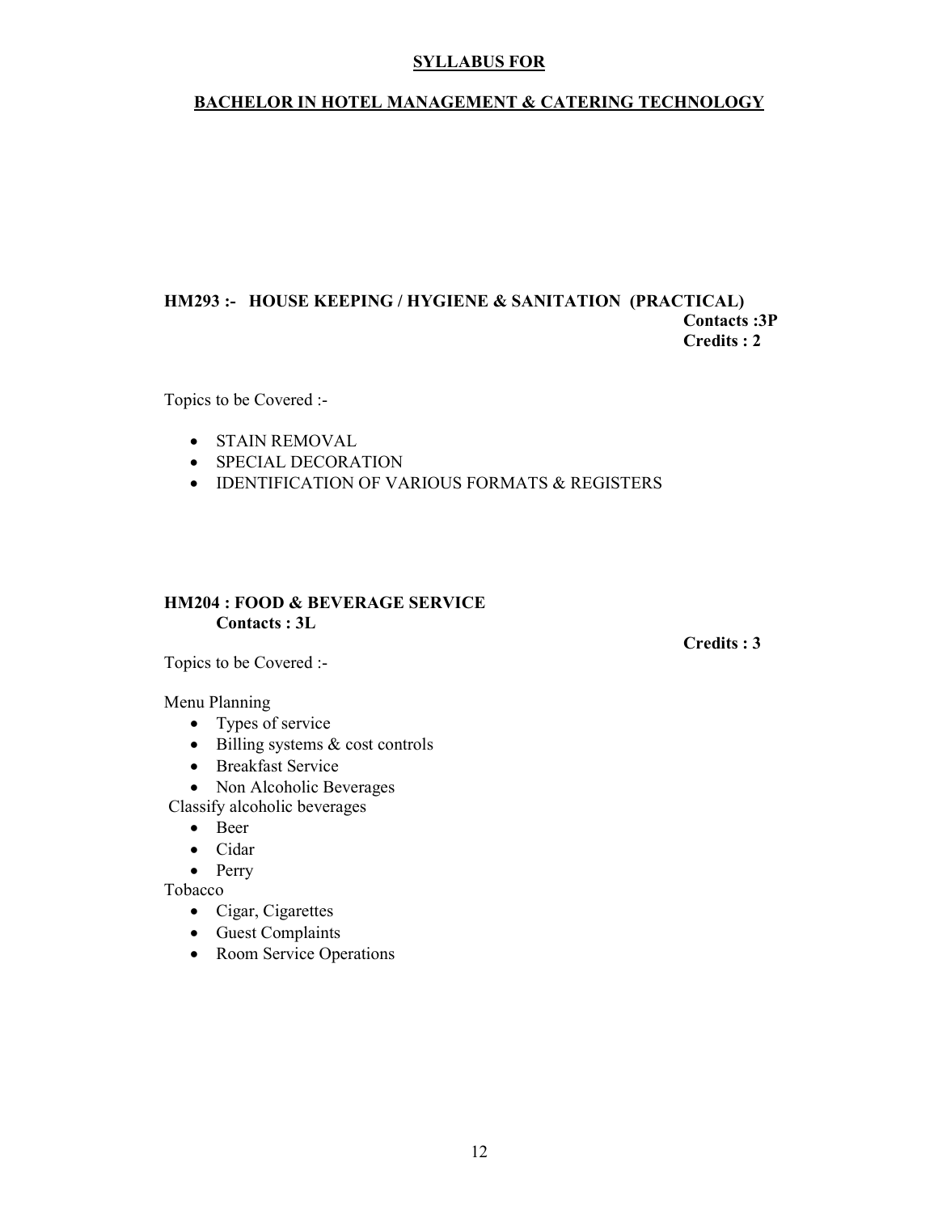**SYLLABUS FOR**

**BACHELOR IN HOTEL MANAGEMENT & CATERING TECHNOLOGY**

### HM293 :- HOUSE KEEPING / HYGIENE & SANITATION (PRACTICAL)

**Contacts :3P**
**Credits : 2**

Topics to be Covered :-

- STAIN REMOVAL
- SPECIAL DECORATION
- IDENTIFICATION OF VARIOUS FORMATS & REGISTERS

### HM204 : FOOD & BEVERAGE SERVICE

**Contacts : 3L**

**Credits : 3**

Topics to be Covered :-

Menu Planning

- Types of service
- Billing systems & cost controls
- Breakfast Service
- Non Alcoholic Beverages

Classify alcoholic beverages

- Beer
- Cidar
- Perry

Tobacco

- Cigar, Cigarettes
- Guest Complaints
- Room Service Operations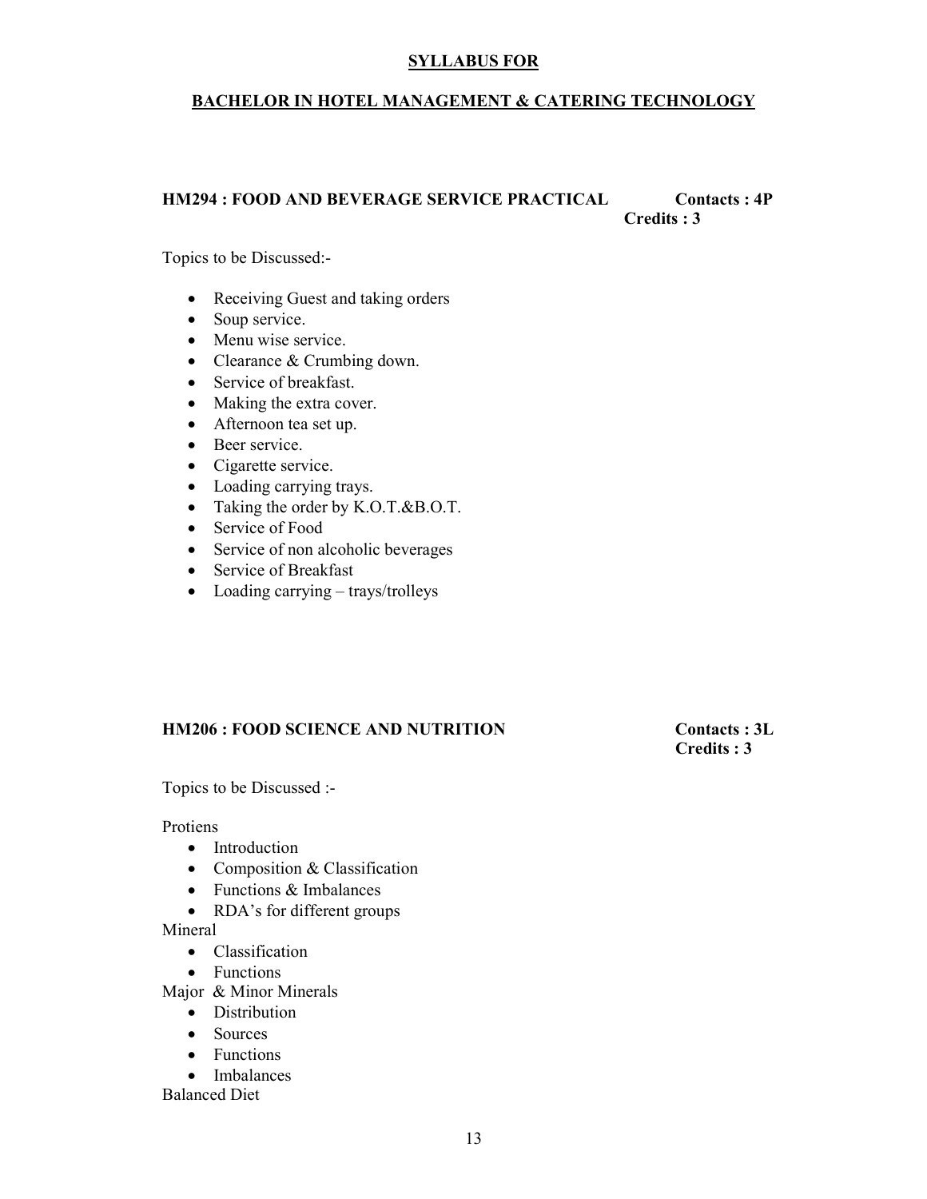## SYLLABUS FOR

## BACHELOR IN HOTEL MANAGEMENT & CATERING TECHNOLOGY

### HM294 : FOOD AND BEVERAGE SERVICE PRACTICAL

**Contacts : 4P**
**Credits : 3**

Topics to be Discussed:-

- Receiving Guest and taking orders
- Soup service.
- Menu wise service.
- Clearance & Crumbing down.
- Service of breakfast.
- Making the extra cover.
- Afternoon tea set up.
- Beer service.
- Cigarette service.
- Loading carrying trays.
- Taking the order by K.O.T.&B.O.T.
- Service of Food
- Service of non alcoholic beverages
- Service of Breakfast
- Loading carrying – trays/trolleys

### HM206 : FOOD SCIENCE AND NUTRITION

**Contacts : 3L**
**Credits : 3**

Topics to be Discussed :-

Protiens

- Introduction
- Composition & Classification
- Functions & Imbalances
- RDA's for different groups

Mineral

- Classification
- Functions

Major & Minor Minerals

- Distribution
- Sources
- Functions
- Imbalances

Balanced Diet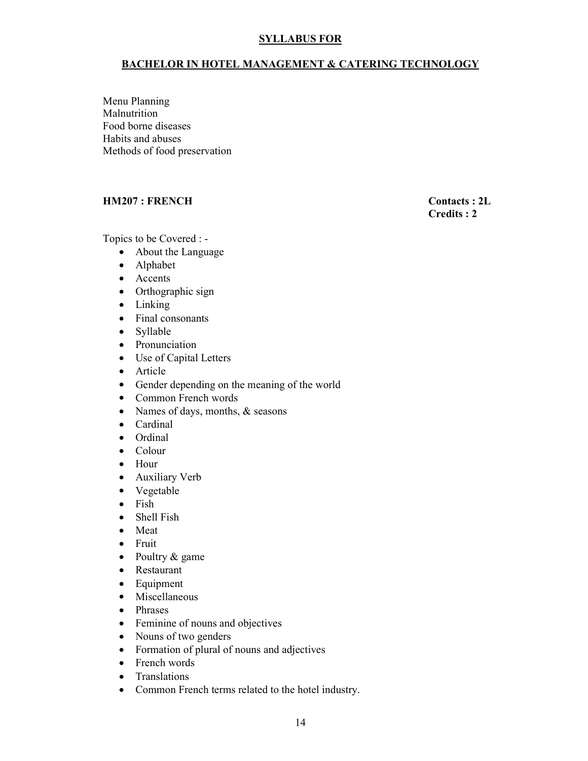Menu Planning
Malnutrition
Food borne diseases
Habits and abuses
Methods of food preservation

**HM207 : FRENCH** **Contacts : 2L**
**Credits : 2**

Topics to be Covered : -

- About the Language
- Alphabet
- Accents
- Orthographic sign
- Linking
- Final consonants
- Syllable
- Pronunciation
- Use of Capital Letters
- Article
- Gender depending on the meaning of the world
- Common French words
- Names of days, months, & seasons
- Cardinal
- Ordinal
- Colour
- Hour
- Auxiliary Verb
- Vegetable
- Fish
- Shell Fish
- Meat
- Fruit
- Poultry & game
- Restaurant
- Equipment
- Miscellaneous
- Phrases
- Feminine of nouns and objectives
- Nouns of two genders
- Formation of plural of nouns and adjectives
- French words
- Translations
- Common French terms related to the hotel industry.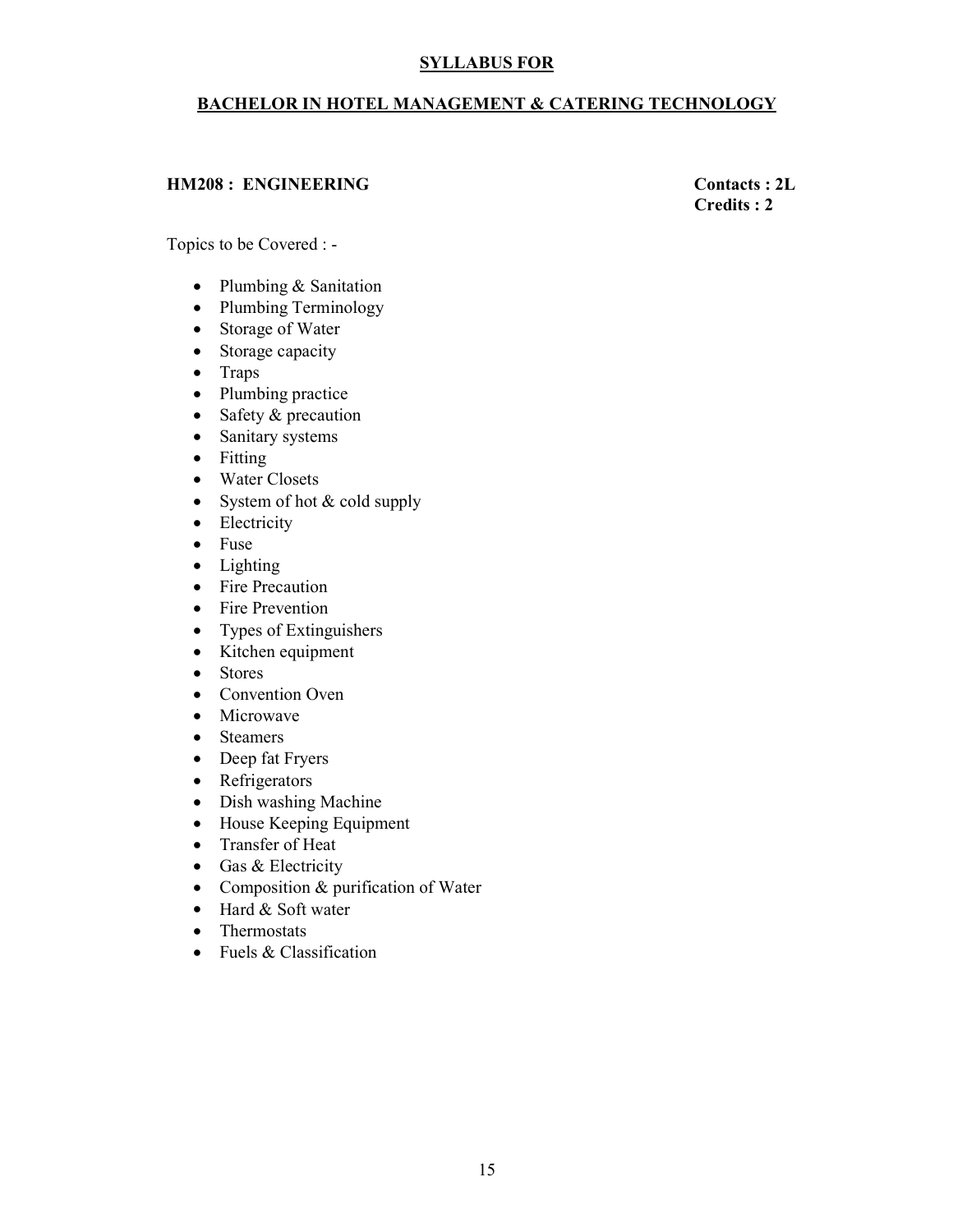**SYLLABUS FOR**

**BACHELOR IN HOTEL MANAGEMENT & CATERING TECHNOLOGY**

**HM208 : ENGINEERING** **Contacts : 2L**
**Credits : 2**

Topics to be Covered : -

- Plumbing & Sanitation
- Plumbing Terminology
- Storage of Water
- Storage capacity
- Traps
- Plumbing practice
- Safety & precaution
- Sanitary systems
- Fitting
- Water Closets
- System of hot & cold supply
- Electricity
- Fuse
- Lighting
- Fire Precaution
- Fire Prevention
- Types of Extinguishers
- Kitchen equipment
- Stores
- Convention Oven
- Microwave
- Steamers
- Deep fat Fryers
- Refrigerators
- Dish washing Machine
- House Keeping Equipment
- Transfer of Heat
- Gas & Electricity
- Composition & purification of Water
- Hard & Soft water
- Thermostats
- Fuels & Classification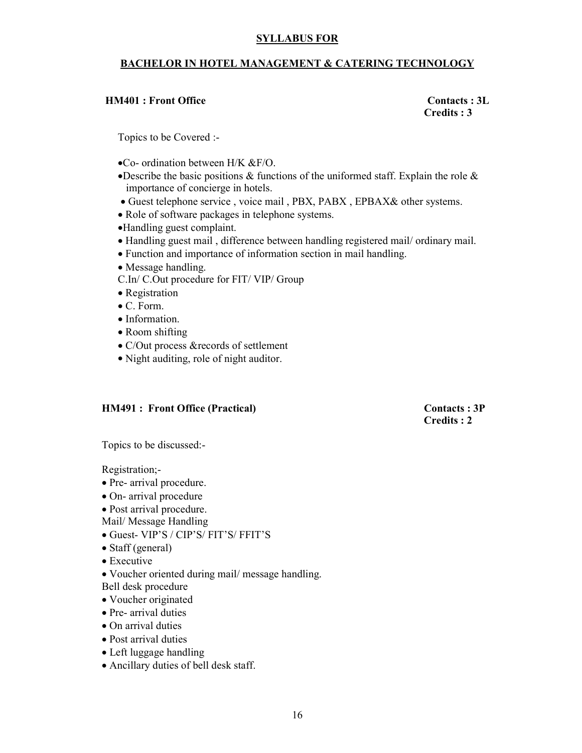**SYLLABUS FOR**

**BACHELOR IN HOTEL MANAGEMENT & CATERING TECHNOLOGY**

**HM401 : Front Office** **Contacts : 3L**
**Credits : 3**

Topics to be Covered :-

- Co- ordination between H/K &F/O.
- Describe the basic positions & functions of the uniformed staff. Explain the role & importance of concierge in hotels.
- Guest telephone service , voice mail , PBX, PABX , EPBAX& other systems.
- Role of software packages in telephone systems.
- Handling guest complaint.
- Handling guest mail , difference between handling registered mail/ ordinary mail.
- Function and importance of information section in mail handling.
- Message handling.

C.In/ C.Out procedure for FIT/ VIP/ Group

- Registration
- C. Form.
- Information.
- Room shifting
- C/Out process &records of settlement
- Night auditing, role of night auditor.

**HM491 : Front Office (Practical)** **Contacts : 3P**
**Credits : 2**

Topics to be discussed:-

Registration;-

- Pre- arrival procedure.
- On- arrival procedure
- Post arrival procedure.

Mail/ Message Handling

- Guest- VIP'S / CIP'S/ FIT'S/ FFIT'S
- Staff (general)
- Executive
- Voucher oriented during mail/ message handling.

Bell desk procedure

- Voucher originated
- Pre- arrival duties
- On arrival duties
- Post arrival duties
- Left luggage handling
- Ancillary duties of bell desk staff.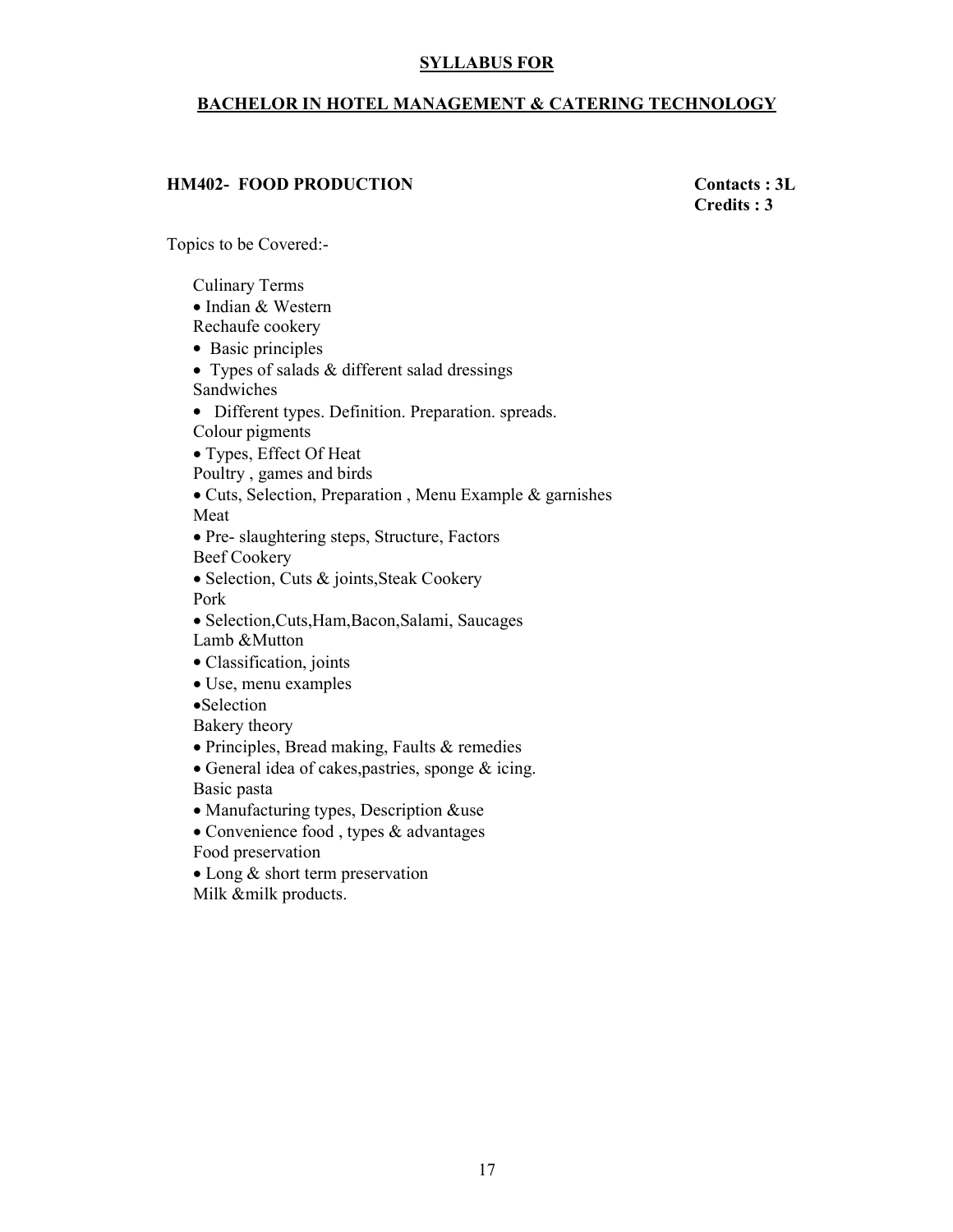## SYLLABUS FOR

## BACHELOR IN HOTEL MANAGEMENT & CATERING TECHNOLOGY

**HM402- FOOD PRODUCTION** **Contacts : 3L**
**Credits : 3**

Topics to be Covered:-

Culinary Terms
- Indian & Western

Rechaufe cookery
- Basic principles
- Types of salads & different salad dressings

Sandwiches
- Different types. Definition. Preparation. spreads.

Colour pigments
- Types, Effect Of Heat

Poultry , games and birds
- Cuts, Selection, Preparation , Menu Example & garnishes

Meat
- Pre- slaughtering steps, Structure, Factors

Beef Cookery
- Selection, Cuts & joints,Steak Cookery

Pork
- Selection,Cuts,Ham,Bacon,Salami, Saucages

Lamb &Mutton
- Classification, joints
- Use, menu examples
- Selection

Bakery theory
- Principles, Bread making, Faults & remedies
- General idea of cakes,pastries, sponge & icing.

Basic pasta
- Manufacturing types, Description &use
- Convenience food , types & advantages

Food preservation
- Long & short term preservation

Milk &milk products.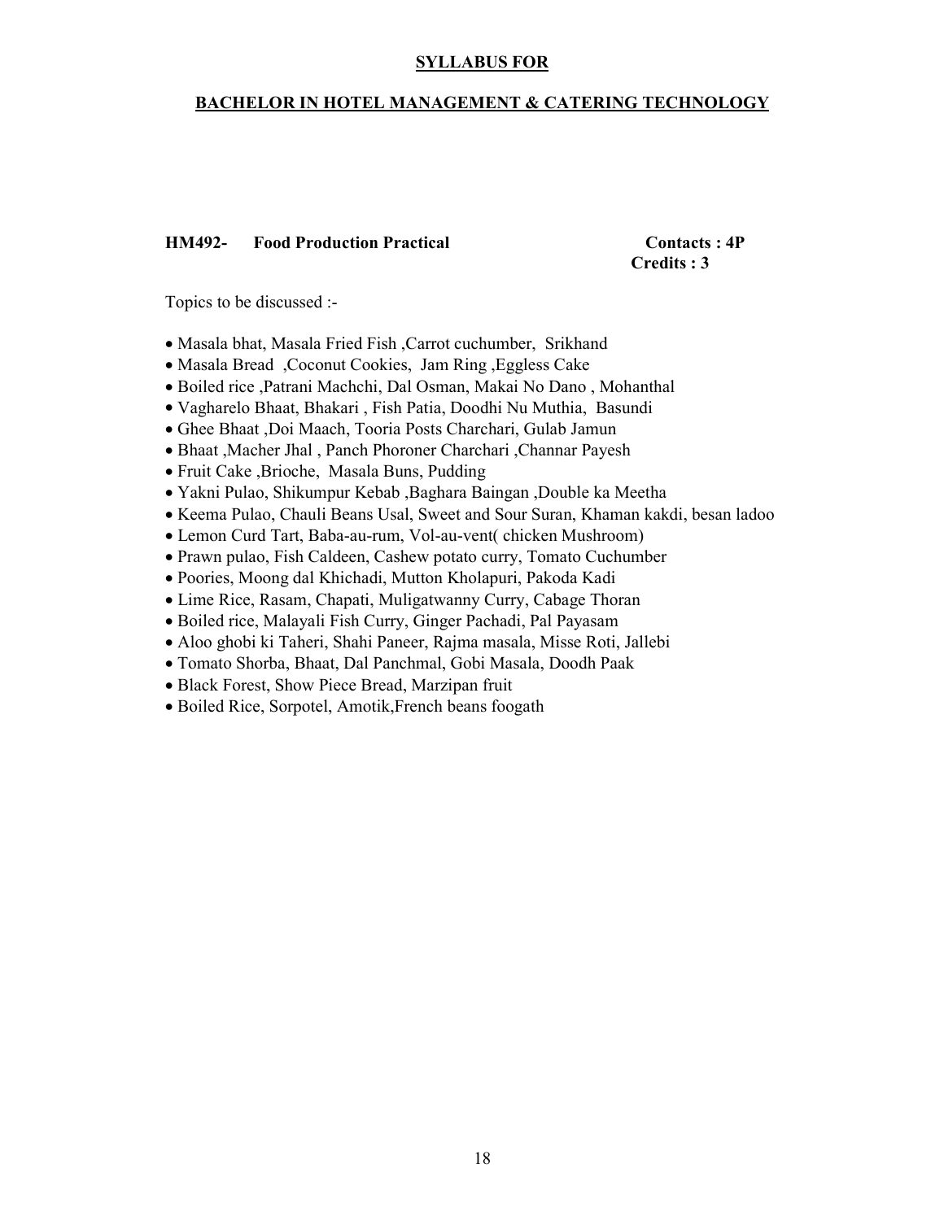**SYLLABUS FOR**

**BACHELOR IN HOTEL MANAGEMENT & CATERING TECHNOLOGY**

**HM492- Food Production Practical** **Contacts : 4P**
**Credits : 3**

Topics to be discussed :-

- Masala bhat, Masala Fried Fish ,Carrot cuchumber, Srikhand
- Masala Bread ,Coconut Cookies, Jam Ring ,Eggless Cake
- Boiled rice ,Patrani Machchi, Dal Osman, Makai No Dano , Mohanthal
- Vagharelo Bhaat, Bhakari , Fish Patia, Doodhi Nu Muthia, Basundi
- Ghee Bhaat ,Doi Maach, Tooria Posts Charchari, Gulab Jamun
- Bhaat ,Macher Jhal , Panch Phoroner Charchari ,Channar Payesh
- Fruit Cake ,Brioche, Masala Buns, Pudding
- Yakni Pulao, Shikumpur Kebab ,Baghara Baingan ,Double ka Meetha
- Keema Pulao, Chauli Beans Usal, Sweet and Sour Suran, Khaman kakdi, besan ladoo
- Lemon Curd Tart, Baba-au-rum, Vol-au-vent( chicken Mushroom)
- Prawn pulao, Fish Caldeen, Cashew potato curry, Tomato Cuchumber
- Poories, Moong dal Khichadi, Mutton Kholapuri, Pakoda Kadi
- Lime Rice, Rasam, Chapati, Muligatwanny Curry, Cabage Thoran
- Boiled rice, Malayali Fish Curry, Ginger Pachadi, Pal Payasam
- Aloo ghobi ki Taheri, Shahi Paneer, Rajma masala, Misse Roti, Jallebi
- Tomato Shorba, Bhaat, Dal Panchmal, Gobi Masala, Doodh Paak
- Black Forest, Show Piece Bread, Marzipan fruit
- Boiled Rice, Sorpotel, Amotik,French beans foogath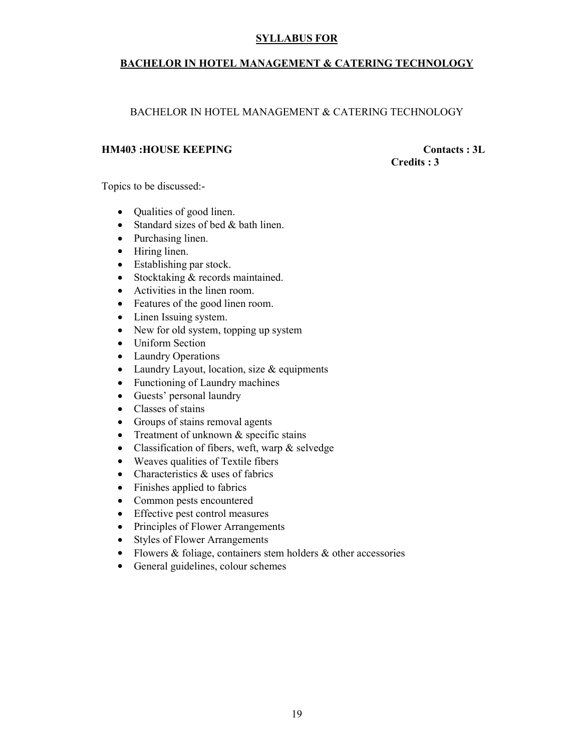**SYLLABUS FOR**

**BACHELOR IN HOTEL MANAGEMENT & CATERING TECHNOLOGY**

BACHELOR IN HOTEL MANAGEMENT & CATERING TECHNOLOGY

**HM403 :HOUSE KEEPING** **Contacts : 3L**
**Credits : 3**

Topics to be discussed:-

- Qualities of good linen.
- Standard sizes of bed & bath linen.
- Purchasing linen.
- Hiring linen.
- Establishing par stock.
- Stocktaking & records maintained.
- Activities in the linen room.
- Features of the good linen room.
- Linen Issuing system.
- New for old system, topping up system
- Uniform Section
- Laundry Operations
- Laundry Layout, location, size & equipments
- Functioning of Laundry machines
- Guests' personal laundry
- Classes of stains
- Groups of stains removal agents
- Treatment of unknown & specific stains
- Classification of fibers, weft, warp & selvedge
- Weaves qualities of Textile fibers
- Characteristics & uses of fabrics
- Finishes applied to fabrics
- Common pests encountered
- Effective pest control measures
- Principles of Flower Arrangements
- Styles of Flower Arrangements
- Flowers & foliage, containers stem holders & other accessories
- General guidelines, colour schemes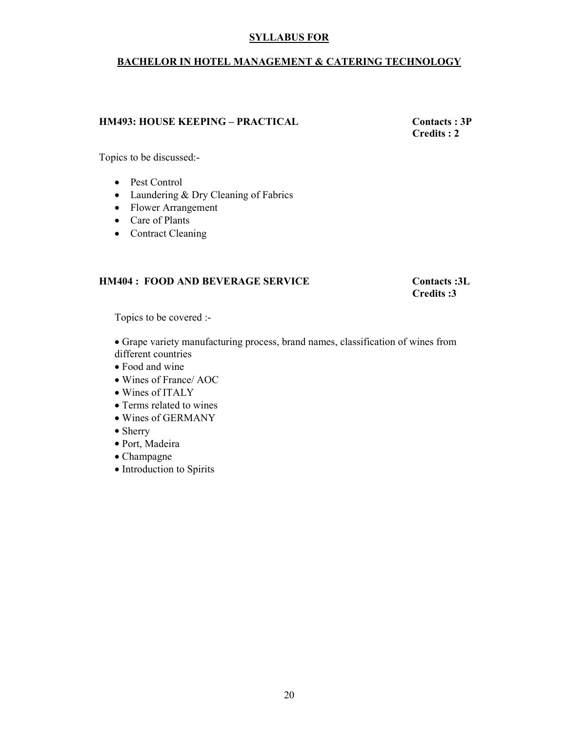## SYLLABUS FOR

## BACHELOR IN HOTEL MANAGEMENT & CATERING TECHNOLOGY

### HM493: HOUSE KEEPING – PRACTICAL

**Contacts : 3P**
**Credits : 2**

Topics to be discussed:-

- Pest Control
- Laundering & Dry Cleaning of Fabrics
- Flower Arrangement
- Care of Plants
- Contract Cleaning

### HM404 : FOOD AND BEVERAGE SERVICE

**Contacts :3L**
**Credits :3**

Topics to be covered :-

- Grape variety manufacturing process, brand names, classification of wines from different countries
- Food and wine
- Wines of France/ AOC
- Wines of ITALY
- Terms related to wines
- Wines of GERMANY
- Sherry
- Port, Madeira
- Champagne
- Introduction to Spirits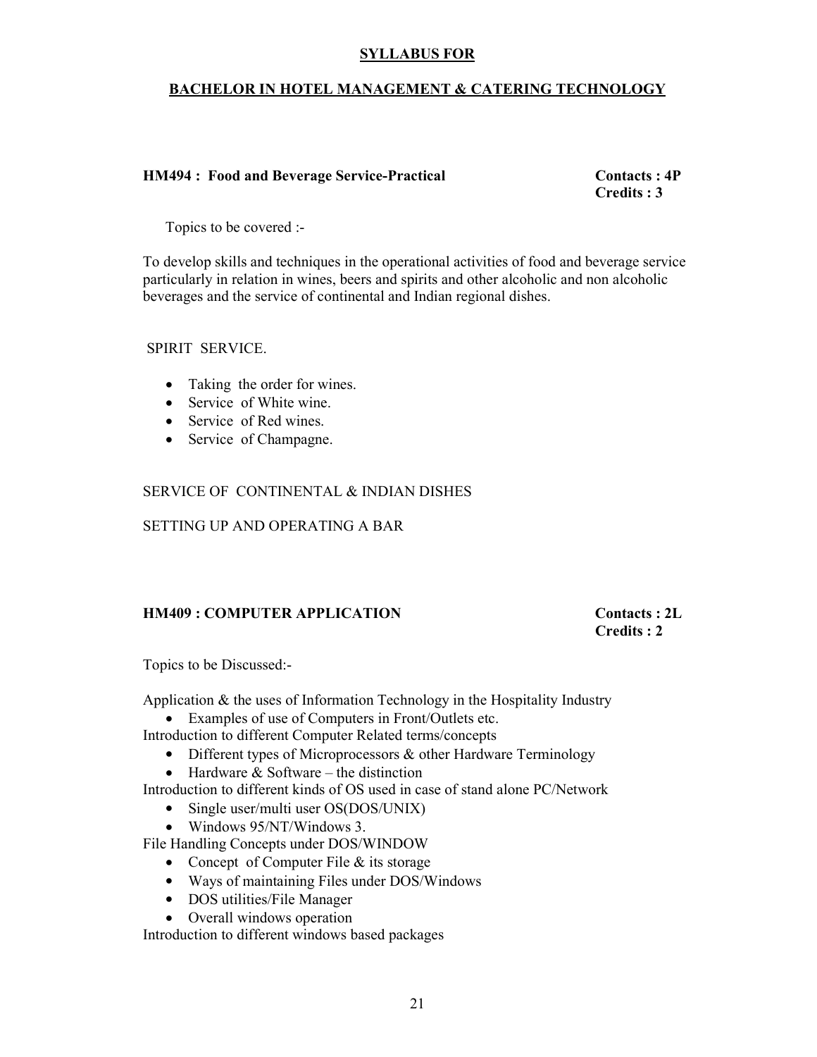**SYLLABUS FOR**

**BACHELOR IN HOTEL MANAGEMENT & CATERING TECHNOLOGY**

**HM494 : Food and Beverage Service-Practical** **Contacts : 4P**
**Credits : 3**

Topics to be covered :-

To develop skills and techniques in the operational activities of food and beverage service particularly in relation in wines, beers and spirits and other alcoholic and non alcoholic beverages and the service of continental and Indian regional dishes.

SPIRIT SERVICE.

- Taking the order for wines.
- Service of White wine.
- Service of Red wines.
- Service of Champagne.

SERVICE OF CONTINENTAL & INDIAN DISHES

SETTING UP AND OPERATING A BAR

**HM409 : COMPUTER APPLICATION** **Contacts : 2L**
**Credits : 2**

Topics to be Discussed:-

Application & the uses of Information Technology in the Hospitality Industry

- Examples of use of Computers in Front/Outlets etc.

Introduction to different Computer Related terms/concepts

- Different types of Microprocessors & other Hardware Terminology
- Hardware & Software – the distinction

Introduction to different kinds of OS used in case of stand alone PC/Network

- Single user/multi user OS(DOS/UNIX)
- Windows 95/NT/Windows 3.

File Handling Concepts under DOS/WINDOW

- Concept of Computer File & its storage
- Ways of maintaining Files under DOS/Windows
- DOS utilities/File Manager
- Overall windows operation

Introduction to different windows based packages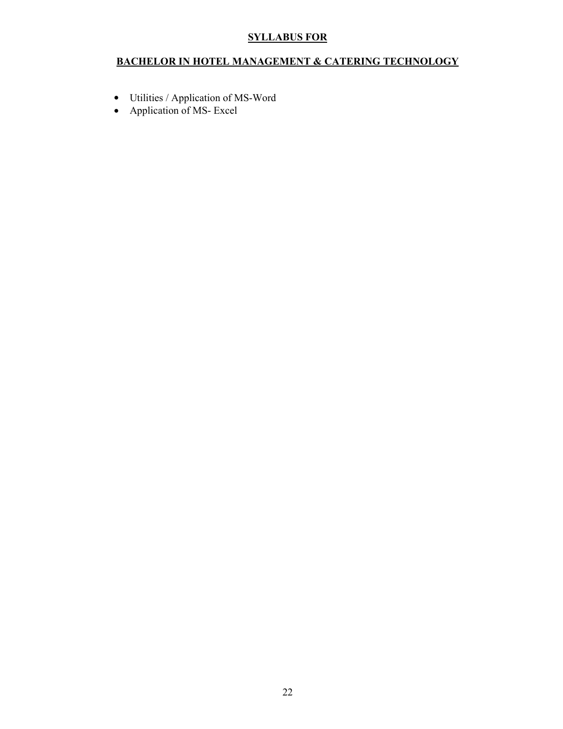**SYLLABUS FOR**

**BACHELOR IN HOTEL MANAGEMENT & CATERING TECHNOLOGY**

- Utilities / Application of MS-Word
- Application of MS- Excel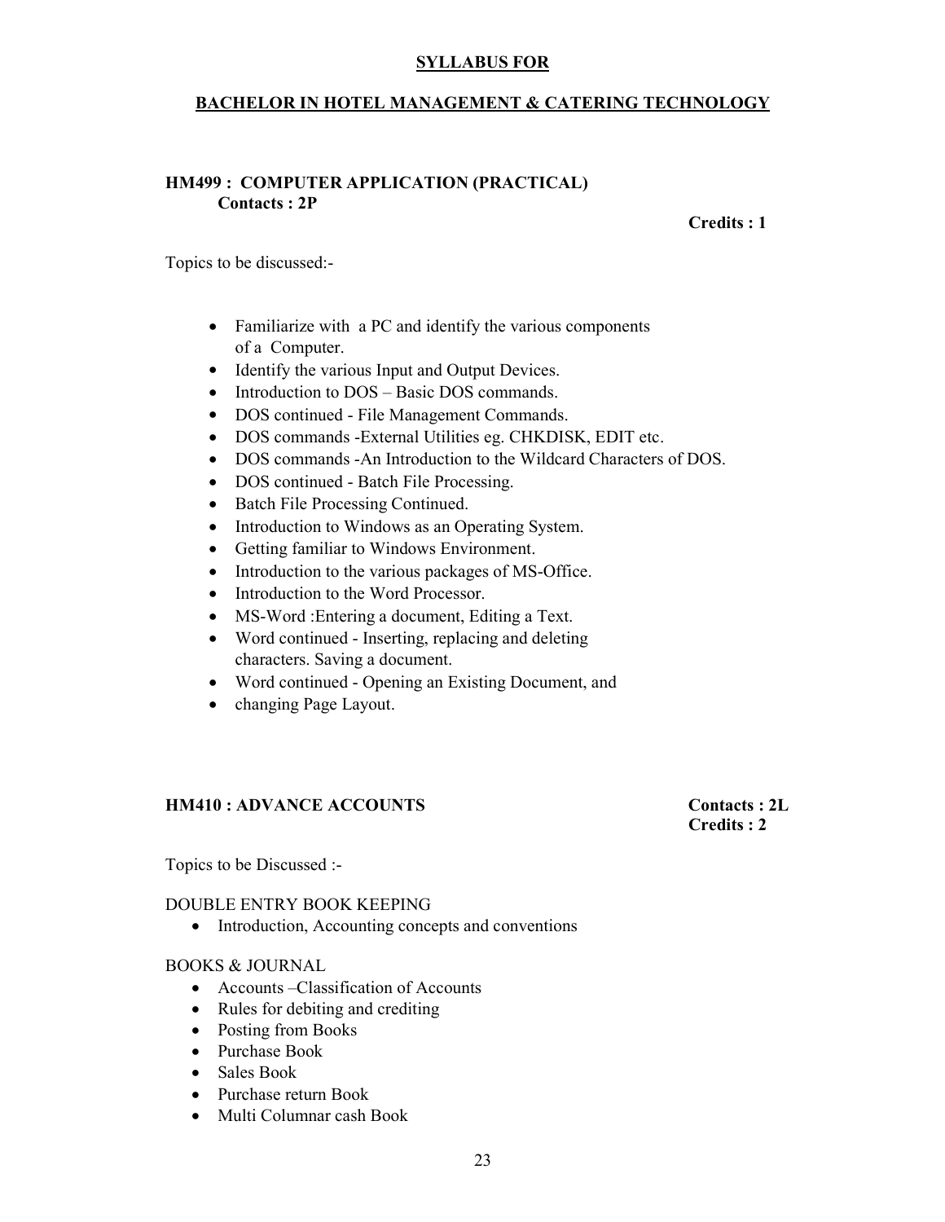**SYLLABUS FOR**

**BACHELOR IN HOTEL MANAGEMENT & CATERING TECHNOLOGY**

### HM499 : COMPUTER APPLICATION (PRACTICAL)

**Contacts : 2P**

**Credits : 1**

Topics to be discussed:-

- Familiarize with a PC and identify the various components of a Computer.
- Identify the various Input and Output Devices.
- Introduction to DOS – Basic DOS commands.
- DOS continued - File Management Commands.
- DOS commands -External Utilities eg. CHKDISK, EDIT etc.
- DOS commands -An Introduction to the Wildcard Characters of DOS.
- DOS continued - Batch File Processing.
- Batch File Processing Continued.
- Introduction to Windows as an Operating System.
- Getting familiar to Windows Environment.
- Introduction to the various packages of MS-Office.
- Introduction to the Word Processor.
- MS-Word :Entering a document, Editing a Text.
- Word continued - Inserting, replacing and deleting characters. Saving a document.
- Word continued - Opening an Existing Document, and
- changing Page Layout.

### HM410 : ADVANCE ACCOUNTS

**Contacts : 2L**
**Credits : 2**

Topics to be Discussed :-

DOUBLE ENTRY BOOK KEEPING

- Introduction, Accounting concepts and conventions

BOOKS & JOURNAL

- Accounts –Classification of Accounts
- Rules for debiting and crediting
- Posting from Books
- Purchase Book
- Sales Book
- Purchase return Book
- Multi Columnar cash Book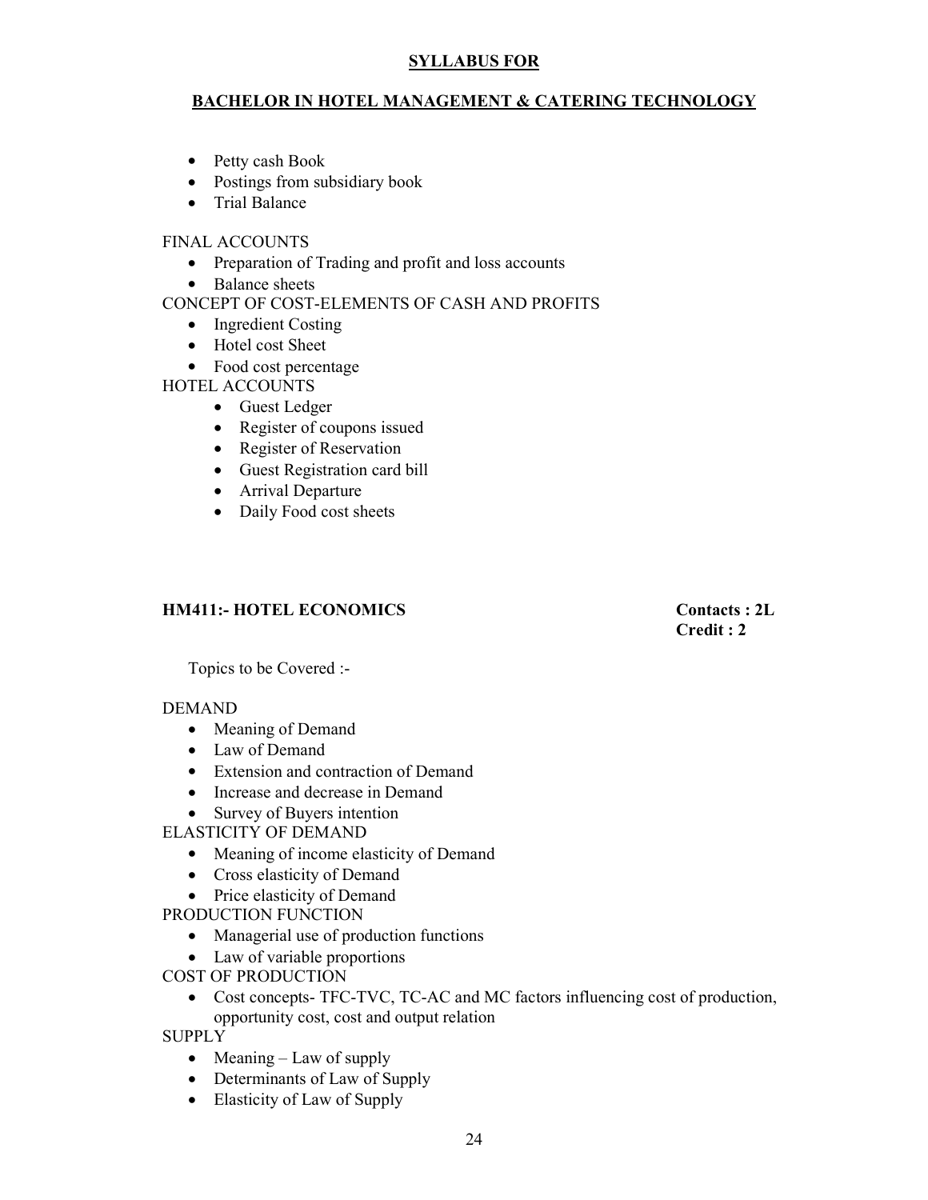**SYLLABUS FOR**

**BACHELOR IN HOTEL MANAGEMENT & CATERING TECHNOLOGY**

- Petty cash Book
- Postings from subsidiary book
- Trial Balance

FINAL ACCOUNTS

- Preparation of Trading and profit and loss accounts
- Balance sheets

CONCEPT OF COST-ELEMENTS OF CASH AND PROFITS

- Ingredient Costing
- Hotel cost Sheet
- Food cost percentage

HOTEL ACCOUNTS

- Guest Ledger
- Register of coupons issued
- Register of Reservation
- Guest Registration card bill
- Arrival Departure
- Daily Food cost sheets

**HM411:- HOTEL ECONOMICS** **Contacts : 2L**
**Credit : 2**

Topics to be Covered :-

DEMAND

- Meaning of Demand
- Law of Demand
- Extension and contraction of Demand
- Increase and decrease in Demand
- Survey of Buyers intention

ELASTICITY OF DEMAND

- Meaning of income elasticity of Demand
- Cross elasticity of Demand
- Price elasticity of Demand

PRODUCTION FUNCTION

- Managerial use of production functions
- Law of variable proportions

COST OF PRODUCTION

- Cost concepts- TFC-TVC, TC-AC and MC factors influencing cost of production, opportunity cost, cost and output relation

SUPPLY

- Meaning – Law of supply
- Determinants of Law of Supply
- Elasticity of Law of Supply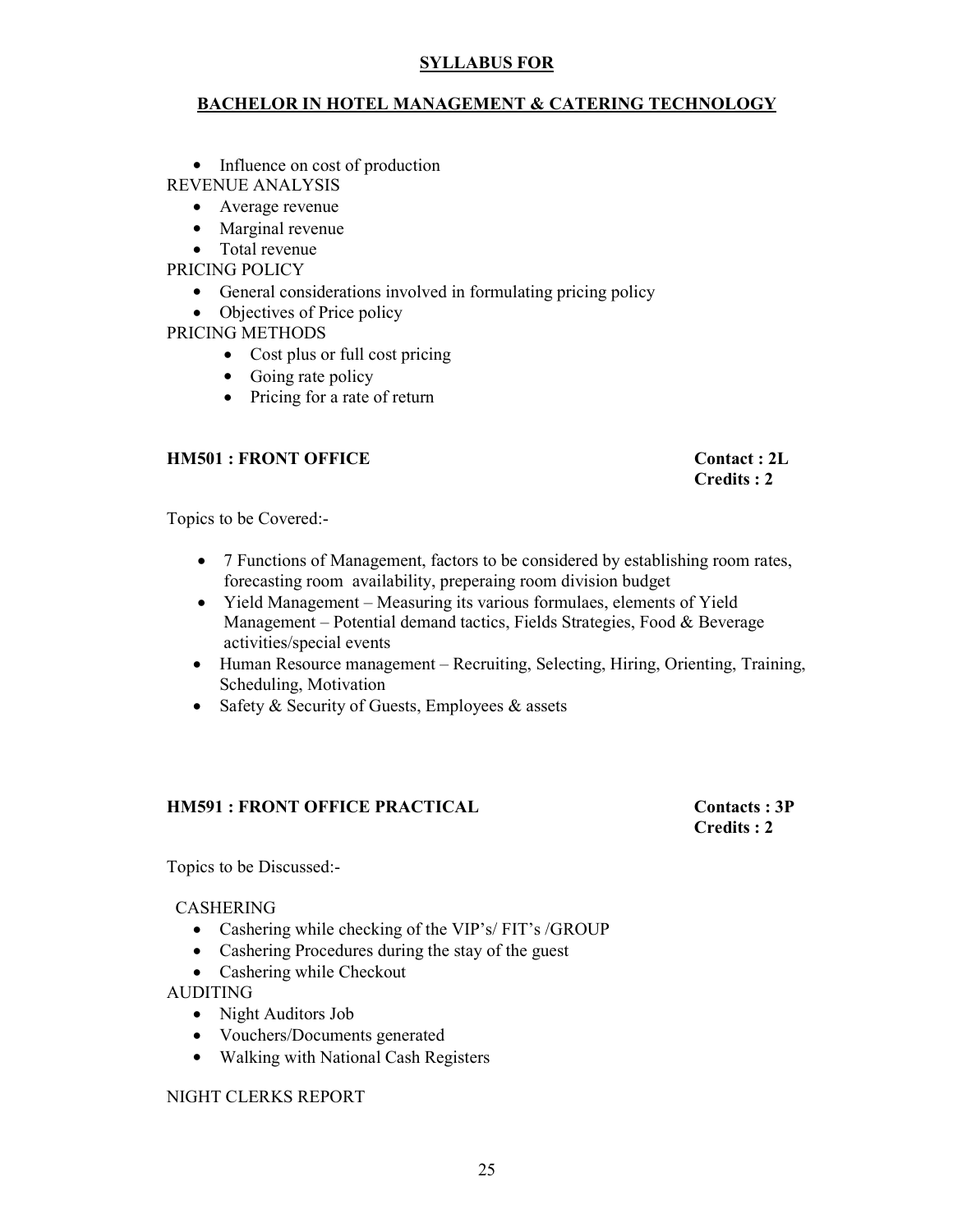**SYLLABUS FOR**

**BACHELOR IN HOTEL MANAGEMENT & CATERING TECHNOLOGY**

- Influence on cost of production

REVENUE ANALYSIS

- Average revenue
- Marginal revenue
- Total revenue

PRICING POLICY

- General considerations involved in formulating pricing policy
- Objectives of Price policy

PRICING METHODS

- Cost plus or full cost pricing
- Going rate policy
- Pricing for a rate of return

**HM501 : FRONT OFFICE** **Contact : 2L**
**Credits : 2**

Topics to be Covered:-

- 7 Functions of Management, factors to be considered by establishing room rates, forecasting room availability, preperaing room division budget
- Yield Management – Measuring its various formulaes, elements of Yield Management – Potential demand tactics, Fields Strategies, Food & Beverage activities/special events
- Human Resource management – Recruiting, Selecting, Hiring, Orienting, Training, Scheduling, Motivation
- Safety & Security of Guests, Employees & assets

**HM591 : FRONT OFFICE PRACTICAL** **Contacts : 3P**
**Credits : 2**

Topics to be Discussed:-

CASHERING

- Cashering while checking of the VIP's/ FIT's /GROUP
- Cashering Procedures during the stay of the guest
- Cashering while Checkout

AUDITING

- Night Auditors Job
- Vouchers/Documents generated
- Walking with National Cash Registers

NIGHT CLERKS REPORT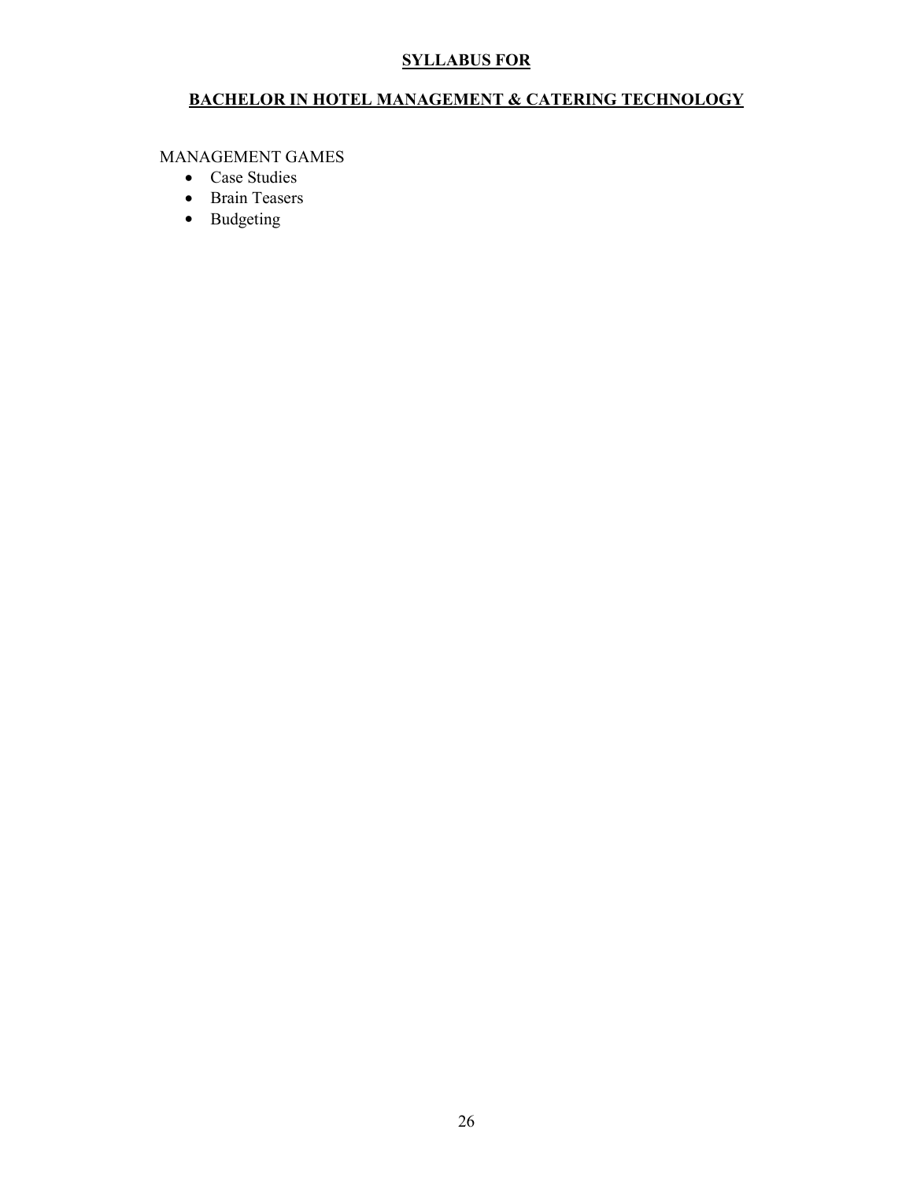**SYLLABUS FOR**

**BACHELOR IN HOTEL MANAGEMENT & CATERING TECHNOLOGY**

MANAGEMENT GAMES

- Case Studies
- Brain Teasers
- Budgeting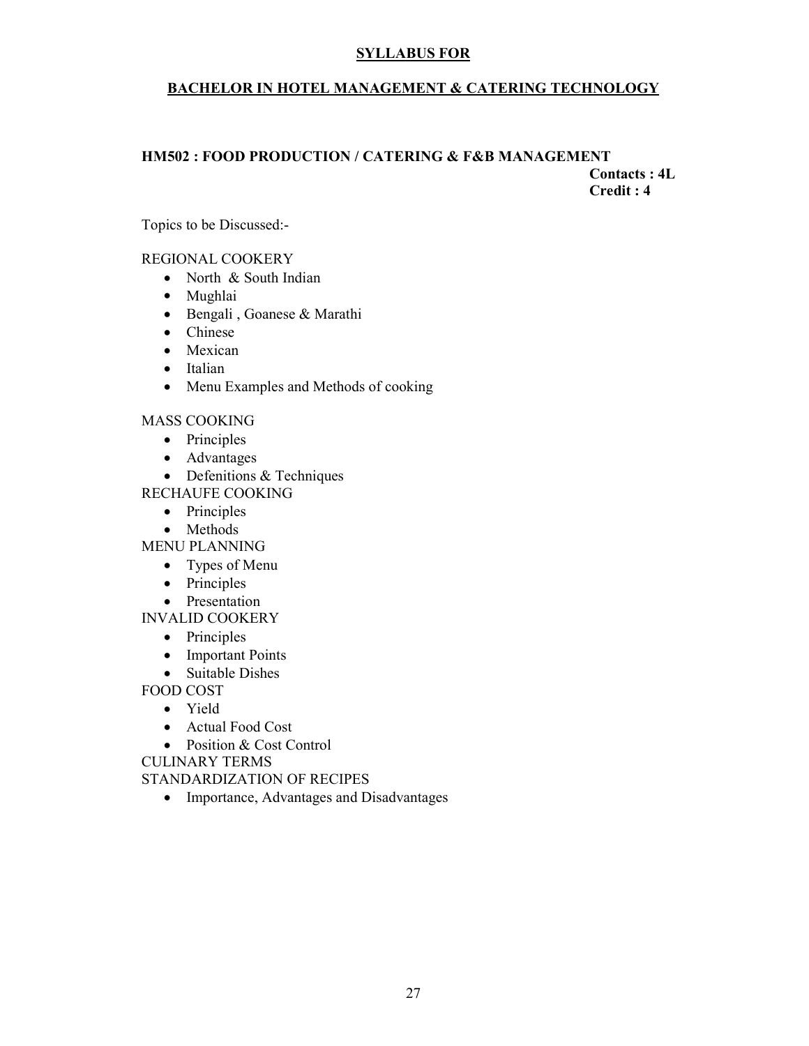# SYLLABUS FOR

## BACHELOR IN HOTEL MANAGEMENT & CATERING TECHNOLOGY

### HM502 : FOOD PRODUCTION / CATERING & F&B MANAGEMENT

**Contacts : 4L**
**Credit : 4**

Topics to be Discussed:-

REGIONAL COOKERY

- North & South Indian
- Mughlai
- Bengali , Goanese & Marathi
- Chinese
- Mexican
- Italian
- Menu Examples and Methods of cooking

MASS COOKING

- Principles
- Advantages
- Defenitions & Techniques

RECHAUFE COOKING

- Principles
- Methods

MENU PLANNING

- Types of Menu
- Principles
- Presentation

INVALID COOKERY

- Principles
- Important Points
- Suitable Dishes

FOOD COST

- Yield
- Actual Food Cost
- Position & Cost Control

CULINARY TERMS

STANDARDIZATION OF RECIPES

- Importance, Advantages and Disadvantages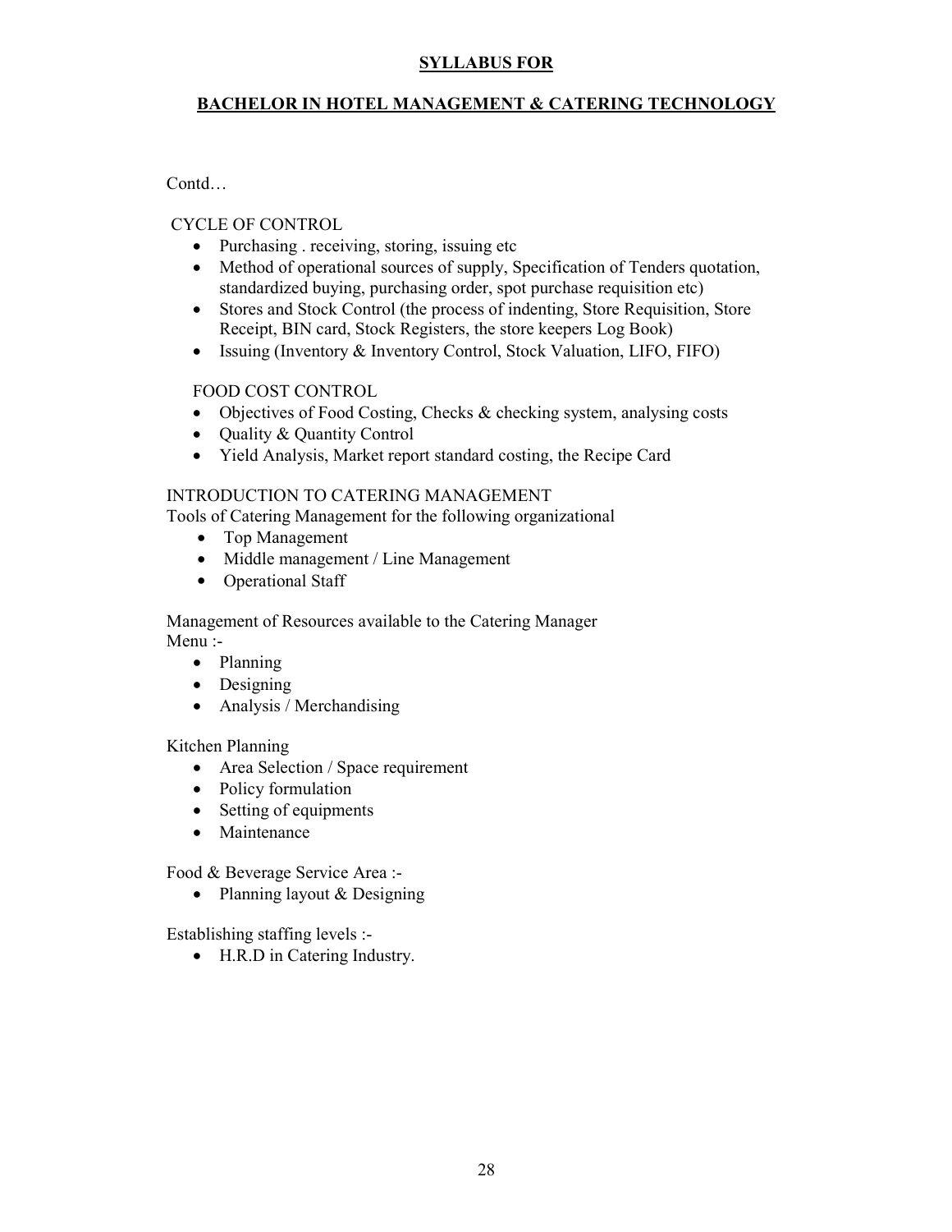**SYLLABUS FOR**

**BACHELOR IN HOTEL MANAGEMENT & CATERING TECHNOLOGY**

Contd…

CYCLE OF CONTROL

- Purchasing . receiving, storing, issuing etc
- Method of operational sources of supply, Specification of Tenders quotation, standardized buying, purchasing order, spot purchase requisition etc)
- Stores and Stock Control (the process of indenting, Store Requisition, Store Receipt, BIN card, Stock Registers, the store keepers Log Book)
- Issuing (Inventory & Inventory Control, Stock Valuation, LIFO, FIFO)

FOOD COST CONTROL

- Objectives of Food Costing, Checks & checking system, analysing costs
- Quality & Quantity Control
- Yield Analysis, Market report standard costing, the Recipe Card

INTRODUCTION TO CATERING MANAGEMENT

Tools of Catering Management for the following organizational

- Top Management
- Middle management / Line Management
- Operational Staff

Management of Resources available to the Catering Manager

Menu :-

- Planning
- Designing
- Analysis / Merchandising

Kitchen Planning

- Area Selection / Space requirement
- Policy formulation
- Setting of equipments
- Maintenance

Food & Beverage Service Area :-

- Planning layout & Designing

Establishing staffing levels :-

- H.R.D in Catering Industry.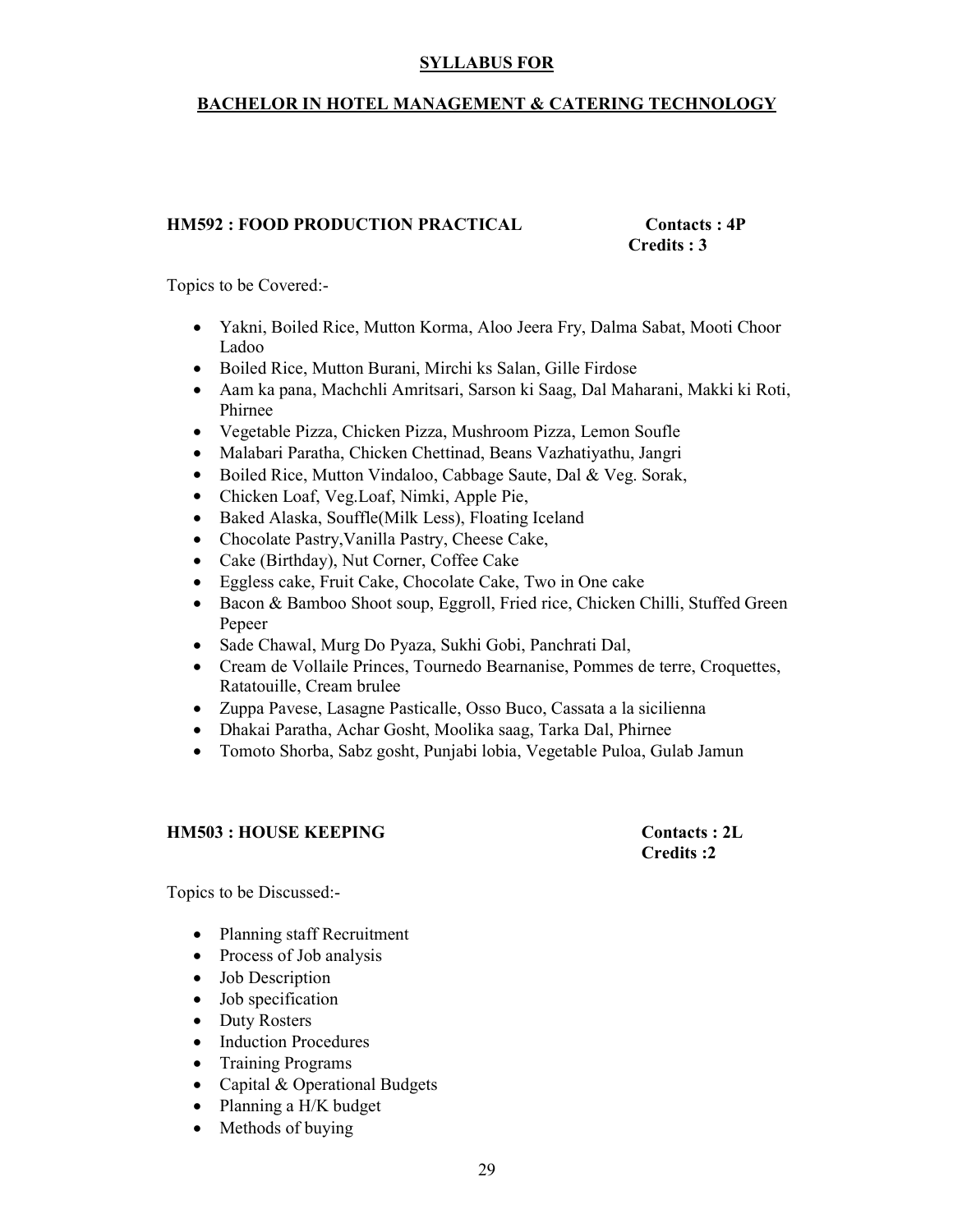**SYLLABUS FOR**

**BACHELOR IN HOTEL MANAGEMENT & CATERING TECHNOLOGY**

**HM592 : FOOD PRODUCTION PRACTICAL** **Contacts : 4P**
**Credits : 3**

Topics to be Covered:-

- Yakni, Boiled Rice, Mutton Korma, Aloo Jeera Fry, Dalma Sabat, Mooti Choor Ladoo
- Boiled Rice, Mutton Burani, Mirchi ks Salan, Gille Firdose
- Aam ka pana, Machchli Amritsari, Sarson ki Saag, Dal Maharani, Makki ki Roti, Phirnee
- Vegetable Pizza, Chicken Pizza, Mushroom Pizza, Lemon Soufle
- Malabari Paratha, Chicken Chettinad, Beans Vazhatiyathu, Jangri
- Boiled Rice, Mutton Vindaloo, Cabbage Saute, Dal & Veg. Sorak,
- Chicken Loaf, Veg.Loaf, Nimki, Apple Pie,
- Baked Alaska, Souffle(Milk Less), Floating Iceland
- Chocolate Pastry,Vanilla Pastry, Cheese Cake,
- Cake (Birthday), Nut Corner, Coffee Cake
- Eggless cake, Fruit Cake, Chocolate Cake, Two in One cake
- Bacon & Bamboo Shoot soup, Eggroll, Fried rice, Chicken Chilli, Stuffed Green Pepeer
- Sade Chawal, Murg Do Pyaza, Sukhi Gobi, Panchrati Dal,
- Cream de Vollaile Princes, Tournedo Bearnanise, Pommes de terre, Croquettes, Ratatouille, Cream brulee
- Zuppa Pavese, Lasagne Pasticalle, Osso Buco, Cassata a la sicilienna
- Dhakai Paratha, Achar Gosht, Moolika saag, Tarka Dal, Phirnee
- Tomoto Shorba, Sabz gosht, Punjabi lobia, Vegetable Puloa, Gulab Jamun

**HM503 : HOUSE KEEPING** **Contacts : 2L**
**Credits :2**

Topics to be Discussed:-

- Planning staff Recruitment
- Process of Job analysis
- Job Description
- Job specification
- Duty Rosters
- Induction Procedures
- Training Programs
- Capital & Operational Budgets
- Planning a H/K budget
- Methods of buying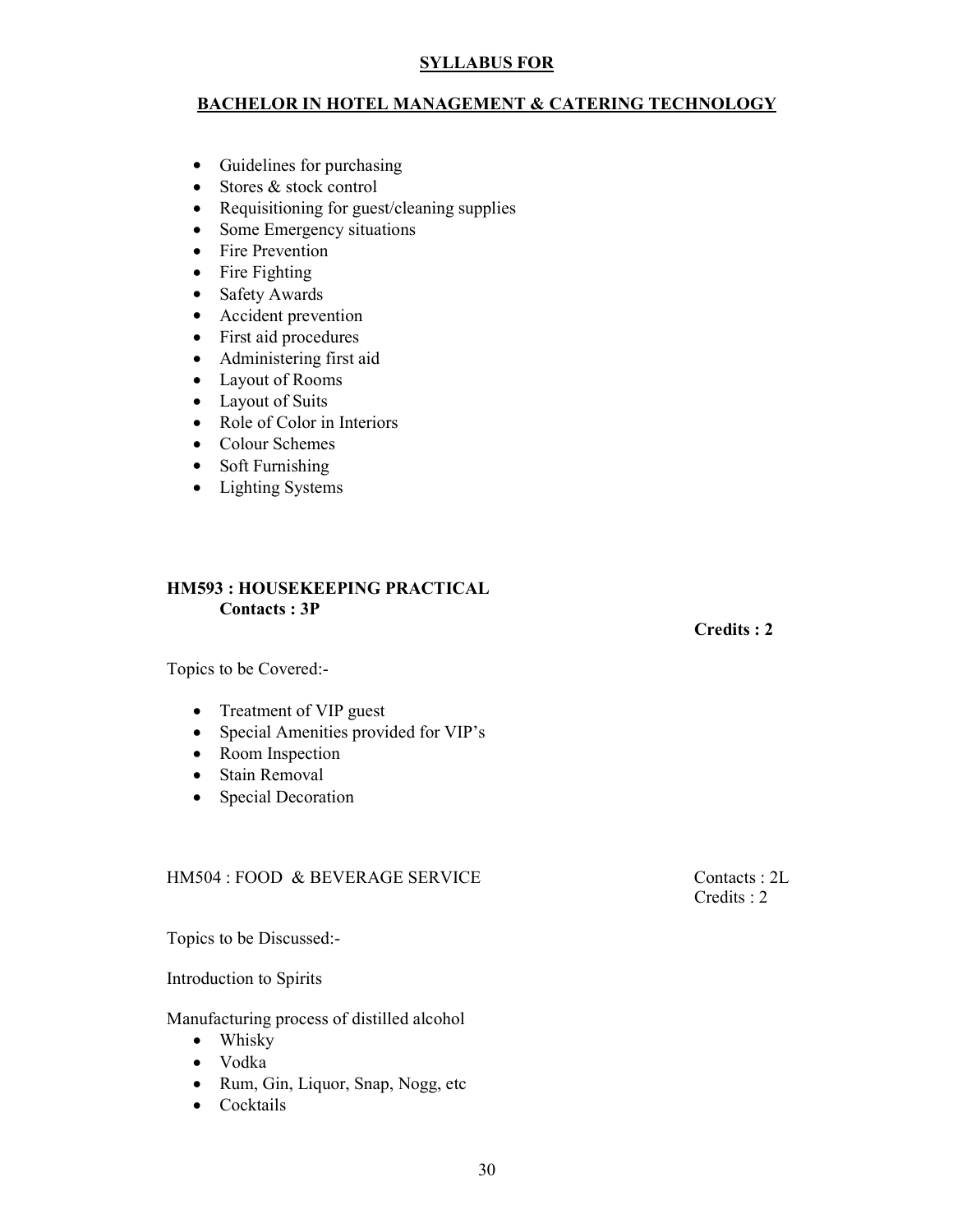**SYLLABUS FOR**

**BACHELOR IN HOTEL MANAGEMENT & CATERING TECHNOLOGY**

- Guidelines for purchasing
- Stores & stock control
- Requisitioning for guest/cleaning supplies
- Some Emergency situations
- Fire Prevention
- Fire Fighting
- Safety Awards
- Accident prevention
- First aid procedures
- Administering first aid
- Layout of Rooms
- Layout of Suits
- Role of Color in Interiors
- Colour Schemes
- Soft Furnishing
- Lighting Systems

**HM593 : HOUSEKEEPING PRACTICAL**
**Contacts : 3P**

**Credits : 2**

Topics to be Covered:-

- Treatment of VIP guest
- Special Amenities provided for VIP's
- Room Inspection
- Stain Removal
- Special Decoration

HM504 : FOOD & BEVERAGE SERVICE

Contacts : 2L
Credits : 2

Topics to be Discussed:-

Introduction to Spirits

Manufacturing process of distilled alcohol

- Whisky
- Vodka
- Rum, Gin, Liquor, Snap, Nogg, etc
- Cocktails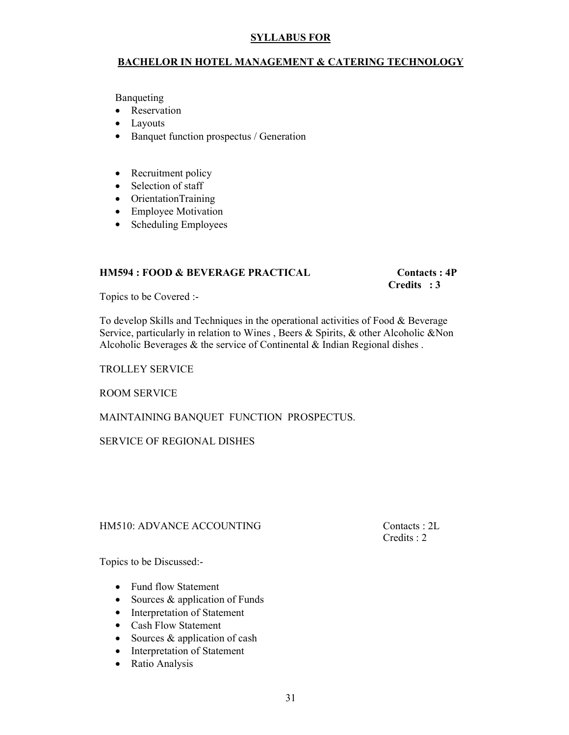**SYLLABUS FOR**

**BACHELOR IN HOTEL MANAGEMENT & CATERING TECHNOLOGY**

Banqueting

- Reservation
- Layouts
- Banquet function prospectus / Generation

- Recruitment policy
- Selection of staff
- OrientationTraining
- Employee Motivation
- Scheduling Employees

**HM594 : FOOD & BEVERAGE PRACTICAL** **Contacts : 4P**
**Credits : 3**

Topics to be Covered :-

To develop Skills and Techniques in the operational activities of Food & Beverage Service, particularly in relation to Wines , Beers & Spirits, & other Alcoholic &Non Alcoholic Beverages & the service of Continental & Indian Regional dishes .

TROLLEY SERVICE

ROOM SERVICE

MAINTAINING BANQUET FUNCTION PROSPECTUS.

SERVICE OF REGIONAL DISHES

HM510: ADVANCE ACCOUNTING Contacts : 2L
Credits : 2

Topics to be Discussed:-

- Fund flow Statement
- Sources & application of Funds
- Interpretation of Statement
- Cash Flow Statement
- Sources & application of cash
- Interpretation of Statement
- Ratio Analysis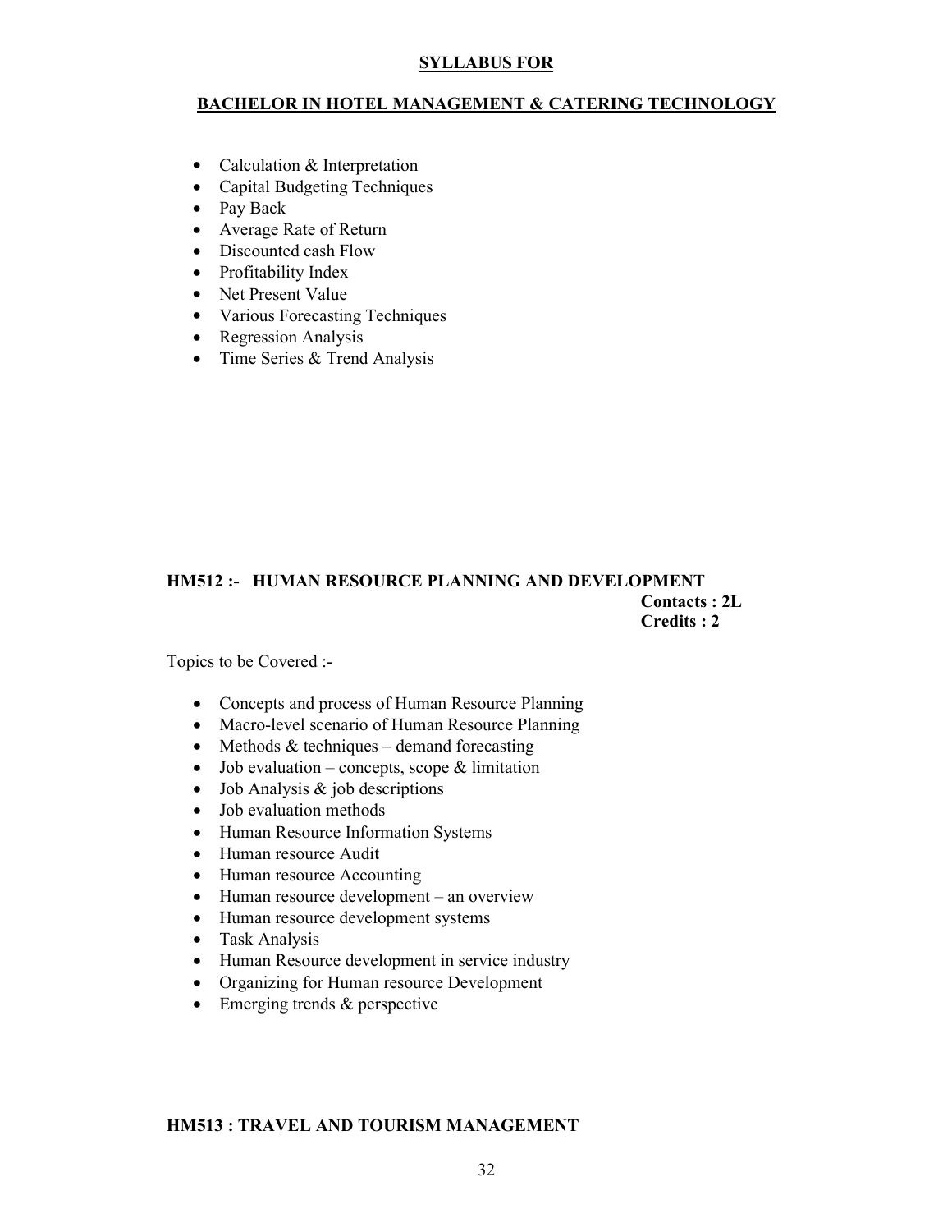- Calculation & Interpretation
- Capital Budgeting Techniques
- Pay Back
- Average Rate of Return
- Discounted cash Flow
- Profitability Index
- Net Present Value
- Various Forecasting Techniques
- Regression Analysis
- Time Series & Trend Analysis

## HM512 :- HUMAN RESOURCE PLANNING AND DEVELOPMENT

**Contacts : 2L**
**Credits : 2**

Topics to be Covered :-

- Concepts and process of Human Resource Planning
- Macro-level scenario of Human Resource Planning
- Methods & techniques – demand forecasting
- Job evaluation – concepts, scope & limitation
- Job Analysis & job descriptions
- Job evaluation methods
- Human Resource Information Systems
- Human resource Audit
- Human resource Accounting
- Human resource development – an overview
- Human resource development systems
- Task Analysis
- Human Resource development in service industry
- Organizing for Human resource Development
- Emerging trends & perspective

## HM513 : TRAVEL AND TOURISM MANAGEMENT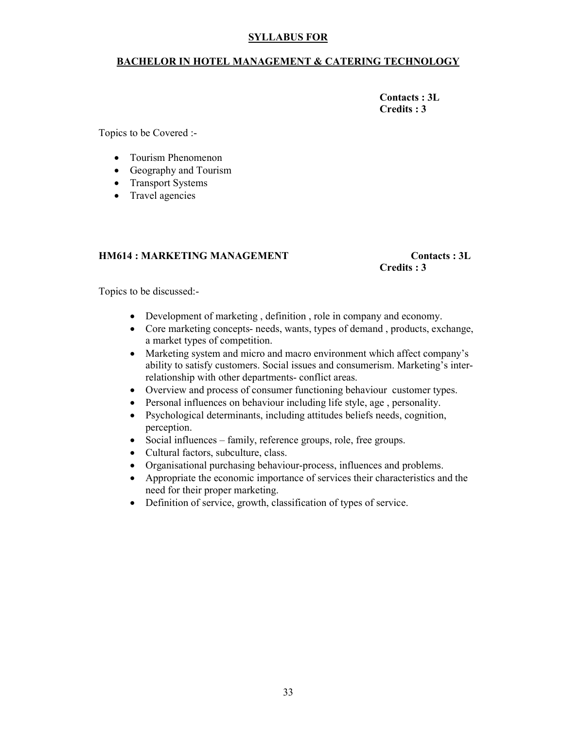**SYLLABUS FOR**

**BACHELOR IN HOTEL MANAGEMENT & CATERING TECHNOLOGY**

**Contacts : 3L**
**Credits : 3**

Topics to be Covered :-

- Tourism Phenomenon
- Geography and Tourism
- Transport Systems
- Travel agencies

### HM614 : MARKETING MANAGEMENT

**Contacts : 3L**
**Credits : 3**

Topics to be discussed:-

- Development of marketing , definition , role in company and economy.
- Core marketing concepts- needs, wants, types of demand , products, exchange, a market types of competition.
- Marketing system and micro and macro environment which affect company's ability to satisfy customers. Social issues and consumerism. Marketing's inter-relationship with other departments- conflict areas.
- Overview and process of consumer functioning behaviour customer types.
- Personal influences on behaviour including life style, age , personality.
- Psychological determinants, including attitudes beliefs needs, cognition, perception.
- Social influences – family, reference groups, role, free groups.
- Cultural factors, subculture, class.
- Organisational purchasing behaviour-process, influences and problems.
- Appropriate the economic importance of services their characteristics and the need for their proper marketing.
- Definition of service, growth, classification of types of service.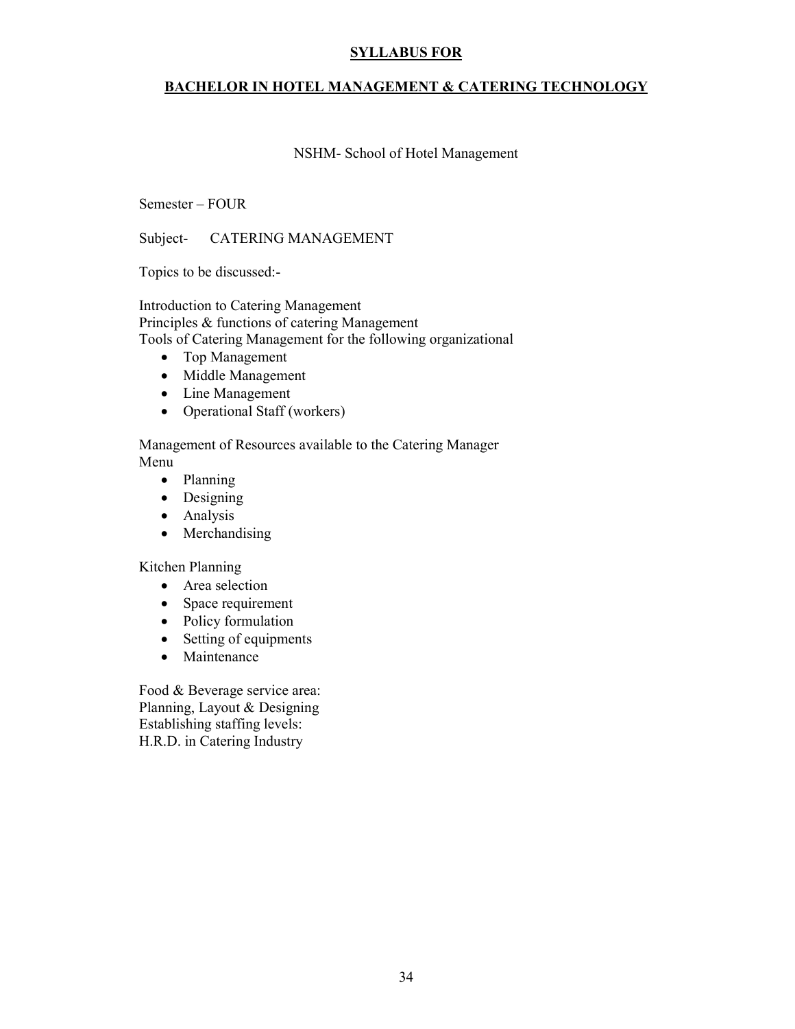**SYLLABUS FOR**

**BACHELOR IN HOTEL MANAGEMENT & CATERING TECHNOLOGY**

NSHM- School of Hotel Management

Semester – FOUR

Subject- CATERING MANAGEMENT

Topics to be discussed:-

Introduction to Catering Management
Principles & functions of catering Management
Tools of Catering Management for the following organizational

- Top Management
- Middle Management
- Line Management
- Operational Staff (workers)

Management of Resources available to the Catering Manager
Menu

- Planning
- Designing
- Analysis
- Merchandising

Kitchen Planning

- Area selection
- Space requirement
- Policy formulation
- Setting of equipments
- Maintenance

Food & Beverage service area:
Planning, Layout & Designing
Establishing staffing levels:
H.R.D. in Catering Industry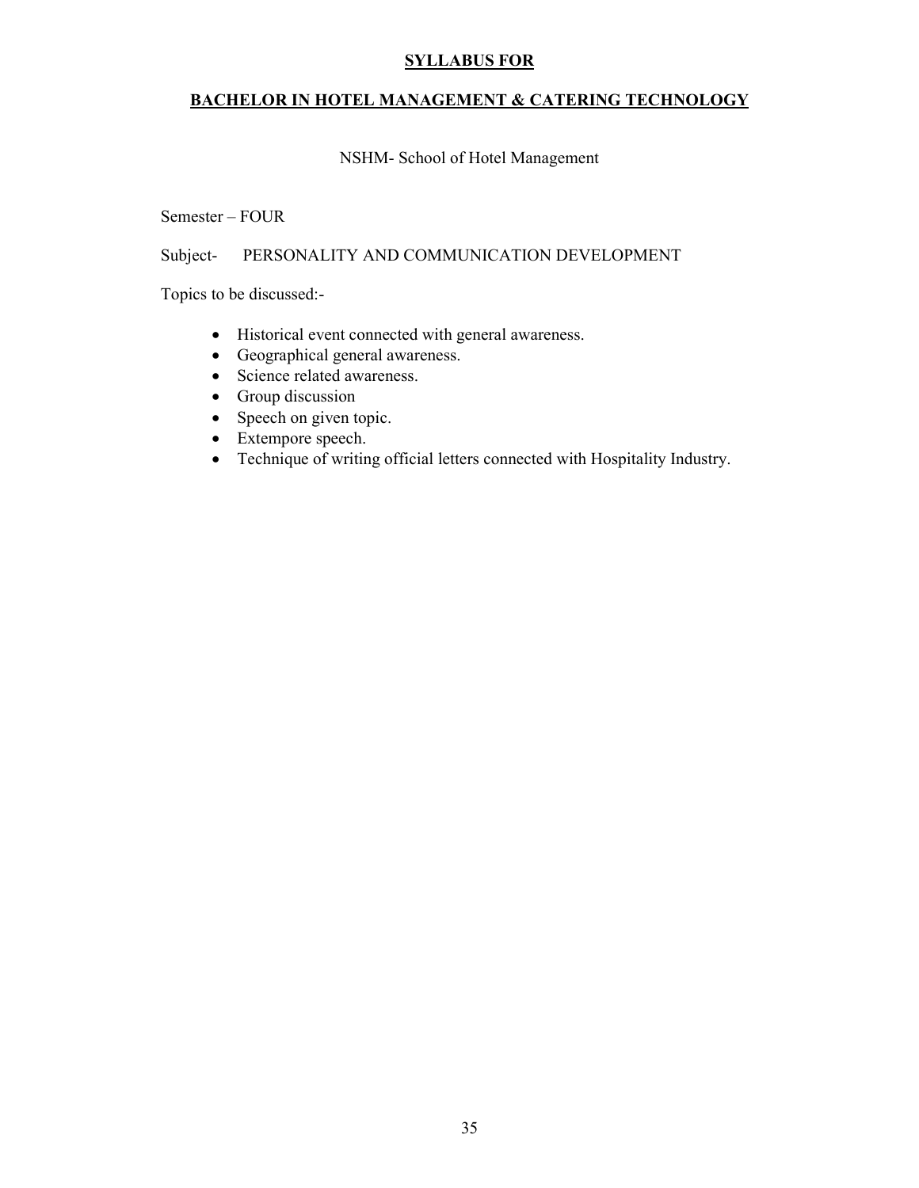**SYLLABUS FOR**

**BACHELOR IN HOTEL MANAGEMENT & CATERING TECHNOLOGY**

NSHM- School of Hotel Management

Semester – FOUR

Subject- PERSONALITY AND COMMUNICATION DEVELOPMENT

Topics to be discussed:-

- Historical event connected with general awareness.
- Geographical general awareness.
- Science related awareness.
- Group discussion
- Speech on given topic.
- Extempore speech.
- Technique of writing official letters connected with Hospitality Industry.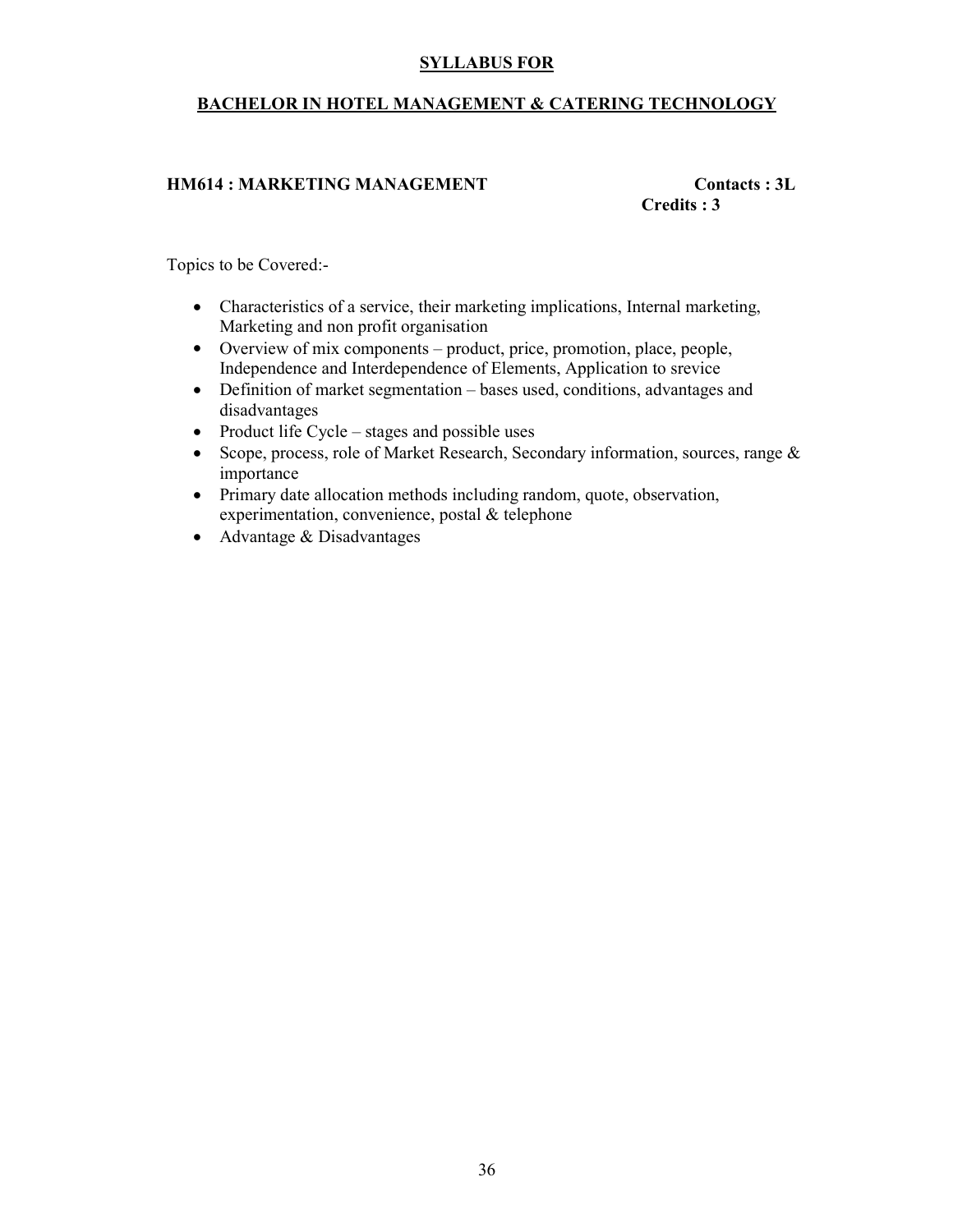## SYLLABUS FOR

## BACHELOR IN HOTEL MANAGEMENT & CATERING TECHNOLOGY

**HM614 : MARKETING MANAGEMENT** **Contacts : 3L**
**Credits : 3**

Topics to be Covered:-

- Characteristics of a service, their marketing implications, Internal marketing, Marketing and non profit organisation
- Overview of mix components – product, price, promotion, place, people, Independence and Interdependence of Elements, Application to srevice
- Definition of market segmentation – bases used, conditions, advantages and disadvantages
- Product life Cycle – stages and possible uses
- Scope, process, role of Market Research, Secondary information, sources, range & importance
- Primary date allocation methods including random, quote, observation, experimentation, convenience, postal & telephone
- Advantage & Disadvantages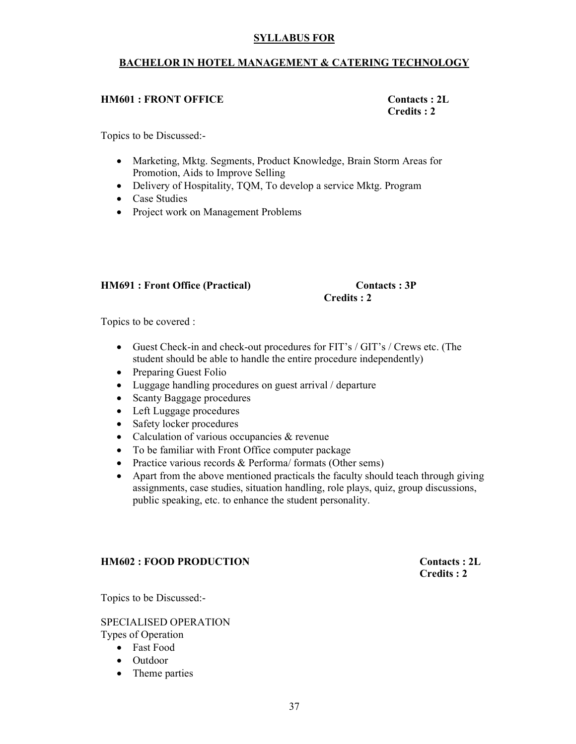## SYLLABUS FOR

## BACHELOR IN HOTEL MANAGEMENT & CATERING TECHNOLOGY

### HM601 : FRONT OFFICE

**Contacts : 2L**
**Credits : 2**

Topics to be Discussed:-

- Marketing, Mktg. Segments, Product Knowledge, Brain Storm Areas for Promotion, Aids to Improve Selling
- Delivery of Hospitality, TQM, To develop a service Mktg. Program
- Case Studies
- Project work on Management Problems

### HM691 : Front Office (Practical)

**Contacts : 3P**
**Credits : 2**

Topics to be covered :

- Guest Check-in and check-out procedures for FIT's / GIT's / Crews etc. (The student should be able to handle the entire procedure independently)
- Preparing Guest Folio
- Luggage handling procedures on guest arrival / departure
- Scanty Baggage procedures
- Left Luggage procedures
- Safety locker procedures
- Calculation of various occupancies & revenue
- To be familiar with Front Office computer package
- Practice various records & Performa/ formats (Other sems)
- Apart from the above mentioned practicals the faculty should teach through giving assignments, case studies, situation handling, role plays, quiz, group discussions, public speaking, etc. to enhance the student personality.

### HM602 : FOOD PRODUCTION

**Contacts : 2L**
**Credits : 2**

Topics to be Discussed:-

SPECIALISED OPERATION
Types of Operation

- Fast Food
- Outdoor
- Theme parties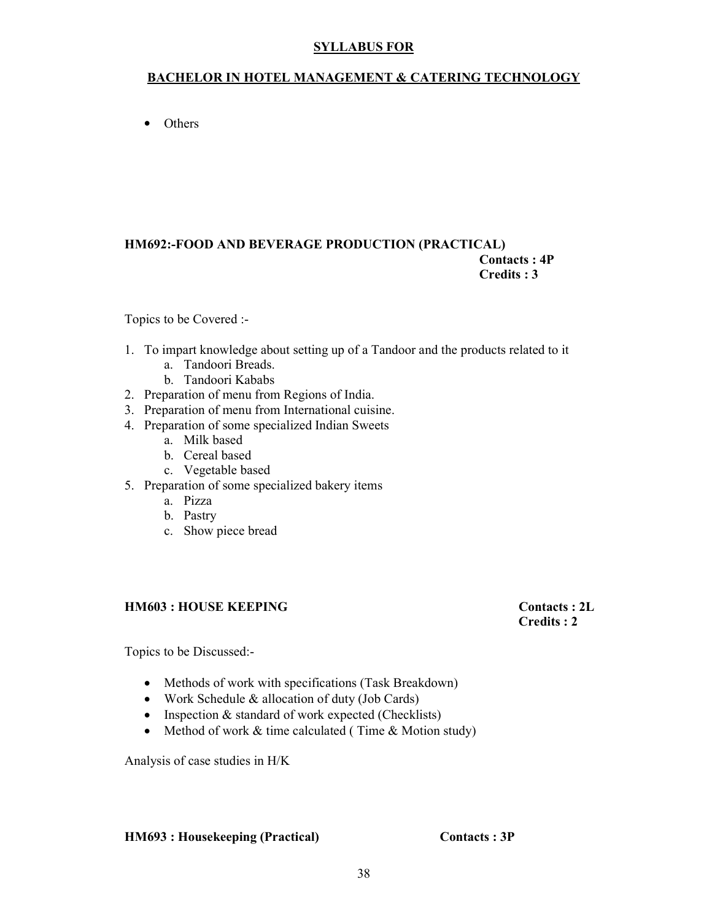**SYLLABUS FOR**

**BACHELOR IN HOTEL MANAGEMENT & CATERING TECHNOLOGY**

- Others

### HM692:-FOOD AND BEVERAGE PRODUCTION (PRACTICAL)

**Contacts : 4P**
**Credits : 3**

Topics to be Covered :-

1. To impart knowledge about setting up of a Tandoor and the products related to it
   a. Tandoori Breads.
   b. Tandoori Kababs
2. Preparation of menu from Regions of India.
3. Preparation of menu from International cuisine.
4. Preparation of some specialized Indian Sweets
   a. Milk based
   b. Cereal based
   c. Vegetable based
5. Preparation of some specialized bakery items
   a. Pizza
   b. Pastry
   c. Show piece bread

### HM603 : HOUSE KEEPING

**Contacts : 2L**
**Credits : 2**

Topics to be Discussed:-

- Methods of work with specifications (Task Breakdown)
- Work Schedule & allocation of duty (Job Cards)
- Inspection & standard of work expected (Checklists)
- Method of work & time calculated ( Time & Motion study)

Analysis of case studies in H/K

### HM693 : Housekeeping (Practical)

**Contacts : 3P**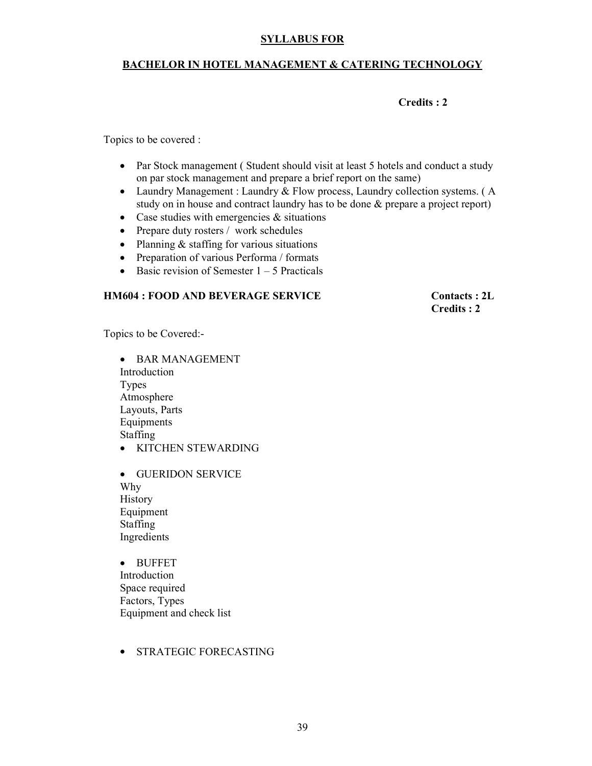**SYLLABUS FOR**

**BACHELOR IN HOTEL MANAGEMENT & CATERING TECHNOLOGY**

**Credits : 2**

Topics to be covered :

- Par Stock management ( Student should visit at least 5 hotels and conduct a study on par stock management and prepare a brief report on the same)
- Laundry Management : Laundry & Flow process, Laundry collection systems. ( A study on in house and contract laundry has to be done & prepare a project report)
- Case studies with emergencies & situations
- Prepare duty rosters / work schedules
- Planning & staffing for various situations
- Preparation of various Performa / formats
- Basic revision of Semester 1 – 5 Practicals

**HM604 : FOOD AND BEVERAGE SERVICE** **Contacts : 2L**
**Credits : 2**

Topics to be Covered:-

- BAR MANAGEMENT
  Introduction
  Types
  Atmosphere
  Layouts, Parts
  Equipments
  Staffing
- KITCHEN STEWARDING

- GUERIDON SERVICE
  Why
  History
  Equipment
  Staffing
  Ingredients

- BUFFET
  Introduction
  Space required
  Factors, Types
  Equipment and check list

- STRATEGIC FORECASTING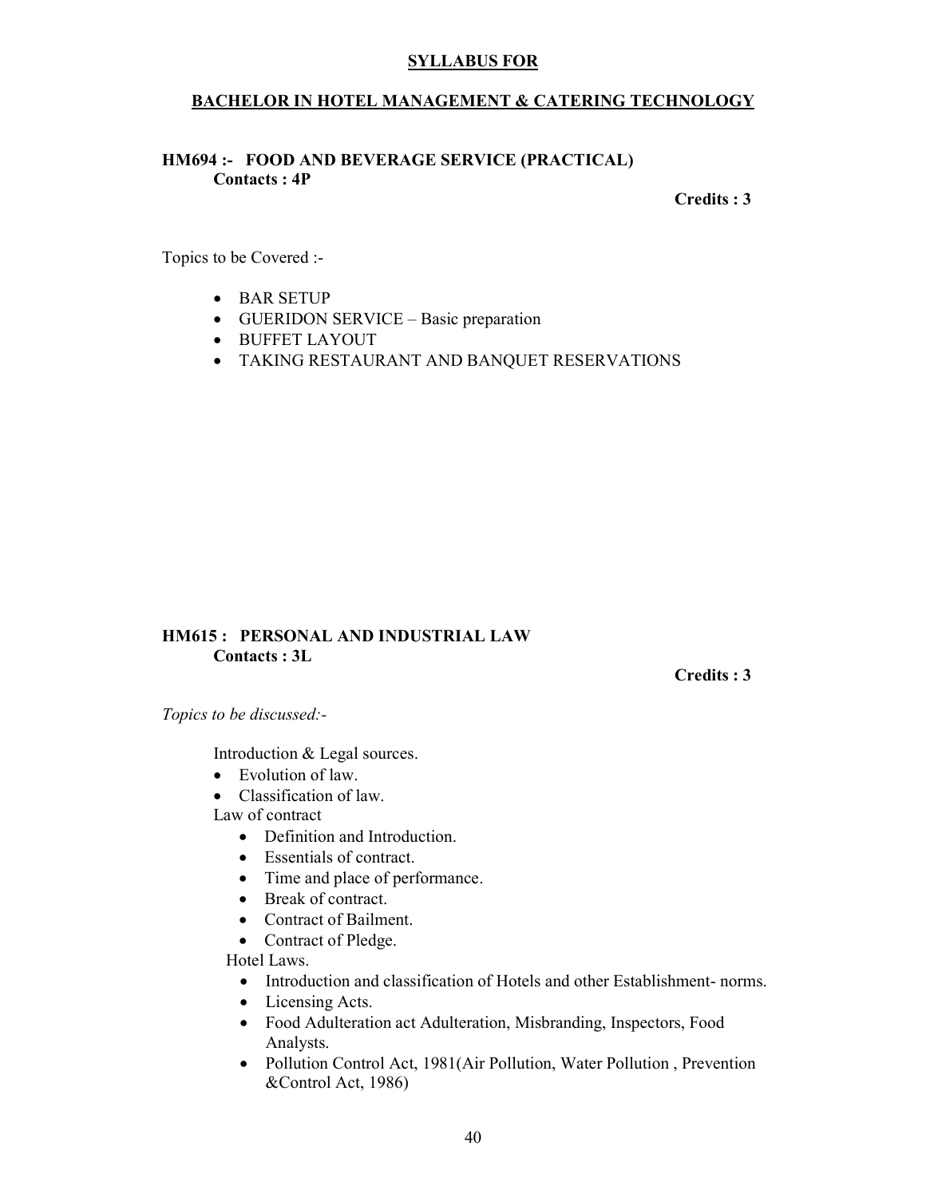**SYLLABUS FOR**

**BACHELOR IN HOTEL MANAGEMENT & CATERING TECHNOLOGY**

**HM694 :- FOOD AND BEVERAGE SERVICE (PRACTICAL)**
**Contacts : 4P**

**Credits : 3**

Topics to be Covered :-

- BAR SETUP
- GUERIDON SERVICE – Basic preparation
- BUFFET LAYOUT
- TAKING RESTAURANT AND BANQUET RESERVATIONS

**HM615 : PERSONAL AND INDUSTRIAL LAW**
**Contacts : 3L**

**Credits : 3**

*Topics to be discussed:-*

Introduction & Legal sources.

- Evolution of law.
- Classification of law.

Law of contract

- Definition and Introduction.
- Essentials of contract.
- Time and place of performance.
- Break of contract.
- Contract of Bailment.
- Contract of Pledge.

Hotel Laws.

- Introduction and classification of Hotels and other Establishment- norms.
- Licensing Acts.
- Food Adulteration act Adulteration, Misbranding, Inspectors, Food Analysts.
- Pollution Control Act, 1981(Air Pollution, Water Pollution , Prevention &Control Act, 1986)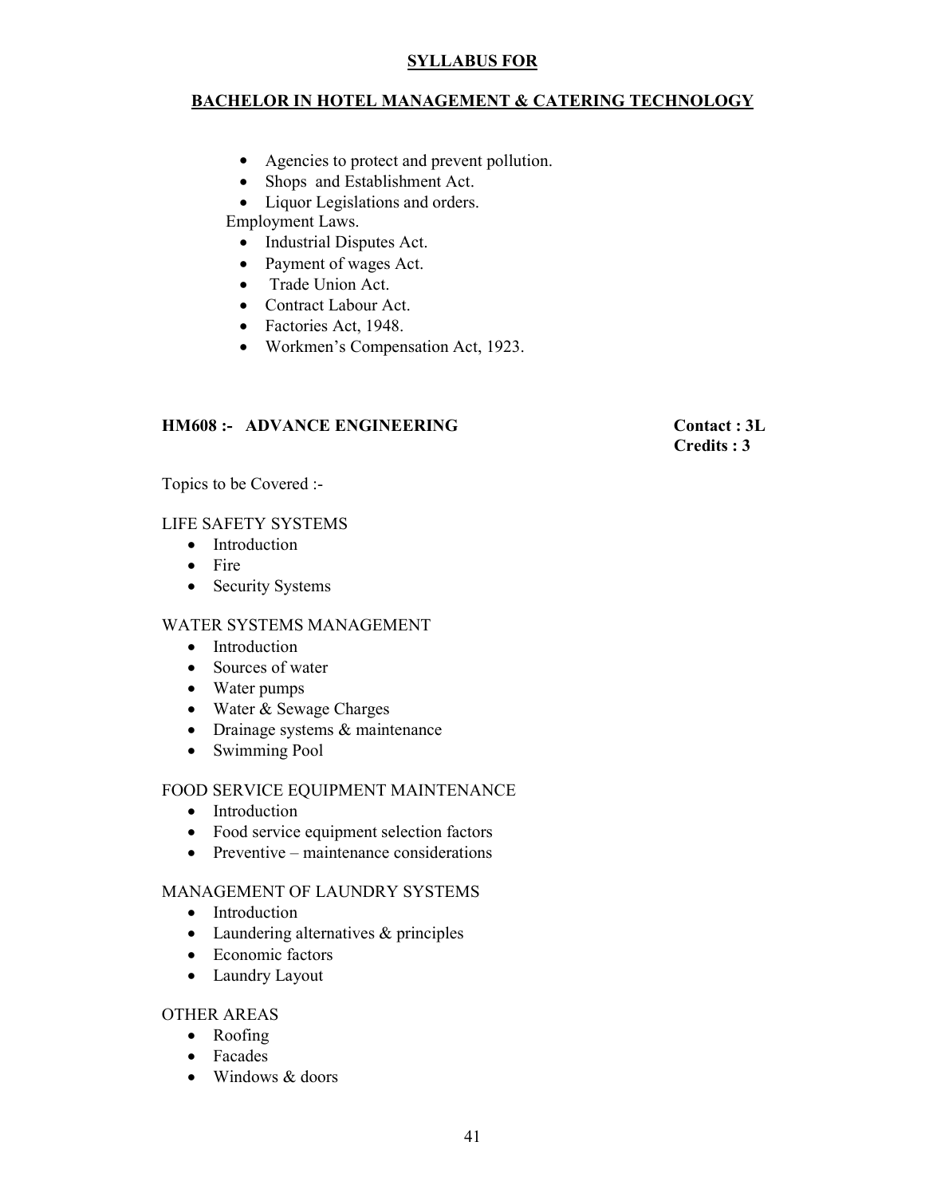- Agencies to protect and prevent pollution.
- Shops and Establishment Act.
- Liquor Legislations and orders.

Employment Laws.

- Industrial Disputes Act.
- Payment of wages Act.
- Trade Union Act.
- Contract Labour Act.
- Factories Act, 1948.
- Workmen's Compensation Act, 1923.

**HM608 :- ADVANCE ENGINEERING** **Contact : 3L**
**Credits : 3**

Topics to be Covered :-

LIFE SAFETY SYSTEMS

- Introduction
- Fire
- Security Systems

WATER SYSTEMS MANAGEMENT

- Introduction
- Sources of water
- Water pumps
- Water & Sewage Charges
- Drainage systems & maintenance
- Swimming Pool

FOOD SERVICE EQUIPMENT MAINTENANCE

- Introduction
- Food service equipment selection factors
- Preventive – maintenance considerations

MANAGEMENT OF LAUNDRY SYSTEMS

- Introduction
- Laundering alternatives & principles
- Economic factors
- Laundry Layout

OTHER AREAS

- Roofing
- Facades
- Windows & doors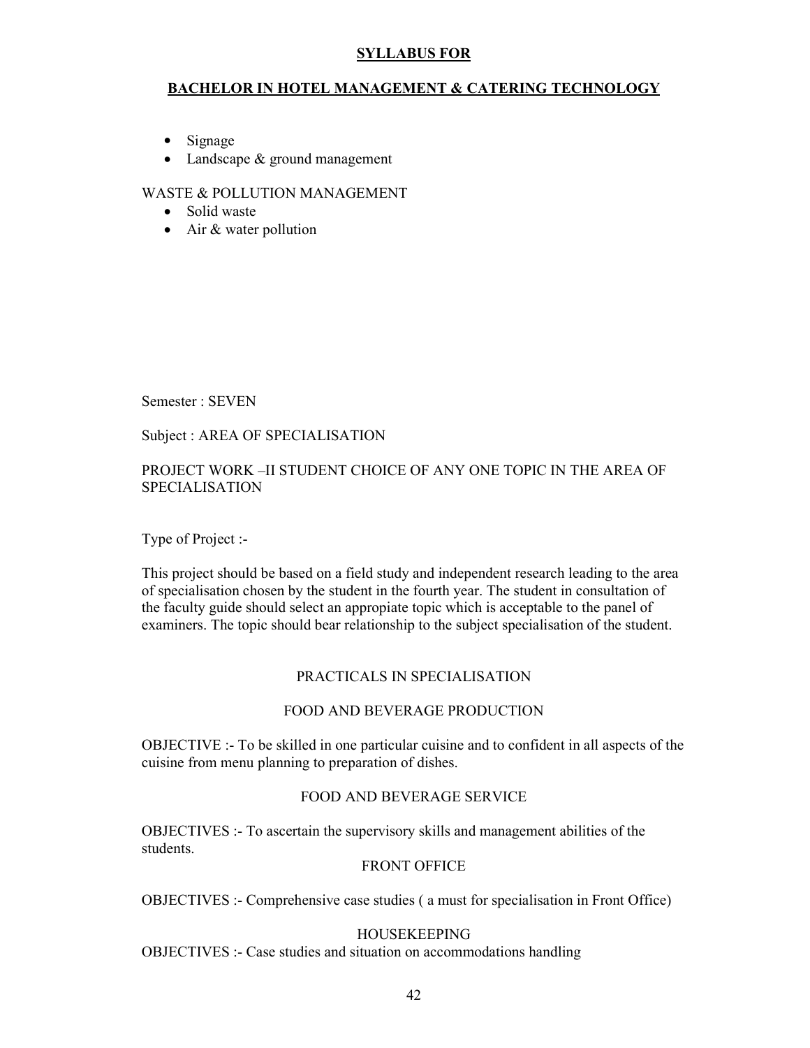- Signage
- Landscape & ground management

WASTE & POLLUTION MANAGEMENT

- Solid waste
- Air & water pollution

Semester : SEVEN

Subject : AREA OF SPECIALISATION

PROJECT WORK –II STUDENT CHOICE OF ANY ONE TOPIC IN THE AREA OF SPECIALISATION

Type of Project :-

This project should be based on a field study and independent research leading to the area of specialisation chosen by the student in the fourth year. The student in consultation of the faculty guide should select an appropiate topic which is acceptable to the panel of examiners. The topic should bear relationship to the subject specialisation of the student.

PRACTICALS IN SPECIALISATION

FOOD AND BEVERAGE PRODUCTION

OBJECTIVE :- To be skilled in one particular cuisine and to confident in all aspects of the cuisine from menu planning to preparation of dishes.

FOOD AND BEVERAGE SERVICE

OBJECTIVES :- To ascertain the supervisory skills and management abilities of the students.

FRONT OFFICE

OBJECTIVES :- Comprehensive case studies ( a must for specialisation in Front Office)

HOUSEKEEPING

OBJECTIVES :- Case studies and situation on accommodations handling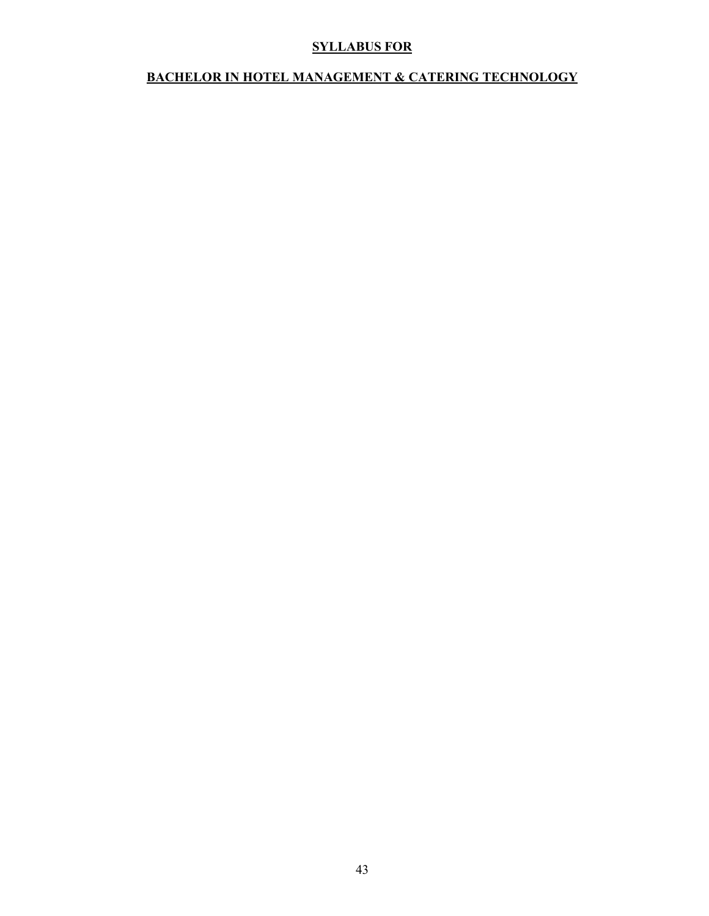# SYLLABUS FOR

## BACHELOR IN HOTEL MANAGEMENT & CATERING TECHNOLOGY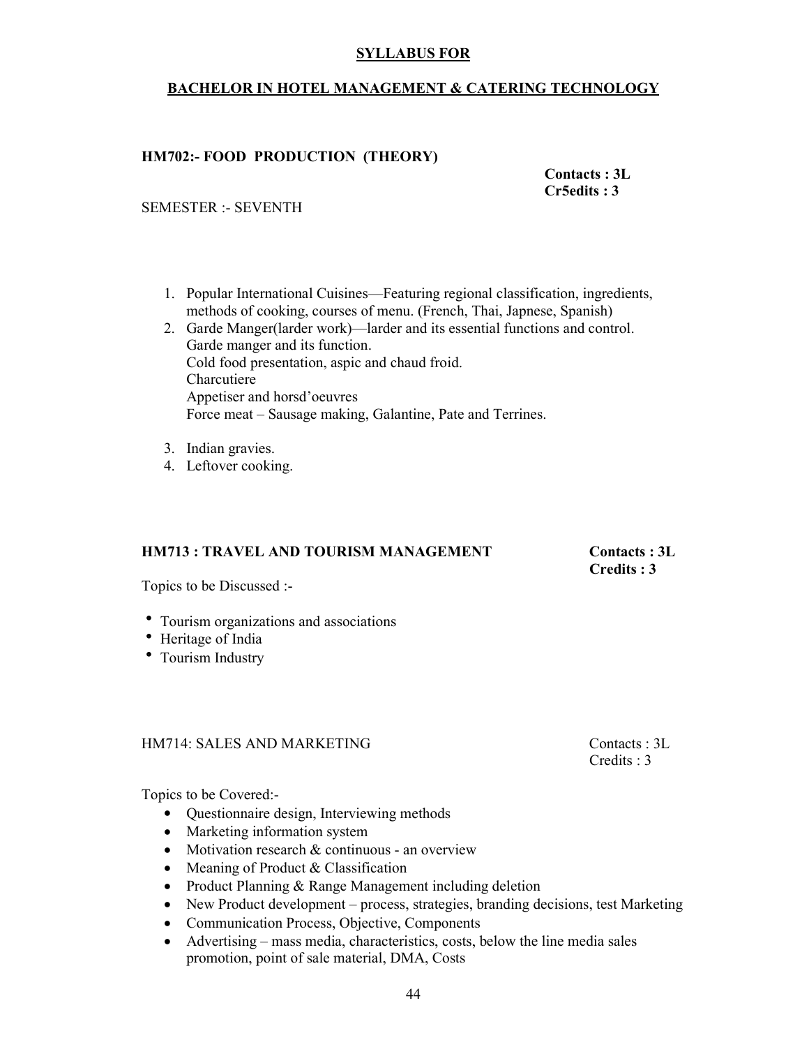**SYLLABUS FOR**

**BACHELOR IN HOTEL MANAGEMENT & CATERING TECHNOLOGY**

**HM702:- FOOD PRODUCTION (THEORY)**

**Contacts : 3L**
**Cr5edits : 3**

SEMESTER :- SEVENTH

1. Popular International Cuisines—Featuring regional classification, ingredients, methods of cooking, courses of menu. (French, Thai, Japnese, Spanish)
2. Garde Manger(larder work)—larder and its essential functions and control.
   Garde manger and its function.
   Cold food presentation, aspic and chaud froid.
   Charcutiere
   Appetiser and horsd'oeuvres
   Force meat – Sausage making, Galantine, Pate and Terrines.
3. Indian gravies.
4. Leftover cooking.

**HM713 : TRAVEL AND TOURISM MANAGEMENT** **Contacts : 3L**
**Credits : 3**

Topics to be Discussed :-

- Tourism organizations and associations
- Heritage of India
- Tourism Industry

HM714: SALES AND MARKETING Contacts : 3L
Credits : 3

Topics to be Covered:-

- Questionnaire design, Interviewing methods
- Marketing information system
- Motivation research & continuous - an overview
- Meaning of Product & Classification
- Product Planning & Range Management including deletion
- New Product development – process, strategies, branding decisions, test Marketing
- Communication Process, Objective, Components
- Advertising – mass media, characteristics, costs, below the line media sales promotion, point of sale material, DMA, Costs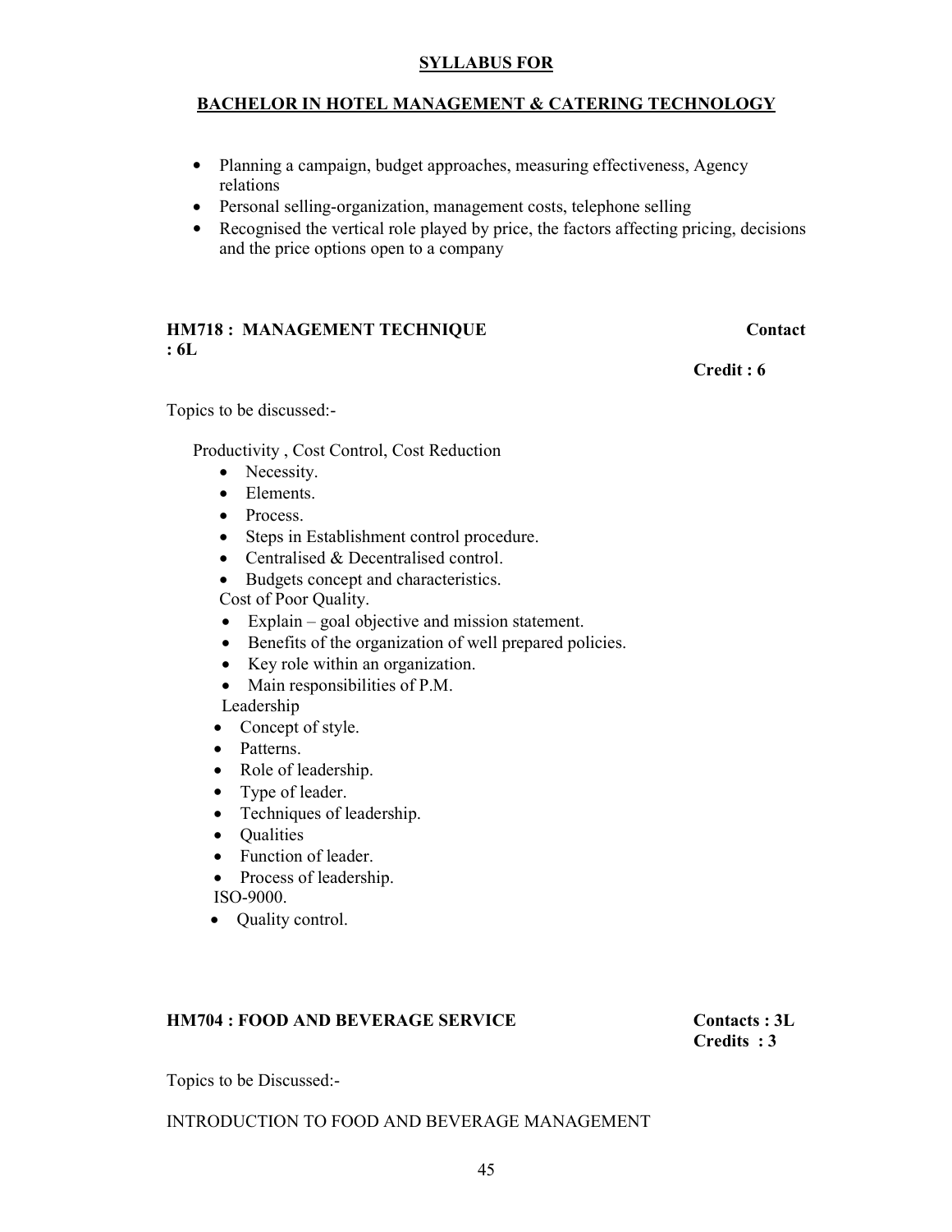- Planning a campaign, budget approaches, measuring effectiveness, Agency relations
- Personal selling-organization, management costs, telephone selling
- Recognised the vertical role played by price, the factors affecting pricing, decisions and the price options open to a company

**HM718 : MANAGEMENT TECHNIQUE** **Contact : 6L**

**Credit : 6**

Topics to be discussed:-

Productivity , Cost Control, Cost Reduction

- Necessity.
- Elements.
- Process.
- Steps in Establishment control procedure.
- Centralised & Decentralised control.
- Budgets concept and characteristics.

Cost of Poor Quality.

- Explain – goal objective and mission statement.
- Benefits of the organization of well prepared policies.
- Key role within an organization.
- Main responsibilities of P.M.

Leadership

- Concept of style.
- Patterns.
- Role of leadership.
- Type of leader.
- Techniques of leadership.
- Qualities
- Function of leader.
- Process of leadership.

ISO-9000.

- Quality control.

**HM704 : FOOD AND BEVERAGE SERVICE** **Contacts : 3L**

**Credits : 3**

Topics to be Discussed:-

INTRODUCTION TO FOOD AND BEVERAGE MANAGEMENT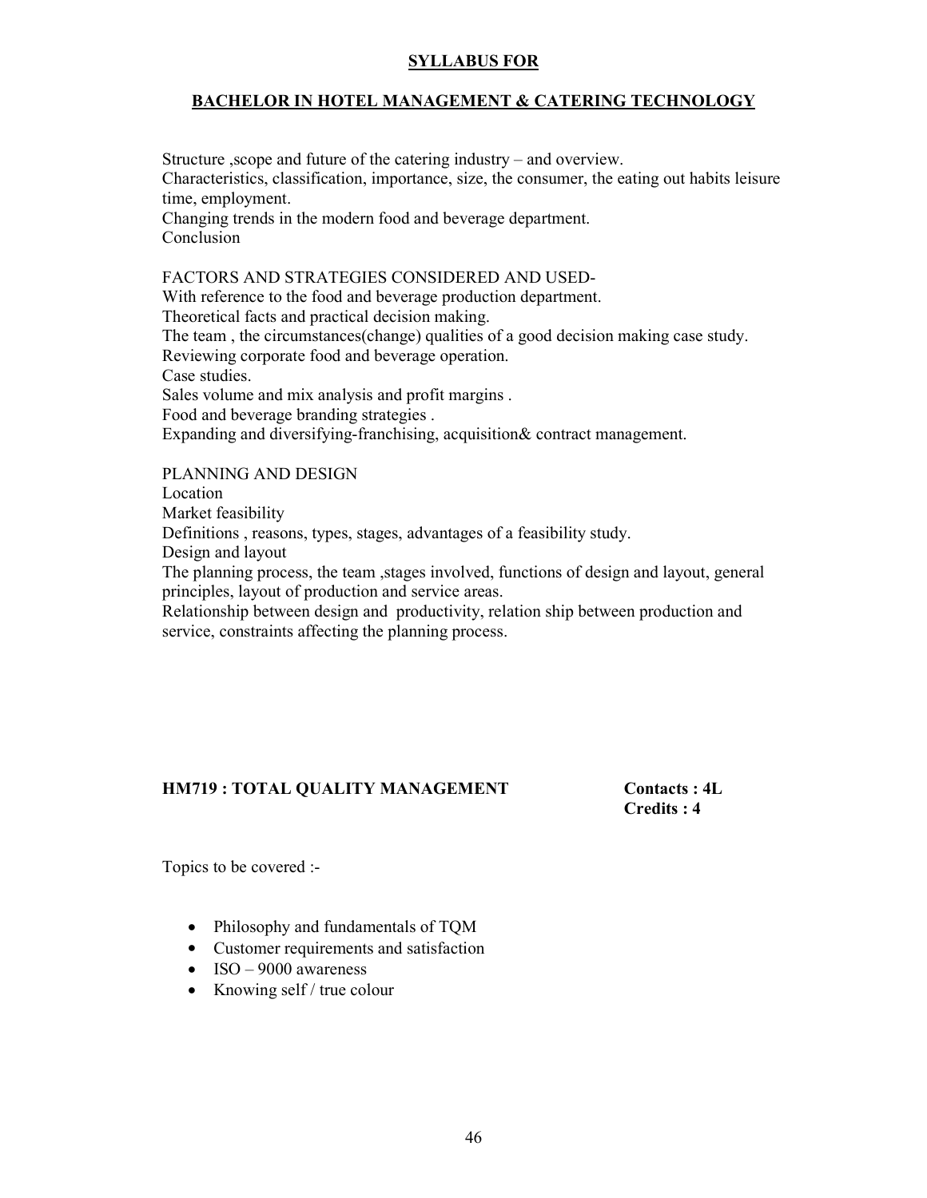**SYLLABUS FOR**

**BACHELOR IN HOTEL MANAGEMENT & CATERING TECHNOLOGY**

Structure ,scope and future of the catering industry – and overview.
Characteristics, classification, importance, size, the consumer, the eating out habits leisure time, employment.
Changing trends in the modern food and beverage department.
Conclusion

FACTORS AND STRATEGIES CONSIDERED AND USED-
With reference to the food and beverage production department.
Theoretical facts and practical decision making.
The team , the circumstances(change) qualities of a good decision making case study.
Reviewing corporate food and beverage operation.
Case studies.
Sales volume and mix analysis and profit margins .
Food and beverage branding strategies .
Expanding and diversifying-franchising, acquisition& contract management.

PLANNING AND DESIGN
Location
Market feasibility
Definitions , reasons, types, stages, advantages of a feasibility study.
Design and layout
The planning process, the team ,stages involved, functions of design and layout, general principles, layout of production and service areas.
Relationship between design and productivity, relation ship between production and service, constraints affecting the planning process.

**HM719 : TOTAL QUALITY MANAGEMENT** **Contacts : 4L**
**Credits : 4**

Topics to be covered :-

- Philosophy and fundamentals of TQM
- Customer requirements and satisfaction
- ISO – 9000 awareness
- Knowing self / true colour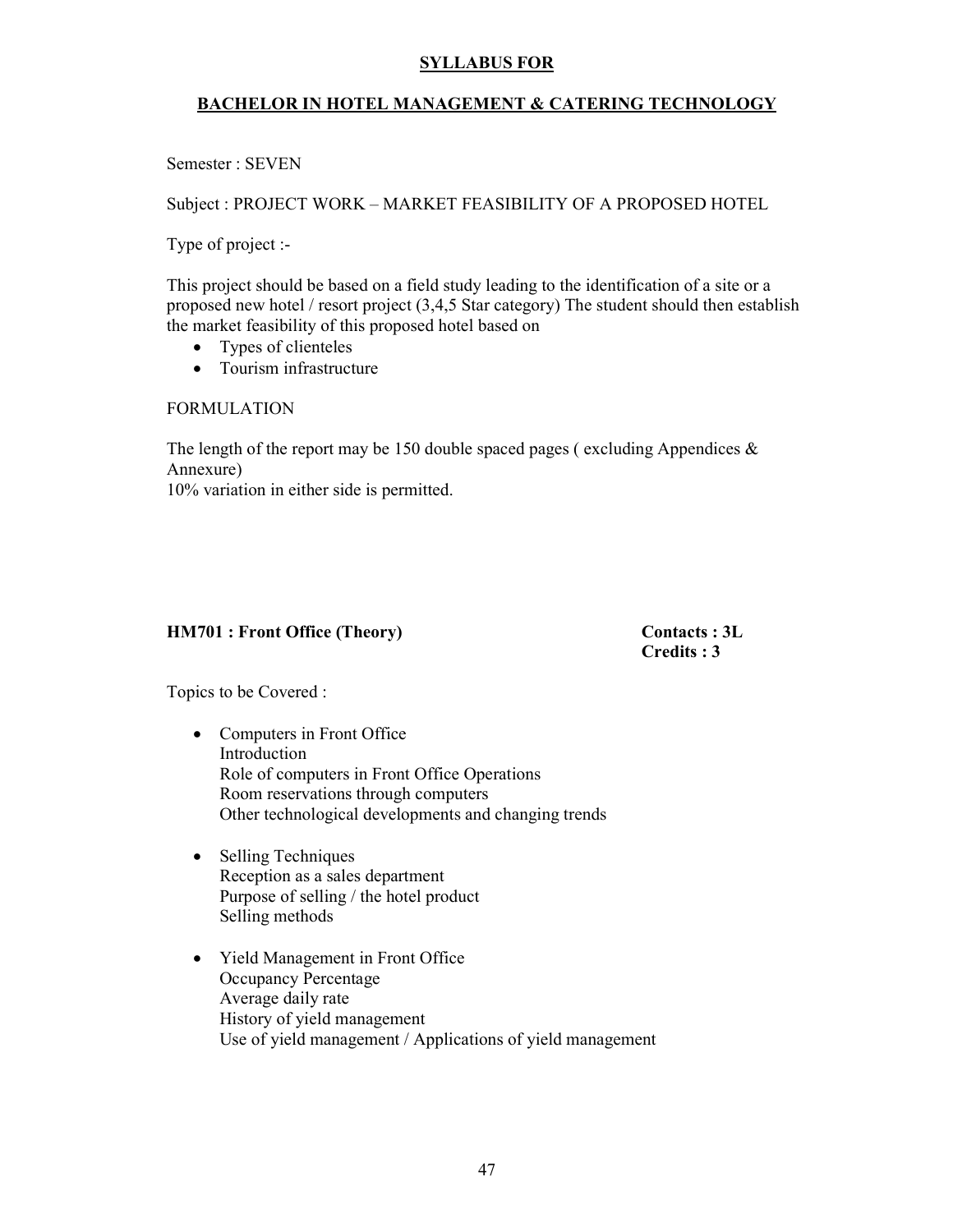# SYLLABUS FOR

## BACHELOR IN HOTEL MANAGEMENT & CATERING TECHNOLOGY

Semester : SEVEN

Subject : PROJECT WORK – MARKET FEASIBILITY OF A PROPOSED HOTEL

Type of project :-

This project should be based on a field study leading to the identification of a site or a proposed new hotel / resort project (3,4,5 Star category) The student should then establish the market feasibility of this proposed hotel based on

- Types of clienteles
- Tourism infrastructure

FORMULATION

The length of the report may be 150 double spaced pages ( excluding Appendices & Annexure)
10% variation in either side is permitted.

**HM701 : Front Office (Theory)** **Contacts : 3L**
**Credits : 3**

Topics to be Covered :

- Computers in Front Office
  Introduction
  Role of computers in Front Office Operations
  Room reservations through computers
  Other technological developments and changing trends

- Selling Techniques
  Reception as a sales department
  Purpose of selling / the hotel product
  Selling methods

- Yield Management in Front Office
  Occupancy Percentage
  Average daily rate
  History of yield management
  Use of yield management / Applications of yield management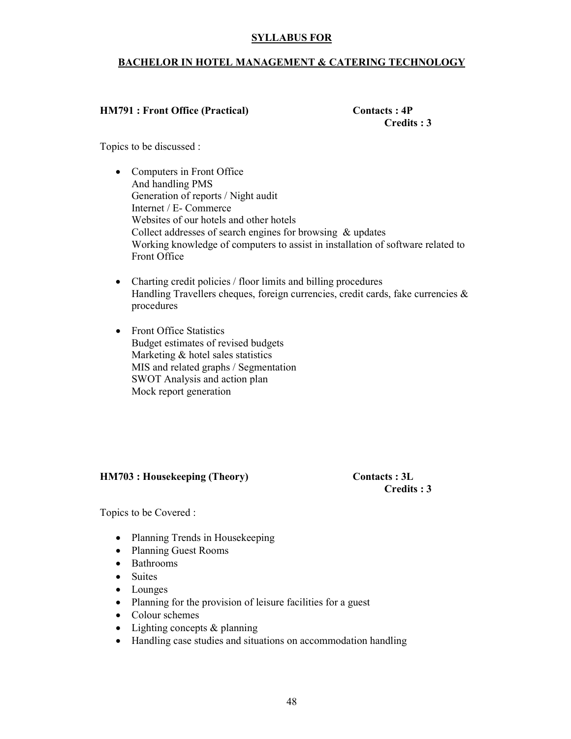**SYLLABUS FOR**

**BACHELOR IN HOTEL MANAGEMENT & CATERING TECHNOLOGY**

**HM791 : Front Office (Practical)** **Contacts : 4P**
**Credits : 3**

Topics to be discussed :

- Computers in Front Office
  And handling PMS
  Generation of reports / Night audit
  Internet / E- Commerce
  Websites of our hotels and other hotels
  Collect addresses of search engines for browsing & updates
  Working knowledge of computers to assist in installation of software related to Front Office

- Charting credit policies / floor limits and billing procedures
  Handling Travellers cheques, foreign currencies, credit cards, fake currencies & procedures

- Front Office Statistics
  Budget estimates of revised budgets
  Marketing & hotel sales statistics
  MIS and related graphs / Segmentation
  SWOT Analysis and action plan
  Mock report generation

**HM703 : Housekeeping (Theory)** **Contacts : 3L**
**Credits : 3**

Topics to be Covered :

- Planning Trends in Housekeeping
- Planning Guest Rooms
- Bathrooms
- Suites
- Lounges
- Planning for the provision of leisure facilities for a guest
- Colour schemes
- Lighting concepts & planning
- Handling case studies and situations on accommodation handling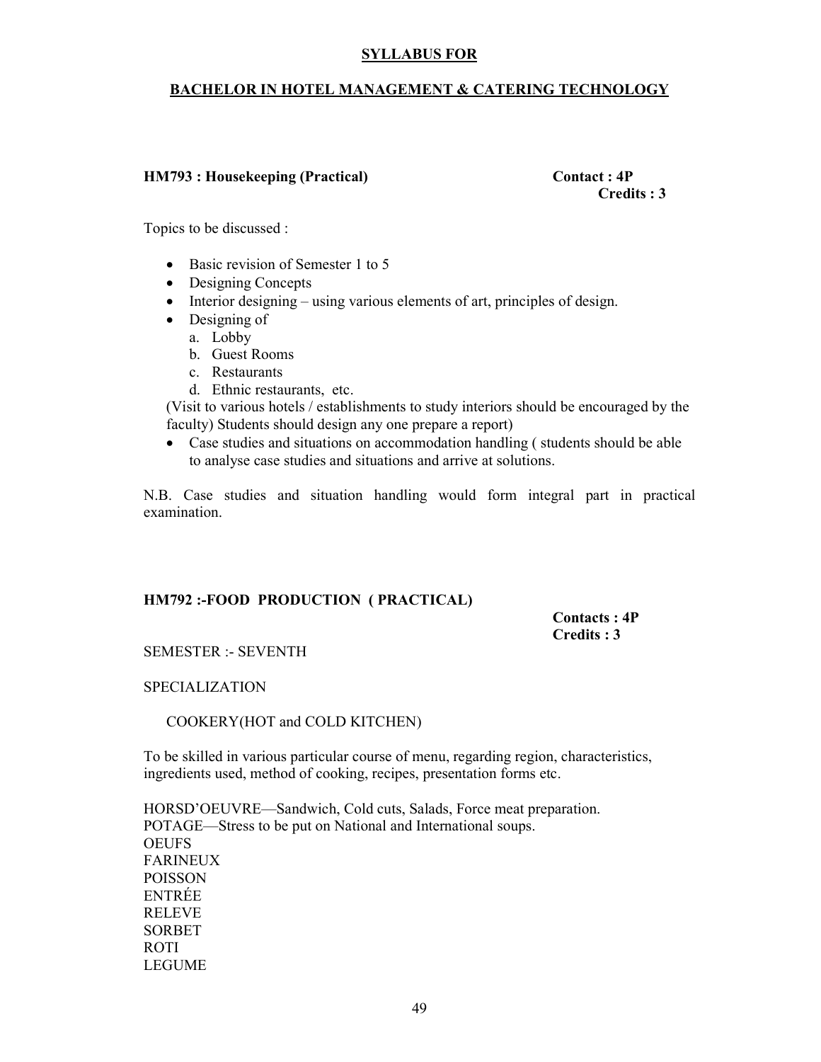## SYLLABUS FOR

## BACHELOR IN HOTEL MANAGEMENT & CATERING TECHNOLOGY

### HM793 : Housekeeping (Practical)

**Contact : 4P**
**Credits : 3**

Topics to be discussed :

- Basic revision of Semester 1 to 5
- Designing Concepts
- Interior designing – using various elements of art, principles of design.
- Designing of
  a. Lobby
  b. Guest Rooms
  c. Restaurants
  d. Ethnic restaurants, etc.

  (Visit to various hotels / establishments to study interiors should be encouraged by the faculty) Students should design any one prepare a report)
- Case studies and situations on accommodation handling ( students should be able to analyse case studies and situations and arrive at solutions.

N.B. Case studies and situation handling would form integral part in practical examination.

### HM792 :-FOOD PRODUCTION ( PRACTICAL)

**Contacts : 4P**
**Credits : 3**

SEMESTER :- SEVENTH

SPECIALIZATION

COOKERY(HOT and COLD KITCHEN)

To be skilled in various particular course of menu, regarding region, characteristics, ingredients used, method of cooking, recipes, presentation forms etc.

HORSD'OEUVRE—Sandwich, Cold cuts, Salads, Force meat preparation.
POTAGE—Stress to be put on National and International soups.
OEUFS
FARINEUX
POISSON
ENTRÉE
RELEVE
SORBET
ROTI
LEGUME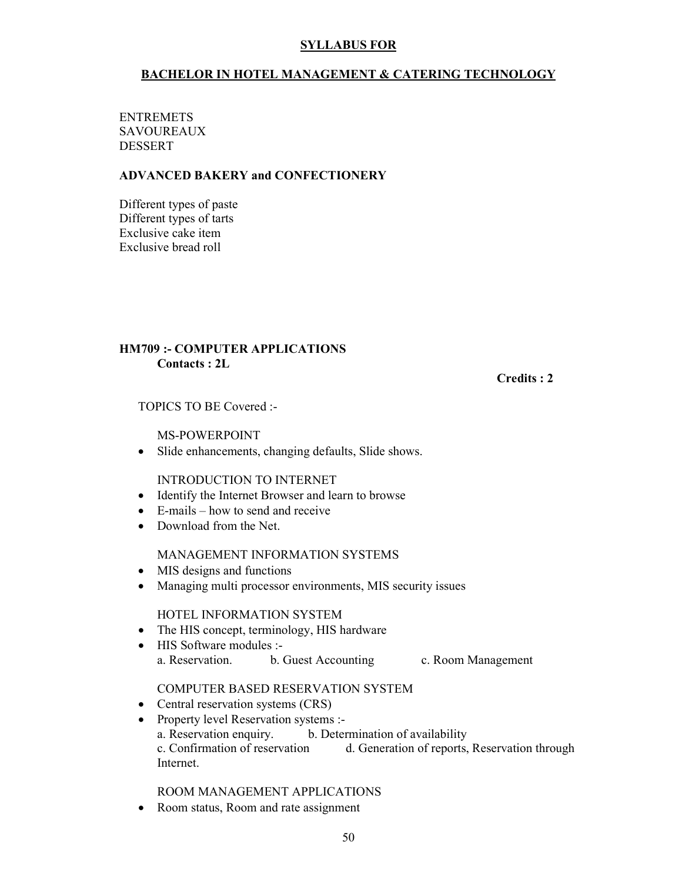**SYLLABUS FOR**

**BACHELOR IN HOTEL MANAGEMENT & CATERING TECHNOLOGY**

ENTREMETS
SAVOUREAUX
DESSERT

**ADVANCED BAKERY and CONFECTIONERY**

Different types of paste
Different types of tarts
Exclusive cake item
Exclusive bread roll

**HM709 :- COMPUTER APPLICATIONS**
**Contacts : 2L**

**Credits : 2**

TOPICS TO BE Covered :-

MS-POWERPOINT

- Slide enhancements, changing defaults, Slide shows.

INTRODUCTION TO INTERNET

- Identify the Internet Browser and learn to browse
- E-mails – how to send and receive
- Download from the Net.

MANAGEMENT INFORMATION SYSTEMS

- MIS designs and functions
- Managing multi processor environments, MIS security issues

HOTEL INFORMATION SYSTEM

- The HIS concept, terminology, HIS hardware
- HIS Software modules :-
  a. Reservation. b. Guest Accounting c. Room Management

COMPUTER BASED RESERVATION SYSTEM

- Central reservation systems (CRS)
- Property level Reservation systems :-
  a. Reservation enquiry. b. Determination of availability
  c. Confirmation of reservation d. Generation of reports, Reservation through Internet.

ROOM MANAGEMENT APPLICATIONS

- Room status, Room and rate assignment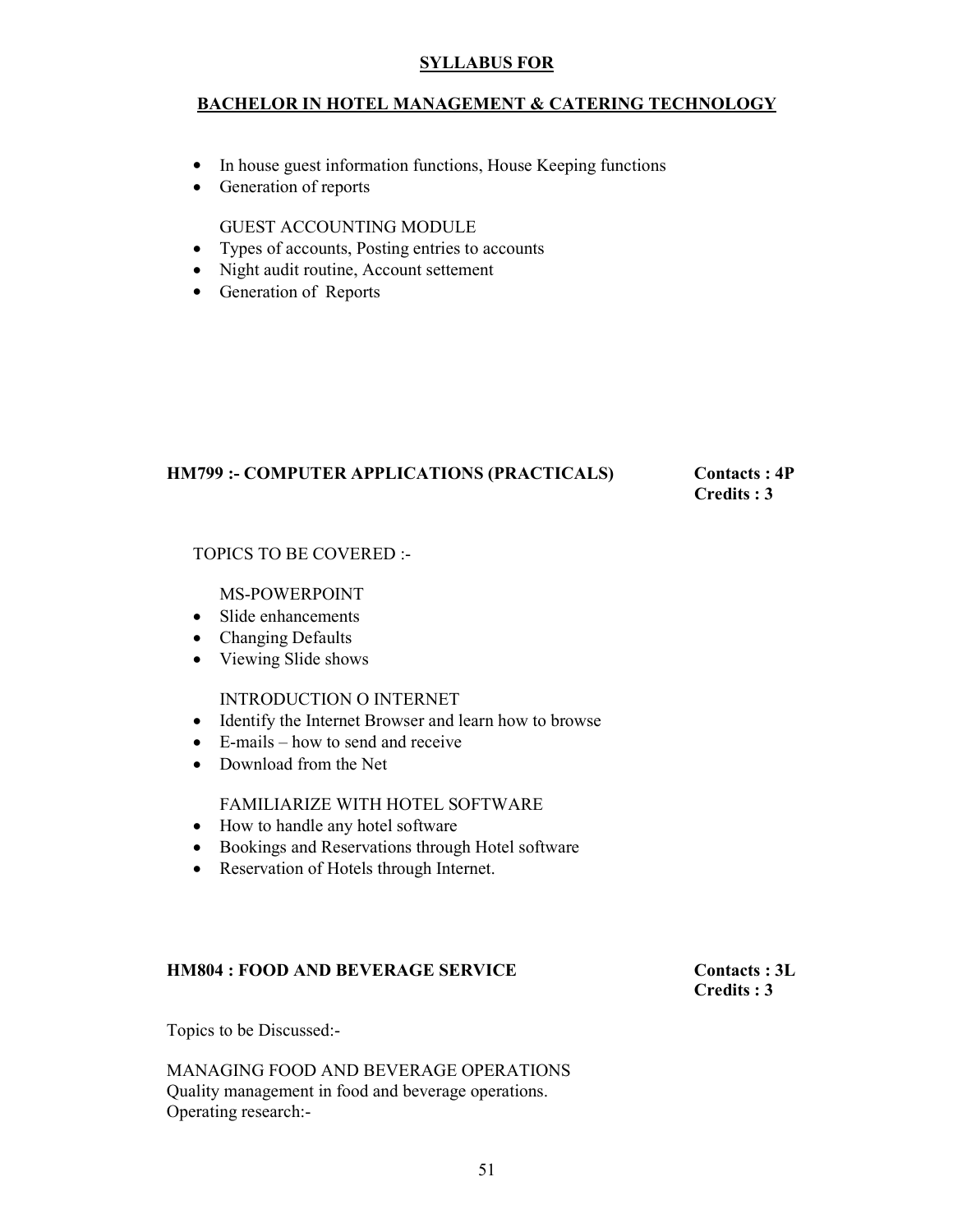- In house guest information functions, House Keeping functions
- Generation of reports

GUEST ACCOUNTING MODULE

- Types of accounts, Posting entries to accounts
- Night audit routine, Account settement
- Generation of Reports

### HM799 :- COMPUTER APPLICATIONS (PRACTICALS)

**Contacts : 4P**
**Credits : 3**

TOPICS TO BE COVERED :-

MS-POWERPOINT

- Slide enhancements
- Changing Defaults
- Viewing Slide shows

INTRODUCTION O INTERNET

- Identify the Internet Browser and learn how to browse
- E-mails – how to send and receive
- Download from the Net

FAMILIARIZE WITH HOTEL SOFTWARE

- How to handle any hotel software
- Bookings and Reservations through Hotel software
- Reservation of Hotels through Internet.

### HM804 : FOOD AND BEVERAGE SERVICE

**Contacts : 3L**
**Credits : 3**

Topics to be Discussed:-

MANAGING FOOD AND BEVERAGE OPERATIONS
Quality management in food and beverage operations.
Operating research:-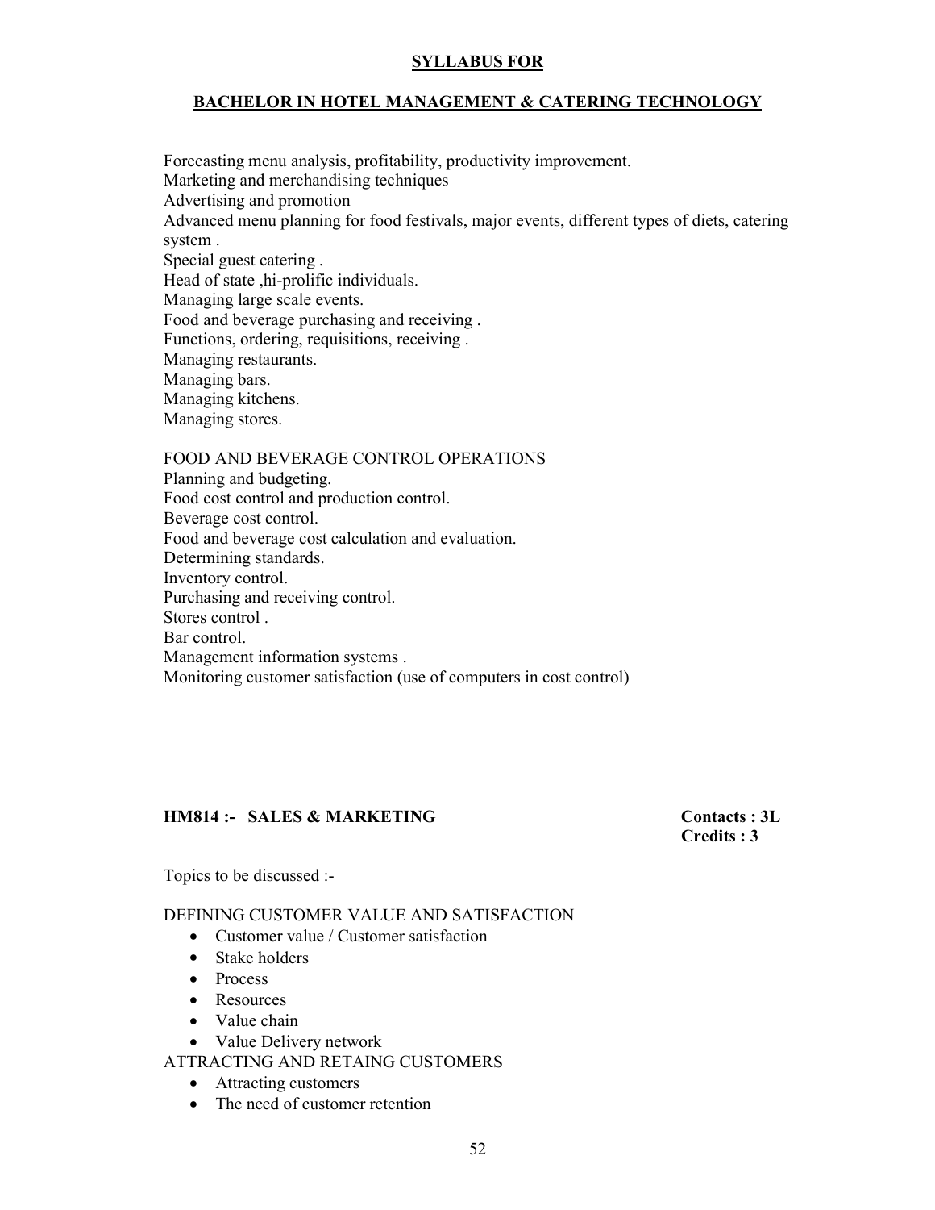Forecasting menu analysis, profitability, productivity improvement.
Marketing and merchandising techniques
Advertising and promotion
Advanced menu planning for food festivals, major events, different types of diets, catering system .
Special guest catering .
Head of state ,hi-prolific individuals.
Managing large scale events.
Food and beverage purchasing and receiving .
Functions, ordering, requisitions, receiving .
Managing restaurants.
Managing bars.
Managing kitchens.
Managing stores.

FOOD AND BEVERAGE CONTROL OPERATIONS
Planning and budgeting.
Food cost control and production control.
Beverage cost control.
Food and beverage cost calculation and evaluation.
Determining standards.
Inventory control.
Purchasing and receiving control.
Stores control .
Bar control.
Management information systems .
Monitoring customer satisfaction (use of computers in cost control)

**HM814 :- SALES & MARKETING** **Contacts : 3L**
**Credits : 3**

Topics to be discussed :-

DEFINING CUSTOMER VALUE AND SATISFACTION

- Customer value / Customer satisfaction
- Stake holders
- Process
- Resources
- Value chain
- Value Delivery network

ATTRACTING AND RETAING CUSTOMERS

- Attracting customers
- The need of customer retention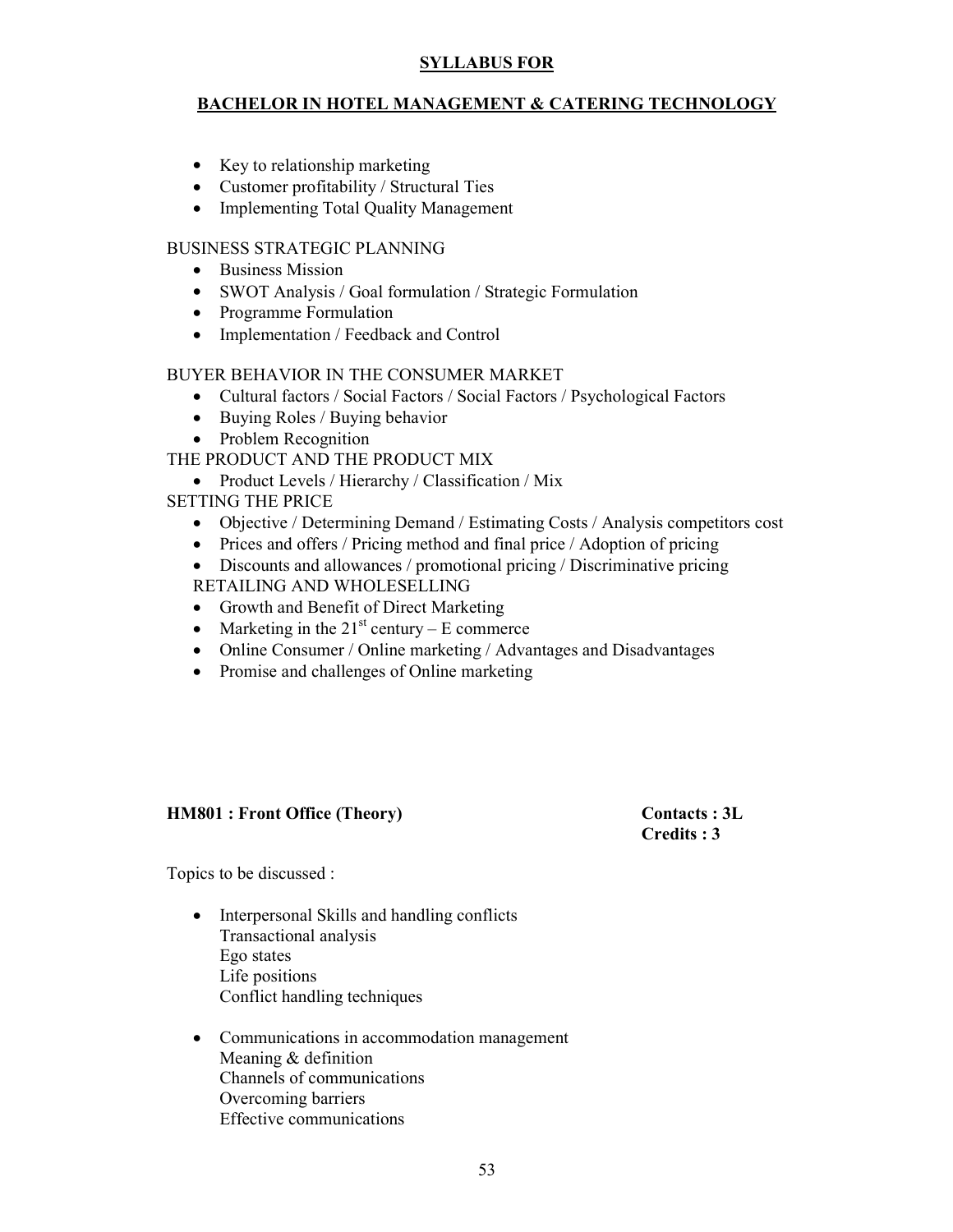**SYLLABUS FOR**

**BACHELOR IN HOTEL MANAGEMENT & CATERING TECHNOLOGY**

- Key to relationship marketing
- Customer profitability / Structural Ties
- Implementing Total Quality Management

BUSINESS STRATEGIC PLANNING

- Business Mission
- SWOT Analysis / Goal formulation / Strategic Formulation
- Programme Formulation
- Implementation / Feedback and Control

BUYER BEHAVIOR IN THE CONSUMER MARKET

- Cultural factors / Social Factors / Social Factors / Psychological Factors
- Buying Roles / Buying behavior
- Problem Recognition

THE PRODUCT AND THE PRODUCT MIX

- Product Levels / Hierarchy / Classification / Mix

SETTING THE PRICE

- Objective / Determining Demand / Estimating Costs / Analysis competitors cost
- Prices and offers / Pricing method and final price / Adoption of pricing
- Discounts and allowances / promotional pricing / Discriminative pricing

RETAILING AND WHOLESELLING

- Growth and Benefit of Direct Marketing
- Marketing in the 21st century – E commerce
- Online Consumer / Online marketing / Advantages and Disadvantages
- Promise and challenges of Online marketing

**HM801 : Front Office (Theory)** **Contacts : 3L**
**Credits : 3**

Topics to be discussed :

- Interpersonal Skills and handling conflicts
  Transactional analysis
  Ego states
  Life positions
  Conflict handling techniques

- Communications in accommodation management
  Meaning & definition
  Channels of communications
  Overcoming barriers
  Effective communications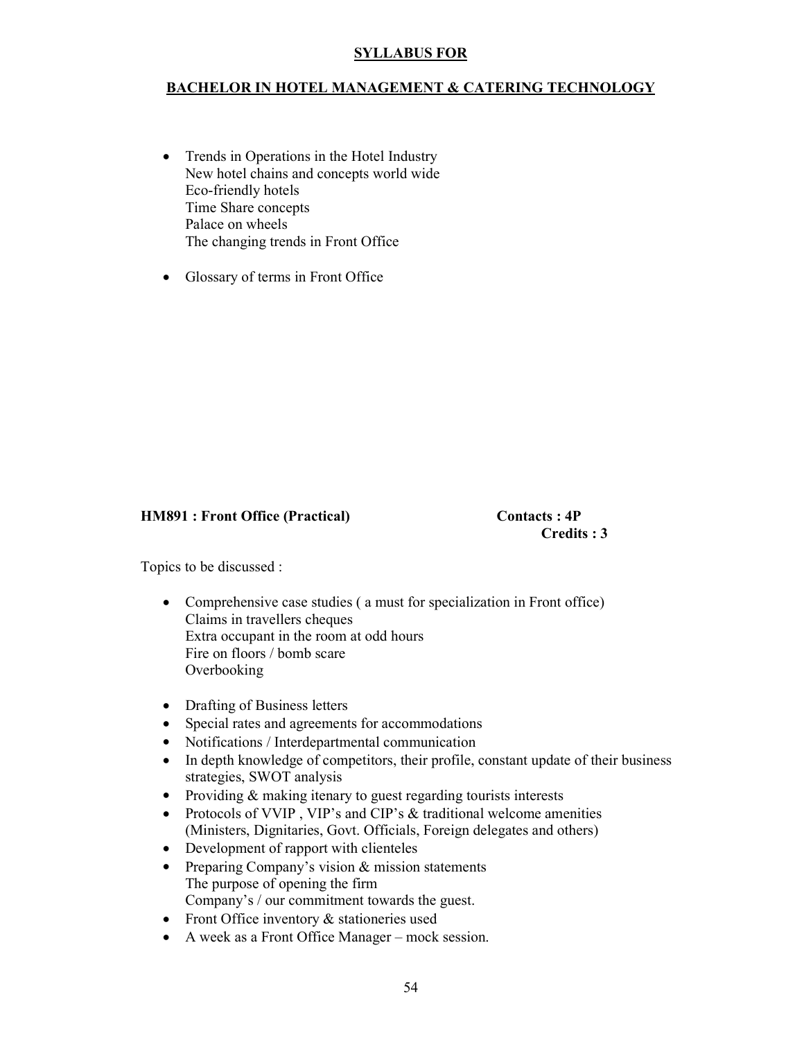- Trends in Operations in the Hotel Industry
  New hotel chains and concepts world wide
  Eco-friendly hotels
  Time Share concepts
  Palace on wheels
  The changing trends in Front Office

- Glossary of terms in Front Office

**HM891 : Front Office (Practical)** **Contacts : 4P**
**Credits : 3**

Topics to be discussed :

- Comprehensive case studies ( a must for specialization in Front office)
  Claims in travellers cheques
  Extra occupant in the room at odd hours
  Fire on floors / bomb scare
  Overbooking

- Drafting of Business letters
- Special rates and agreements for accommodations
- Notifications / Interdepartmental communication
- In depth knowledge of competitors, their profile, constant update of their business strategies, SWOT analysis
- Providing & making itenary to guest regarding tourists interests
- Protocols of VVIP , VIP's and CIP's & traditional welcome amenities (Ministers, Dignitaries, Govt. Officials, Foreign delegates and others)
- Development of rapport with clienteles
- Preparing Company's vision & mission statements
  The purpose of opening the firm
  Company's / our commitment towards the guest.
- Front Office inventory & stationeries used
- A week as a Front Office Manager – mock session.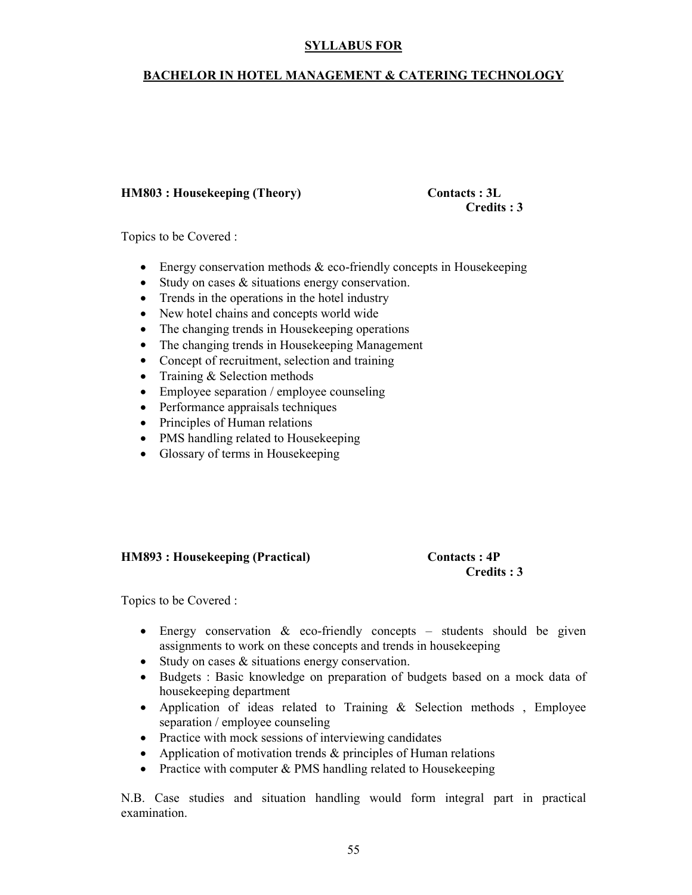## SYLLABUS FOR

## BACHELOR IN HOTEL MANAGEMENT & CATERING TECHNOLOGY

**HM803 : Housekeeping (Theory)** **Contacts : 3L**
**Credits : 3**

Topics to be Covered :

- Energy conservation methods & eco-friendly concepts in Housekeeping
- Study on cases & situations energy conservation.
- Trends in the operations in the hotel industry
- New hotel chains and concepts world wide
- The changing trends in Housekeeping operations
- The changing trends in Housekeeping Management
- Concept of recruitment, selection and training
- Training & Selection methods
- Employee separation / employee counseling
- Performance appraisals techniques
- Principles of Human relations
- PMS handling related to Housekeeping
- Glossary of terms in Housekeeping

**HM893 : Housekeeping (Practical)** **Contacts : 4P**
**Credits : 3**

Topics to be Covered :

- Energy conservation & eco-friendly concepts – students should be given assignments to work on these concepts and trends in housekeeping
- Study on cases & situations energy conservation.
- Budgets : Basic knowledge on preparation of budgets based on a mock data of housekeeping department
- Application of ideas related to Training & Selection methods , Employee separation / employee counseling
- Practice with mock sessions of interviewing candidates
- Application of motivation trends & principles of Human relations
- Practice with computer & PMS handling related to Housekeeping

N.B. Case studies and situation handling would form integral part in practical examination.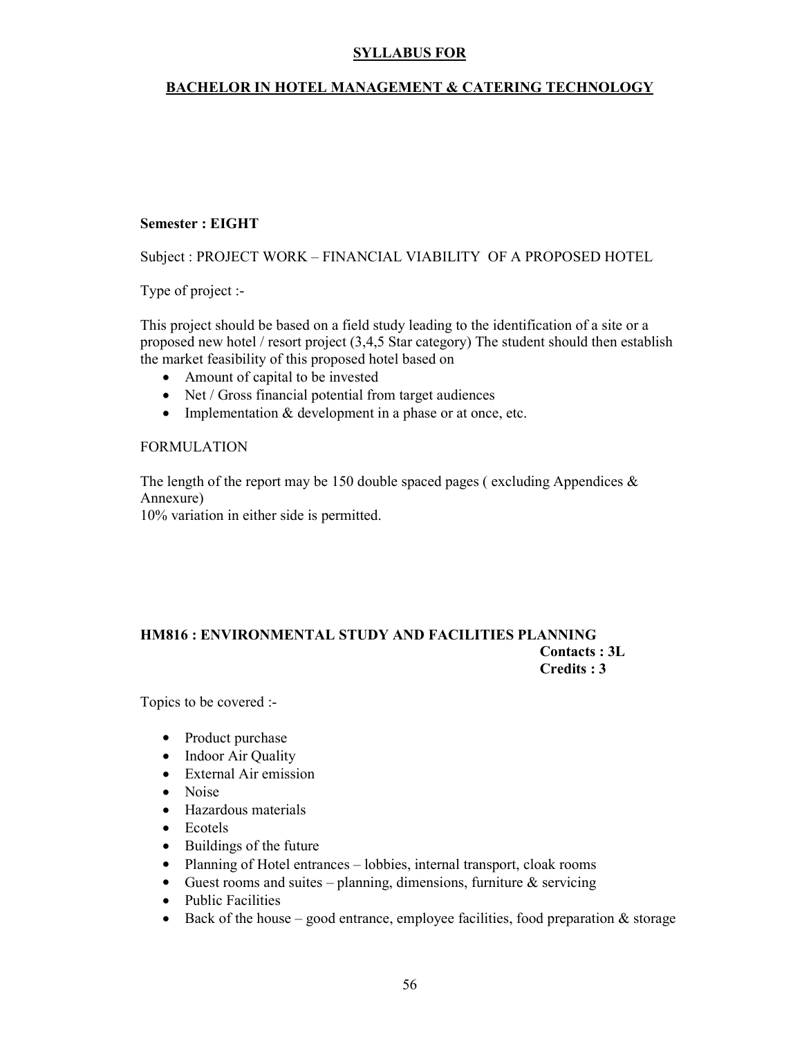**SYLLABUS FOR**

**BACHELOR IN HOTEL MANAGEMENT & CATERING TECHNOLOGY**

**Semester : EIGHT**

Subject : PROJECT WORK – FINANCIAL VIABILITY OF A PROPOSED HOTEL

Type of project :-

This project should be based on a field study leading to the identification of a site or a proposed new hotel / resort project (3,4,5 Star category) The student should then establish the market feasibility of this proposed hotel based on

- Amount of capital to be invested
- Net / Gross financial potential from target audiences
- Implementation & development in a phase or at once, etc.

FORMULATION

The length of the report may be 150 double spaced pages ( excluding Appendices & Annexure)
10% variation in either side is permitted.

**HM816 : ENVIRONMENTAL STUDY AND FACILITIES PLANNING**

**Contacts : 3L**
**Credits : 3**

Topics to be covered :-

- Product purchase
- Indoor Air Quality
- External Air emission
- Noise
- Hazardous materials
- Ecotels
- Buildings of the future
- Planning of Hotel entrances – lobbies, internal transport, cloak rooms
- Guest rooms and suites – planning, dimensions, furniture & servicing
- Public Facilities
- Back of the house – good entrance, employee facilities, food preparation & storage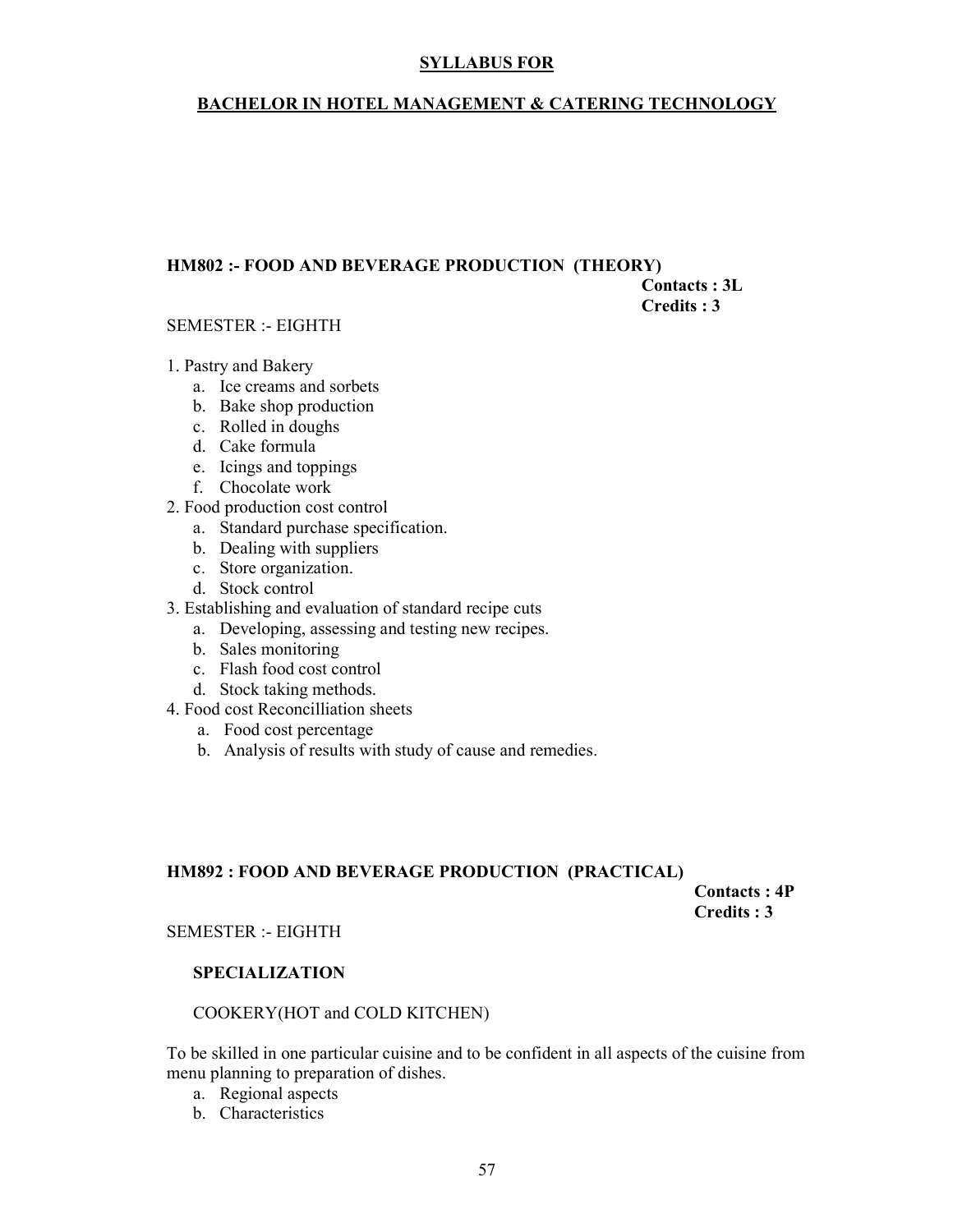**SYLLABUS FOR**

**BACHELOR IN HOTEL MANAGEMENT & CATERING TECHNOLOGY**

**HM802 :- FOOD AND BEVERAGE PRODUCTION (THEORY)**

**Contacts : 3L**
**Credits : 3**

SEMESTER :- EIGHTH

1. Pastry and Bakery
   a. Ice creams and sorbets
   b. Bake shop production
   c. Rolled in doughs
   d. Cake formula
   e. Icings and toppings
   f. Chocolate work
2. Food production cost control
   a. Standard purchase specification.
   b. Dealing with suppliers
   c. Store organization.
   d. Stock control
3. Establishing and evaluation of standard recipe cuts
   a. Developing, assessing and testing new recipes.
   b. Sales monitoring
   c. Flash food cost control
   d. Stock taking methods.
4. Food cost Reconcilliation sheets
   a. Food cost percentage
   b. Analysis of results with study of cause and remedies.

**HM892 : FOOD AND BEVERAGE PRODUCTION (PRACTICAL)**

**Contacts : 4P**
**Credits : 3**

SEMESTER :- EIGHTH

**SPECIALIZATION**

COOKERY(HOT and COLD KITCHEN)

To be skilled in one particular cuisine and to be confident in all aspects of the cuisine from menu planning to preparation of dishes.

a. Regional aspects
b. Characteristics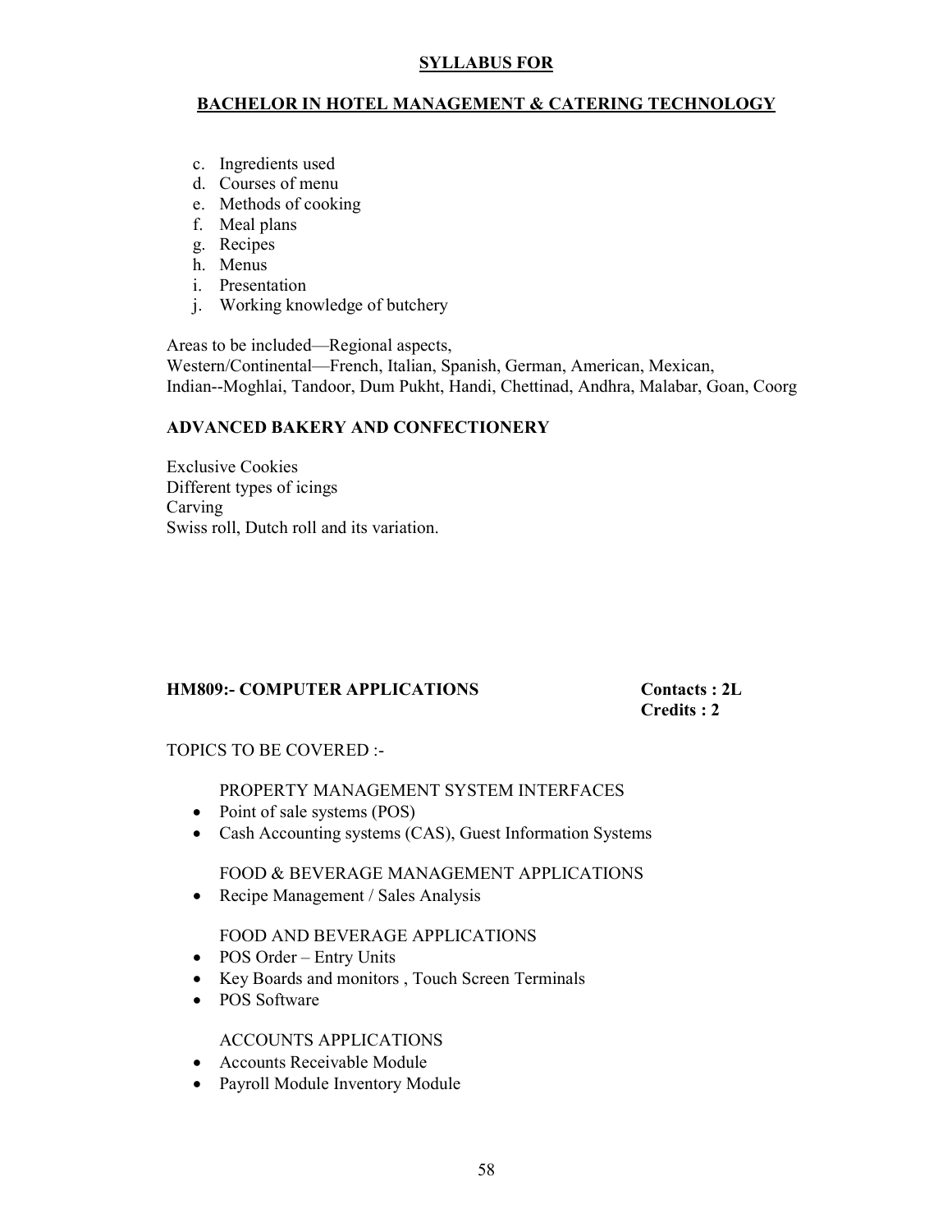c. Ingredients used
d. Courses of menu
e. Methods of cooking
f. Meal plans
g. Recipes
h. Menus
i. Presentation
j. Working knowledge of butchery

Areas to be included—Regional aspects,
Western/Continental—French, Italian, Spanish, German, American, Mexican,
Indian--Moghlai, Tandoor, Dum Pukht, Handi, Chettinad, Andhra, Malabar, Goan, Coorg

**ADVANCED BAKERY AND CONFECTIONERY**

Exclusive Cookies
Different types of icings
Carving
Swiss roll, Dutch roll and its variation.

**HM809:- COMPUTER APPLICATIONS** **Contacts : 2L**
**Credits : 2**

TOPICS TO BE COVERED :-

PROPERTY MANAGEMENT SYSTEM INTERFACES

- Point of sale systems (POS)
- Cash Accounting systems (CAS), Guest Information Systems

FOOD & BEVERAGE MANAGEMENT APPLICATIONS

- Recipe Management / Sales Analysis

FOOD AND BEVERAGE APPLICATIONS

- POS Order – Entry Units
- Key Boards and monitors , Touch Screen Terminals
- POS Software

ACCOUNTS APPLICATIONS

- Accounts Receivable Module
- Payroll Module Inventory Module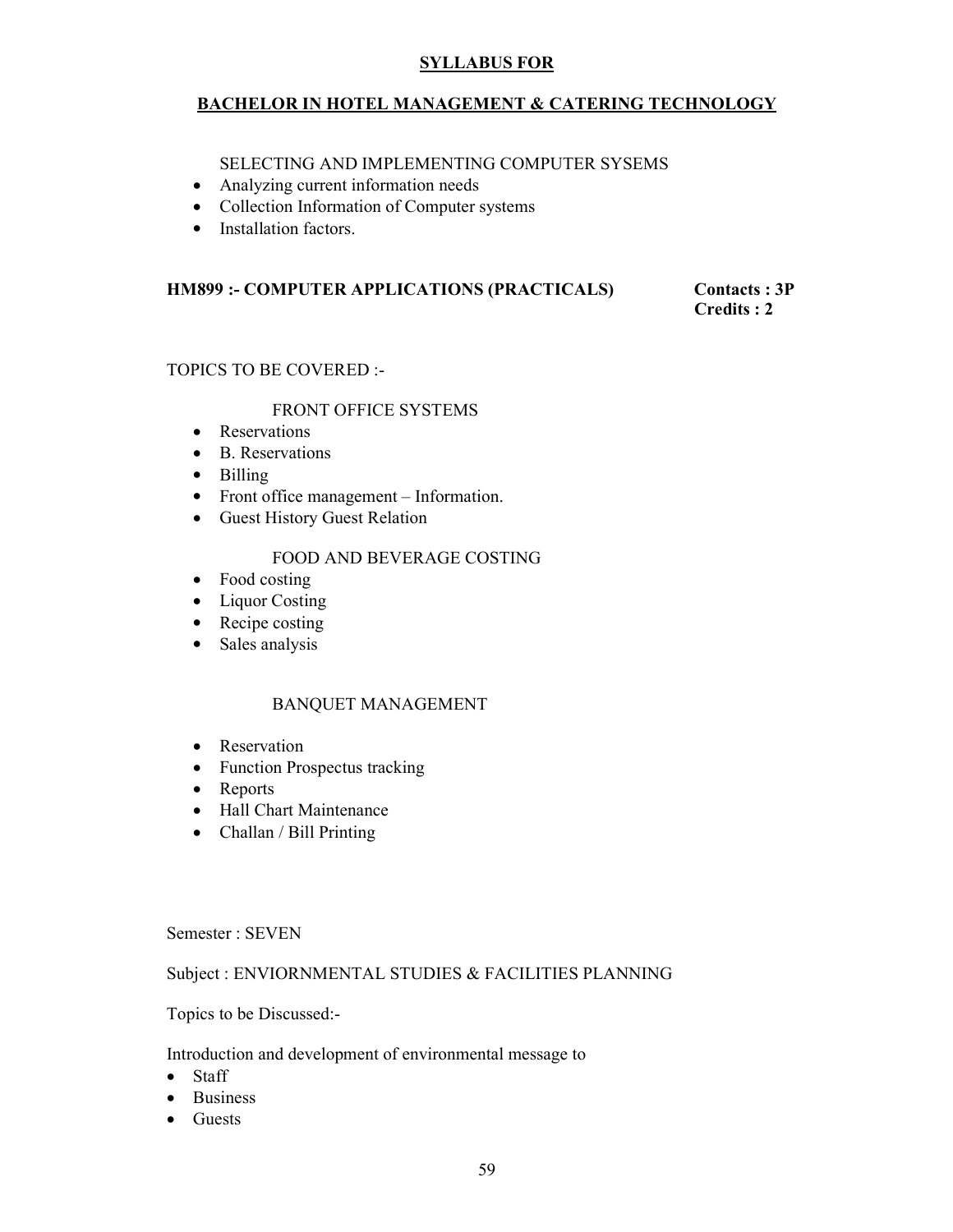**SYLLABUS FOR**

**BACHELOR IN HOTEL MANAGEMENT & CATERING TECHNOLOGY**

SELECTING AND IMPLEMENTING COMPUTER SYSEMS

- Analyzing current information needs
- Collection Information of Computer systems
- Installation factors.

**HM899 :- COMPUTER APPLICATIONS (PRACTICALS)** **Contacts : 3P**
**Credits : 2**

TOPICS TO BE COVERED :-

FRONT OFFICE SYSTEMS

- Reservations
- B. Reservations
- Billing
- Front office management – Information.
- Guest History Guest Relation

FOOD AND BEVERAGE COSTING

- Food costing
- Liquor Costing
- Recipe costing
- Sales analysis

BANQUET MANAGEMENT

- Reservation
- Function Prospectus tracking
- Reports
- Hall Chart Maintenance
- Challan / Bill Printing

Semester : SEVEN

Subject : ENVIORNMENTAL STUDIES & FACILITIES PLANNING

Topics to be Discussed:-

Introduction and development of environmental message to

- Staff
- Business
- Guests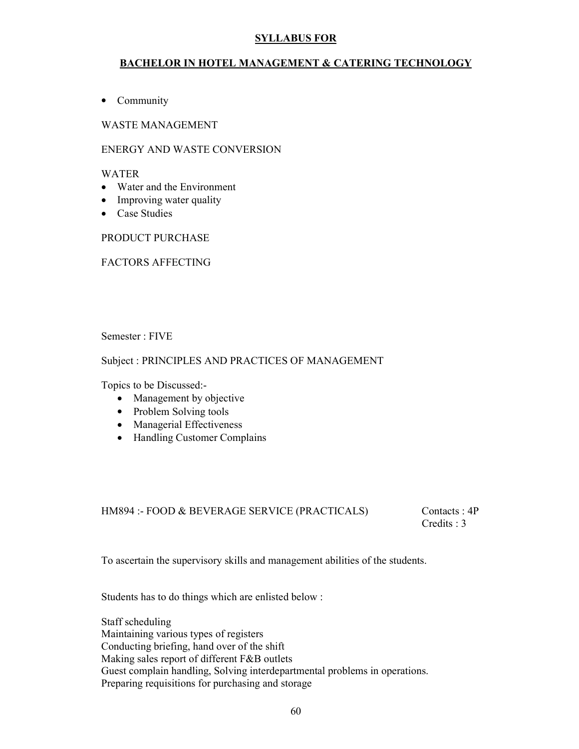- Community

WASTE MANAGEMENT

ENERGY AND WASTE CONVERSION

WATER
- Water and the Environment
- Improving water quality
- Case Studies

PRODUCT PURCHASE

FACTORS AFFECTING

Semester : FIVE

Subject : PRINCIPLES AND PRACTICES OF MANAGEMENT

Topics to be Discussed:-
- Management by objective
- Problem Solving tools
- Managerial Effectiveness
- Handling Customer Complains

HM894 :- FOOD & BEVERAGE SERVICE (PRACTICALS) Contacts : 4P
Credits : 3

To ascertain the supervisory skills and management abilities of the students.

Students has to do things which are enlisted below :

Staff scheduling
Maintaining various types of registers
Conducting briefing, hand over of the shift
Making sales report of different F&B outlets
Guest complain handling, Solving interdepartmental problems in operations.
Preparing requisitions for purchasing and storage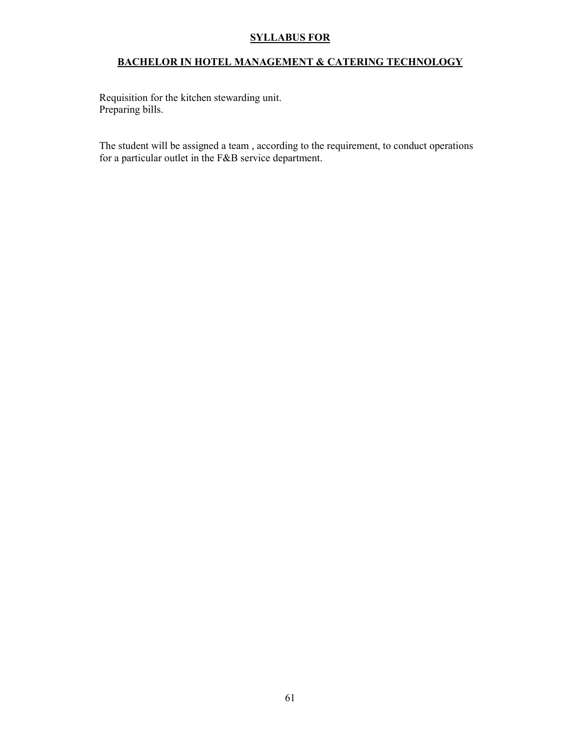Requisition for the kitchen stewarding unit.
Preparing bills.

The student will be assigned a team , according to the requirement, to conduct operations for a particular outlet in the F&B service department.